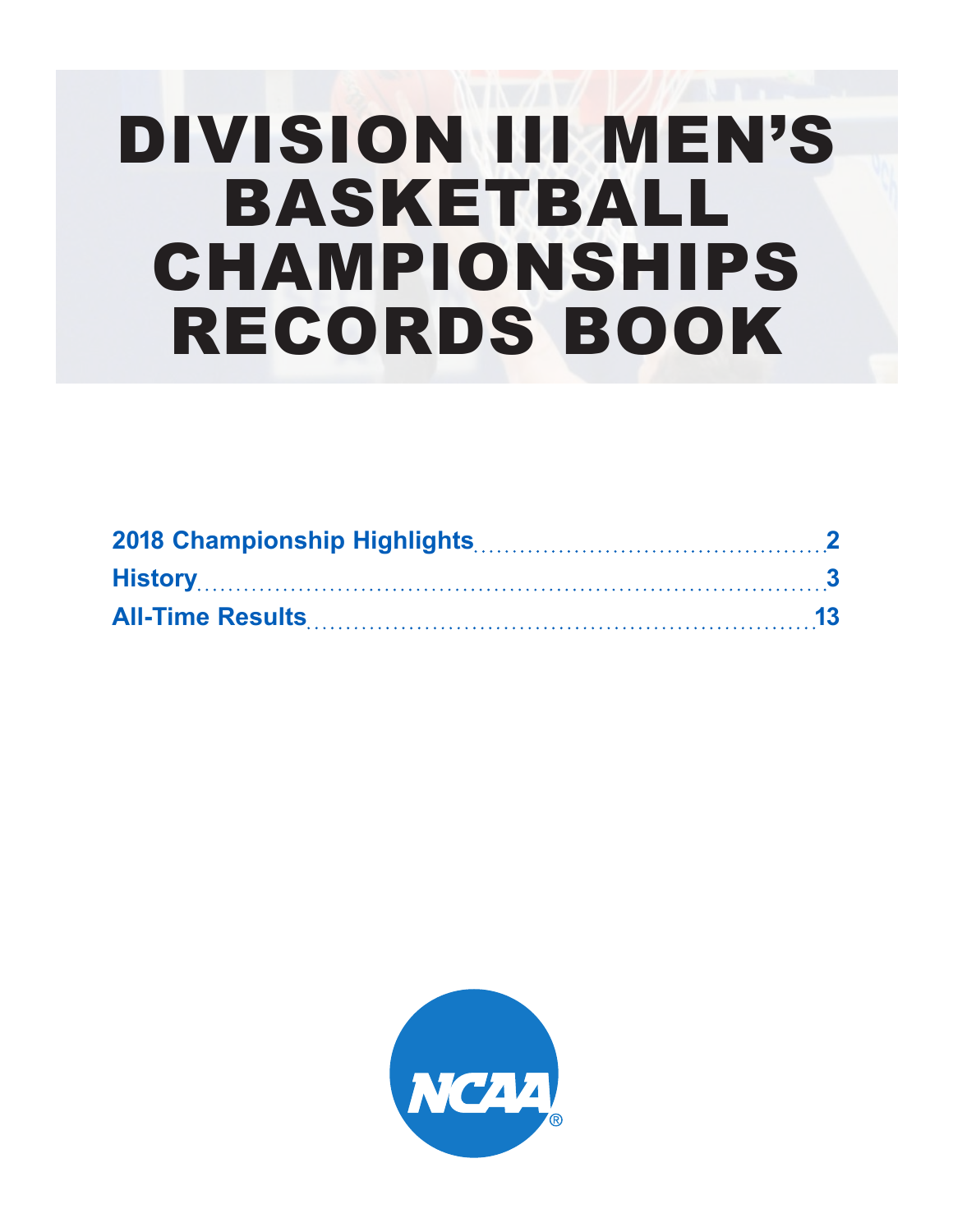# DIVISION III MEN'S BASKETBALL CHAMPIONSHIPS RECORDS BOOK

2018 Championship Highlights .......... 2

History .......... 3

All-Time Results .......... 13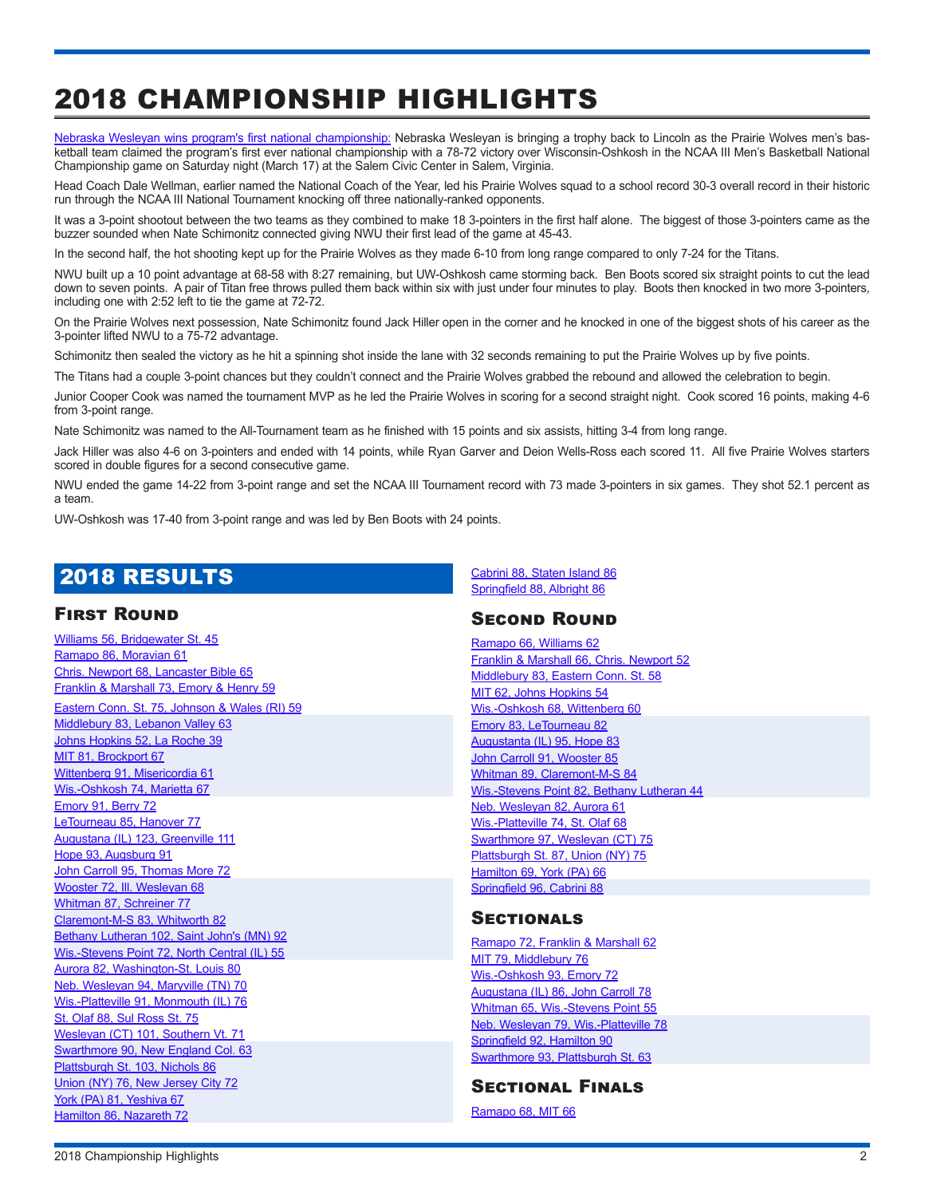# 2018 CHAMPIONSHIP HIGHLIGHTS

Nebraska Wesleyan wins program's first national championship: Nebraska Wesleyan is bringing a trophy back to Lincoln as the Prairie Wolves men's basketball team claimed the program's first ever national championship with a 78-72 victory over Wisconsin-Oshkosh in the NCAA III Men's Basketball National Championship game on Saturday night (March 17) at the Salem Civic Center in Salem, Virginia.

Head Coach Dale Wellman, earlier named the National Coach of the Year, led his Prairie Wolves squad to a school record 30-3 overall record in their historic run through the NCAA III National Tournament knocking off three nationally-ranked opponents.

It was a 3-point shootout between the two teams as they combined to make 18 3-pointers in the first half alone. The biggest of those 3-pointers came as the buzzer sounded when Nate Schimonitz connected giving NWU their first lead of the game at 45-43.

In the second half, the hot shooting kept up for the Prairie Wolves as they made 6-10 from long range compared to only 7-24 for the Titans.

NWU built up a 10 point advantage at 68-58 with 8:27 remaining, but UW-Oshkosh came storming back. Ben Boots scored six straight points to cut the lead down to seven points. A pair of Titan free throws pulled them back within six with just under four minutes to play. Boots then knocked in two more 3-pointers, including one with 2:52 left to tie the game at 72-72.

On the Prairie Wolves next possession, Nate Schimonitz found Jack Hiller open in the corner and he knocked in one of the biggest shots of his career as the 3-pointer lifted NWU to a 75-72 advantage.

Schimonitz then sealed the victory as he hit a spinning shot inside the lane with 32 seconds remaining to put the Prairie Wolves up by five points.

The Titans had a couple 3-point chances but they couldn't connect and the Prairie Wolves grabbed the rebound and allowed the celebration to begin.

Junior Cooper Cook was named the tournament MVP as he led the Prairie Wolves in scoring for a second straight night. Cook scored 16 points, making 4-6 from 3-point range.

Nate Schimonitz was named to the All-Tournament team as he finished with 15 points and six assists, hitting 3-4 from long range.

Jack Hiller was also 4-6 on 3-pointers and ended with 14 points, while Ryan Garver and Deion Wells-Ross each scored 11. All five Prairie Wolves starters scored in double figures for a second consecutive game.

NWU ended the game 14-22 from 3-point range and set the NCAA III Tournament record with 73 made 3-pointers in six games. They shot 52.1 percent as a team.

UW-Oshkosh was 17-40 from 3-point range and was led by Ben Boots with 24 points.

## 2018 RESULTS

### First Round

Williams 56, Bridgewater St. 45
Ramapo 86, Moravian 61
Chris. Newport 68, Lancaster Bible 65
Franklin & Marshall 73, Emory & Henry 59
Eastern Conn. St. 75, Johnson & Wales (RI) 59
Middlebury 83, Lebanon Valley 63
Johns Hopkins 52, La Roche 39
MIT 81, Brockport 67
Wittenberg 91, Misericordia 61
Wis.-Oshkosh 74, Marietta 67
Emory 91, Berry 72
LeTourneau 85, Hanover 77
Augustana (IL) 123, Greenville 111
Hope 93, Augsburg 91
John Carroll 95, Thomas More 72
Wooster 72, Ill. Wesleyan 68
Whitman 87, Schreiner 77
Claremont-M-S 83, Whitworth 82
Bethany Lutheran 102, Saint John's (MN) 92
Wis.-Stevens Point 72, North Central (IL) 55
Aurora 82, Washington-St. Louis 80
Neb. Wesleyan 94, Maryville (TN) 70
Wis.-Platteville 91, Monmouth (IL) 76
St. Olaf 88, Sul Ross St. 75
Wesleyan (CT) 101, Southern Vt. 71
Swarthmore 90, New England Col. 63
Plattsburgh St. 103, Nichols 86
Union (NY) 76, New Jersey City 72
York (PA) 81, Yeshiva 67
Hamilton 86, Nazareth 72
Cabrini 88, Staten Island 86
Springfield 88, Albright 86

### Second Round

Ramapo 66, Williams 62
Franklin & Marshall 66, Chris. Newport 52
Middlebury 83, Eastern Conn. St. 58
MIT 62, Johns Hopkins 54
Wis.-Oshkosh 68, Wittenberg 60
Emory 83, LeTourneau 82
Augustanta (IL) 95, Hope 83
John Carroll 91, Wooster 85
Whitman 89, Claremont-M-S 84
Wis.-Stevens Point 82, Bethany Lutheran 44
Neb. Wesleyan 82, Aurora 61
Wis.-Platteville 74, St. Olaf 68
Swarthmore 97, Wesleyan (CT) 75
Plattsburgh St. 87, Union (NY) 75
Hamilton 69, York (PA) 66
Springfield 96, Cabrini 88

### Sectionals

Ramapo 72, Franklin & Marshall 62
MIT 79, Middlebury 76
Wis.-Oshkosh 93, Emory 72
Augustana (IL) 86, John Carroll 78
Whitman 65, Wis.-Stevens Point 55
Neb. Wesleyan 79, Wis.-Platteville 78
Springfield 92, Hamilton 90
Swarthmore 93, Plattsburgh St. 63

### Sectional Finals

Ramapo 68, MIT 66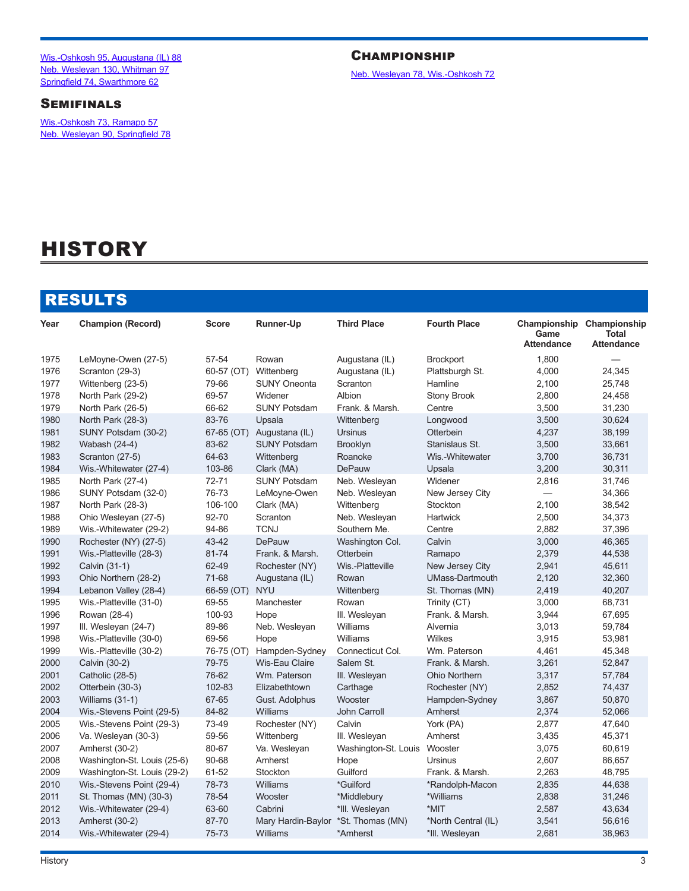[Wis.-Oshkosh 95, Augustana (IL) 88](#)
[Neb. Wesleyan 130, Whitman 97](#)
[Springfield 74, Swarthmore 62](#)

### Semifinals

[Wis.-Oshkosh 73, Ramapo 57](#)
[Neb. Wesleyan 90, Springfield 78](#)

### Championship

[Neb. Wesleyan 78, Wis.-Oshkosh 72](#)

# HISTORY

## RESULTS

| Year | Champion (Record) | Score | Runner-Up | Third Place | Fourth Place | Championship Game Attendance | Championship Total Attendance |
|---|---|---|---|---|---|---|---|
| 1975 | LeMoyne-Owen (27-5) | 57-54 | Rowan | Augustana (IL) | Brockport | 1,800 | — |
| 1976 | Scranton (29-3) | 60-57 (OT) | Wittenberg | Augustana (IL) | Plattsburgh St. | 4,000 | 24,345 |
| 1977 | Wittenberg (23-5) | 79-66 | SUNY Oneonta | Scranton | Hamline | 2,100 | 25,748 |
| 1978 | North Park (29-2) | 69-57 | Widener | Albion | Stony Brook | 2,800 | 24,458 |
| 1979 | North Park (26-5) | 66-62 | SUNY Potsdam | Frank. & Marsh. | Centre | 3,500 | 31,230 |
| 1980 | North Park (28-3) | 83-76 | Upsala | Wittenberg | Longwood | 3,500 | 30,624 |
| 1981 | SUNY Potsdam (30-2) | 67-65 (OT) | Augustana (IL) | Ursinus | Otterbein | 4,237 | 38,199 |
| 1982 | Wabash (24-4) | 83-62 | SUNY Potsdam | Brooklyn | Stanislaus St. | 3,500 | 33,661 |
| 1983 | Scranton (27-5) | 64-63 | Wittenberg | Roanoke | Wis.-Whitewater | 3,700 | 36,731 |
| 1984 | Wis.-Whitewater (27-4) | 103-86 | Clark (MA) | DePauw | Upsala | 3,200 | 30,311 |
| 1985 | North Park (27-4) | 72-71 | SUNY Potsdam | Neb. Wesleyan | Widener | 2,816 | 31,746 |
| 1986 | SUNY Potsdam (32-0) | 76-73 | LeMoyne-Owen | Neb. Wesleyan | New Jersey City | — | 34,366 |
| 1987 | North Park (28-3) | 106-100 | Clark (MA) | Wittenberg | Stockton | 2,100 | 38,542 |
| 1988 | Ohio Wesleyan (27-5) | 92-70 | Scranton | Neb. Wesleyan | Hartwick | 2,500 | 34,373 |
| 1989 | Wis.-Whitewater (29-2) | 94-86 | TCNJ | Southern Me. | Centre | 2,882 | 37,396 |
| 1990 | Rochester (NY) (27-5) | 43-42 | DePauw | Washington Col. | Calvin | 3,000 | 46,365 |
| 1991 | Wis.-Platteville (28-3) | 81-74 | Frank. & Marsh. | Otterbein | Ramapo | 2,379 | 44,538 |
| 1992 | Calvin (31-1) | 62-49 | Rochester (NY) | Wis.-Platteville | New Jersey City | 2,941 | 45,611 |
| 1993 | Ohio Northern (28-2) | 71-68 | Augustana (IL) | Rowan | UMass-Dartmouth | 2,120 | 32,360 |
| 1994 | Lebanon Valley (28-4) | 66-59 (OT) | NYU | Wittenberg | St. Thomas (MN) | 2,419 | 40,207 |
| 1995 | Wis.-Platteville (31-0) | 69-55 | Manchester | Rowan | Trinity (CT) | 3,000 | 68,731 |
| 1996 | Rowan (28-4) | 100-93 | Hope | Ill. Wesleyan | Frank. & Marsh. | 3,944 | 67,695 |
| 1997 | Ill. Wesleyan (24-7) | 89-86 | Neb. Wesleyan | Williams | Alvernia | 3,013 | 59,784 |
| 1998 | Wis.-Platteville (30-0) | 69-56 | Hope | Williams | Wilkes | 3,915 | 53,981 |
| 1999 | Wis.-Platteville (30-2) | 76-75 (OT) | Hampden-Sydney | Connecticut Col. | Wm. Paterson | 4,461 | 45,348 |
| 2000 | Calvin (30-2) | 79-75 | Wis-Eau Claire | Salem St. | Frank. & Marsh. | 3,261 | 52,847 |
| 2001 | Catholic (28-5) | 76-62 | Wm. Paterson | Ill. Wesleyan | Ohio Northern | 3,317 | 57,784 |
| 2002 | Otterbein (30-3) | 102-83 | Elizabethtown | Carthage | Rochester (NY) | 2,852 | 74,437 |
| 2003 | Williams (31-1) | 67-65 | Gust. Adolphus | Wooster | Hampden-Sydney | 3,867 | 50,870 |
| 2004 | Wis.-Stevens Point (29-5) | 84-82 | Williams | John Carroll | Amherst | 2,374 | 52,066 |
| 2005 | Wis.-Stevens Point (29-3) | 73-49 | Rochester (NY) | Calvin | York (PA) | 2,877 | 47,640 |
| 2006 | Va. Wesleyan (30-3) | 59-56 | Wittenberg | Ill. Wesleyan | Amherst | 3,435 | 45,371 |
| 2007 | Amherst (30-2) | 80-67 | Va. Wesleyan | Washington-St. Louis | Wooster | 3,075 | 60,619 |
| 2008 | Washington-St. Louis (25-6) | 90-68 | Amherst | Hope | Ursinus | 2,607 | 86,657 |
| 2009 | Washington-St. Louis (29-2) | 61-52 | Stockton | Guilford | Frank. & Marsh. | 2,263 | 48,795 |
| 2010 | Wis.-Stevens Point (29-4) | 78-73 | Williams | *Guilford | *Randolph-Macon | 2,835 | 44,638 |
| 2011 | St. Thomas (MN) (30-3) | 78-54 | Wooster | *Middlebury | *Williams | 2,838 | 31,246 |
| 2012 | Wis.-Whitewater (29-4) | 63-60 | Cabrini | *Ill. Wesleyan | *MIT | 2,587 | 43,634 |
| 2013 | Amherst (30-2) | 87-70 | Mary Hardin-Baylor | *St. Thomas (MN) | *North Central (IL) | 3,541 | 56,616 |
| 2014 | Wis.-Whitewater (29-4) | 75-73 | Williams | *Amherst | *Ill. Wesleyan | 2,681 | 38,963 |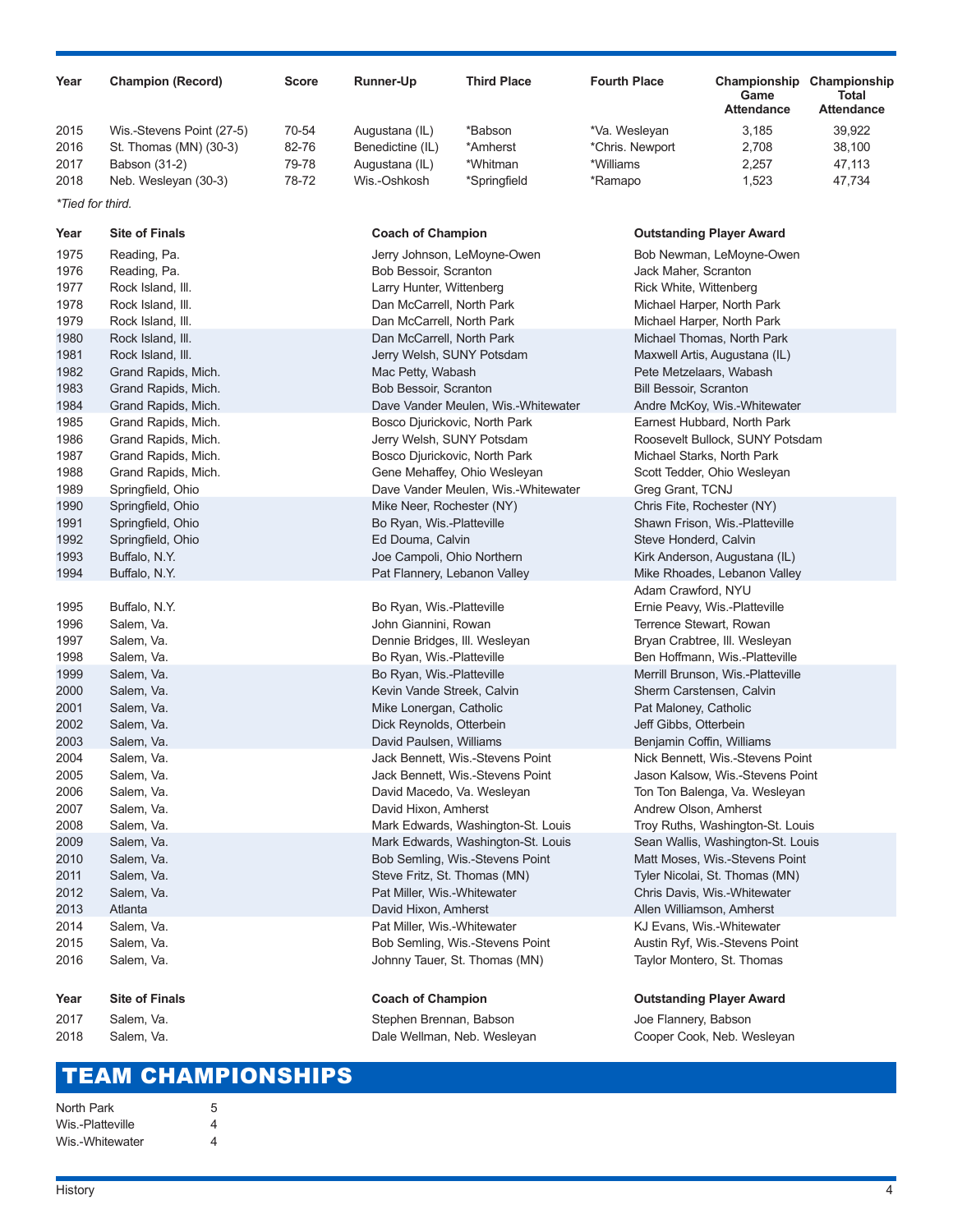| Year | Champion (Record) | Score | Runner-Up | Third Place | Fourth Place | Championship Game Attendance | Championship Total Attendance |
|---|---|---|---|---|---|---|---|
| 2015 | Wis.-Stevens Point (27-5) | 70-54 | Augustana (IL) | *Babson | *Va. Wesleyan | 3,185 | 39,922 |
| 2016 | St. Thomas (MN) (30-3) | 82-76 | Benedictine (IL) | *Amherst | *Chris. Newport | 2,708 | 38,100 |
| 2017 | Babson (31-2) | 79-78 | Augustana (IL) | *Whitman | *Williams | 2,257 | 47,113 |
| 2018 | Neb. Wesleyan (30-3) | 78-72 | Wis.-Oshkosh | *Springfield | *Ramapo | 1,523 | 47,734 |

*Tied for third.

| Year | Site of Finals | Coach of Champion | Outstanding Player Award |
|---|---|---|---|
| 1975 | Reading, Pa. | Jerry Johnson, LeMoyne-Owen | Bob Newman, LeMoyne-Owen |
| 1976 | Reading, Pa. | Bob Bessoir, Scranton | Jack Maher, Scranton |
| 1977 | Rock Island, Ill. | Larry Hunter, Wittenberg | Rick White, Wittenberg |
| 1978 | Rock Island, Ill. | Dan McCarrell, North Park | Michael Harper, North Park |
| 1979 | Rock Island, Ill. | Dan McCarrell, North Park | Michael Harper, North Park |
| 1980 | Rock Island, Ill. | Dan McCarrell, North Park | Michael Thomas, North Park |
| 1981 | Rock Island, Ill. | Jerry Welsh, SUNY Potsdam | Maxwell Artis, Augustana (IL) |
| 1982 | Grand Rapids, Mich. | Mac Petty, Wabash | Pete Metzelaars, Wabash |
| 1983 | Grand Rapids, Mich. | Bob Bessoir, Scranton | Bill Bessoir, Scranton |
| 1984 | Grand Rapids, Mich. | Dave Vander Meulen, Wis.-Whitewater | Andre McKoy, Wis.-Whitewater |
| 1985 | Grand Rapids, Mich. | Bosco Djurickovic, North Park | Earnest Hubbard, North Park |
| 1986 | Grand Rapids, Mich. | Jerry Welsh, SUNY Potsdam | Roosevelt Bullock, SUNY Potsdam |
| 1987 | Grand Rapids, Mich. | Bosco Djurickovic, North Park | Michael Starks, North Park |
| 1988 | Grand Rapids, Mich. | Gene Mehaffey, Ohio Wesleyan | Scott Tedder, Ohio Wesleyan |
| 1989 | Springfield, Ohio | Dave Vander Meulen, Wis.-Whitewater | Greg Grant, TCNJ |
| 1990 | Springfield, Ohio | Mike Neer, Rochester (NY) | Chris Fite, Rochester (NY) |
| 1991 | Springfield, Ohio | Bo Ryan, Wis.-Platteville | Shawn Frison, Wis.-Platteville |
| 1992 | Springfield, Ohio | Ed Douma, Calvin | Steve Honderd, Calvin |
| 1993 | Buffalo, N.Y. | Joe Campoli, Ohio Northern | Kirk Anderson, Augustana (IL) |
| 1994 | Buffalo, N.Y. | Pat Flannery, Lebanon Valley | Mike Rhoades, Lebanon Valley |
| | | | Adam Crawford, NYU |
| 1995 | Buffalo, N.Y. | Bo Ryan, Wis.-Platteville | Ernie Peavy, Wis.-Platteville |
| 1996 | Salem, Va. | John Giannini, Rowan | Terrence Stewart, Rowan |
| 1997 | Salem, Va. | Dennie Bridges, Ill. Wesleyan | Bryan Crabtree, Ill. Wesleyan |
| 1998 | Salem, Va. | Bo Ryan, Wis.-Platteville | Ben Hoffmann, Wis.-Platteville |
| 1999 | Salem, Va. | Bo Ryan, Wis.-Platteville | Merrill Brunson, Wis.-Platteville |
| 2000 | Salem, Va. | Kevin Vande Streek, Calvin | Sherm Carstensen, Calvin |
| 2001 | Salem, Va. | Mike Lonergan, Catholic | Pat Maloney, Catholic |
| 2002 | Salem, Va. | Dick Reynolds, Otterbein | Jeff Gibbs, Otterbein |
| 2003 | Salem, Va. | David Paulsen, Williams | Benjamin Coffin, Williams |
| 2004 | Salem, Va. | Jack Bennett, Wis.-Stevens Point | Nick Bennett, Wis.-Stevens Point |
| 2005 | Salem, Va. | Jack Bennett, Wis.-Stevens Point | Jason Kalsow, Wis.-Stevens Point |
| 2006 | Salem, Va. | David Macedo, Va. Wesleyan | Ton Ton Balenga, Va. Wesleyan |
| 2007 | Salem, Va. | David Hixon, Amherst | Andrew Olson, Amherst |
| 2008 | Salem, Va. | Mark Edwards, Washington-St. Louis | Troy Ruths, Washington-St. Louis |
| 2009 | Salem, Va. | Mark Edwards, Washington-St. Louis | Sean Wallis, Washington-St. Louis |
| 2010 | Salem, Va. | Bob Semling, Wis.-Stevens Point | Matt Moses, Wis.-Stevens Point |
| 2011 | Salem, Va. | Steve Fritz, St. Thomas (MN) | Tyler Nicolai, St. Thomas (MN) |
| 2012 | Salem, Va. | Pat Miller, Wis.-Whitewater | Chris Davis, Wis.-Whitewater |
| 2013 | Atlanta | David Hixon, Amherst | Allen Williamson, Amherst |
| 2014 | Salem, Va. | Pat Miller, Wis.-Whitewater | KJ Evans, Wis.-Whitewater |
| 2015 | Salem, Va. | Bob Semling, Wis.-Stevens Point | Austin Ryf, Wis.-Stevens Point |
| 2016 | Salem, Va. | Johnny Tauer, St. Thomas (MN) | Taylor Montero, St. Thomas |
| 2017 | Salem, Va. | Stephen Brennan, Babson | Joe Flannery, Babson |
| 2018 | Salem, Va. | Dale Wellman, Neb. Wesleyan | Cooper Cook, Neb. Wesleyan |

## TEAM CHAMPIONSHIPS

| | |
|---|---|
| North Park | 5 |
| Wis.-Platteville | 4 |
| Wis.-Whitewater | 4 |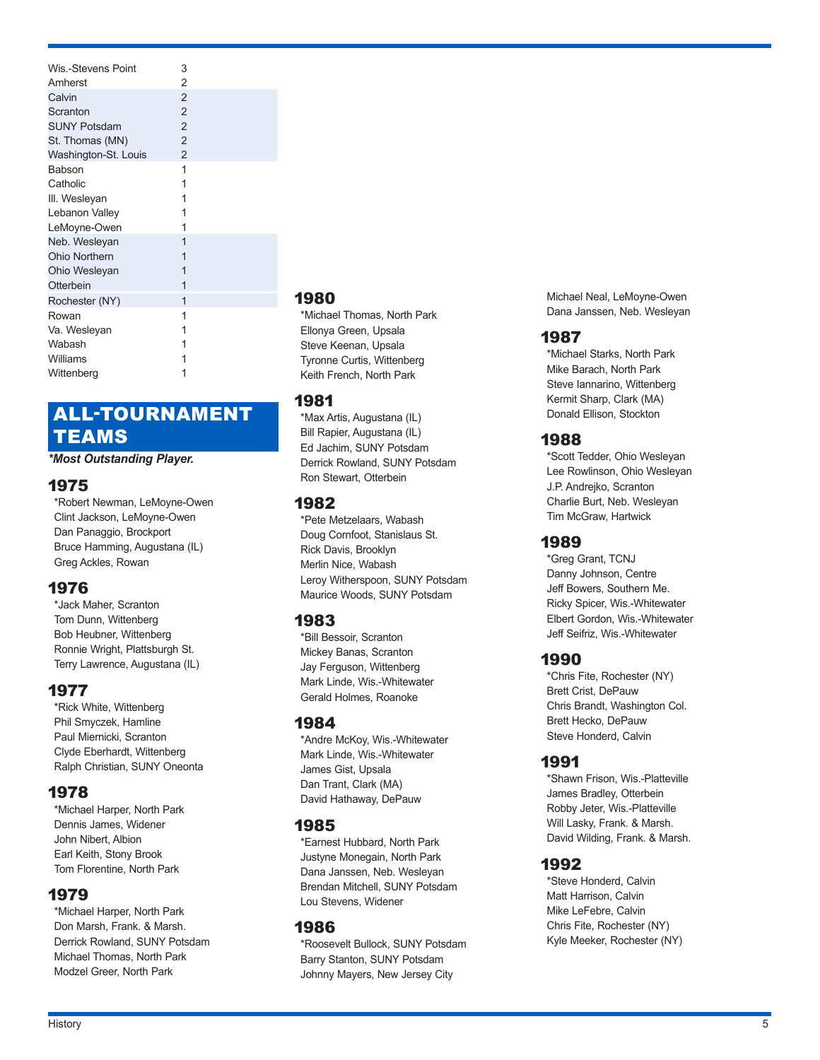| | |
|---|---|
| Wis.-Stevens Point | 3 |
| Amherst | 2 |
| Calvin | 2 |
| Scranton | 2 |
| SUNY Potsdam | 2 |
| St. Thomas (MN) | 2 |
| Washington-St. Louis | 2 |
| Babson | 1 |
| Catholic | 1 |
| Ill. Wesleyan | 1 |
| Lebanon Valley | 1 |
| LeMoyne-Owen | 1 |
| Neb. Wesleyan | 1 |
| Ohio Northern | 1 |
| Ohio Wesleyan | 1 |
| Otterbein | 1 |
| Rochester (NY) | 1 |
| Rowan | 1 |
| Va. Wesleyan | 1 |
| Wabash | 1 |
| Williams | 1 |
| Wittenberg | 1 |

## ALL-TOURNAMENT TEAMS

***Most Outstanding Player.**

### 1975
*Robert Newman, LeMoyne-Owen
Clint Jackson, LeMoyne-Owen
Dan Panaggio, Brockport
Bruce Hamming, Augustana (IL)
Greg Ackles, Rowan

### 1976
*Jack Maher, Scranton
Tom Dunn, Wittenberg
Bob Heubner, Wittenberg
Ronnie Wright, Plattsburgh St.
Terry Lawrence, Augustana (IL)

### 1977
*Rick White, Wittenberg
Phil Smyczek, Hamline
Paul Miernicki, Scranton
Clyde Eberhardt, Wittenberg
Ralph Christian, SUNY Oneonta

### 1978
*Michael Harper, North Park
Dennis James, Widener
John Nibert, Albion
Earl Keith, Stony Brook
Tom Florentine, North Park

### 1979
*Michael Harper, North Park
Don Marsh, Frank. & Marsh.
Derrick Rowland, SUNY Potsdam
Michael Thomas, North Park
Modzel Greer, North Park

### 1980
*Michael Thomas, North Park
Ellonya Green, Upsala
Steve Keenan, Upsala
Tyronne Curtis, Wittenberg
Keith French, North Park

### 1981
*Max Artis, Augustana (IL)
Bill Rapier, Augustana (IL)
Ed Jachim, SUNY Potsdam
Derrick Rowland, SUNY Potsdam
Ron Stewart, Otterbein

### 1982
*Pete Metzelaars, Wabash
Doug Cornfoot, Stanislaus St.
Rick Davis, Brooklyn
Merlin Nice, Wabash
Leroy Witherspoon, SUNY Potsdam
Maurice Woods, SUNY Potsdam

### 1983
*Bill Bessoir, Scranton
Mickey Banas, Scranton
Jay Ferguson, Wittenberg
Mark Linde, Wis.-Whitewater
Gerald Holmes, Roanoke

### 1984
*Andre McKoy, Wis.-Whitewater
Mark Linde, Wis.-Whitewater
James Gist, Upsala
Dan Trant, Clark (MA)
David Hathaway, DePauw

### 1985
*Earnest Hubbard, North Park
Justyne Monegain, North Park
Dana Janssen, Neb. Wesleyan
Brendan Mitchell, SUNY Potsdam
Lou Stevens, Widener

### 1986
*Roosevelt Bullock, SUNY Potsdam
Barry Stanton, SUNY Potsdam
Johnny Mayers, New Jersey City
Michael Neal, LeMoyne-Owen
Dana Janssen, Neb. Wesleyan

### 1987
*Michael Starks, North Park
Mike Barach, North Park
Steve Iannarino, Wittenberg
Kermit Sharp, Clark (MA)
Donald Ellison, Stockton

### 1988
*Scott Tedder, Ohio Wesleyan
Lee Rowlinson, Ohio Wesleyan
J.P. Andrejko, Scranton
Charlie Burt, Neb. Wesleyan
Tim McGraw, Hartwick

### 1989
*Greg Grant, TCNJ
Danny Johnson, Centre
Jeff Bowers, Southern Me.
Ricky Spicer, Wis.-Whitewater
Elbert Gordon, Wis.-Whitewater
Jeff Seifriz, Wis.-Whitewater

### 1990
*Chris Fite, Rochester (NY)
Brett Crist, DePauw
Chris Brandt, Washington Col.
Brett Hecko, DePauw
Steve Honderd, Calvin

### 1991
*Shawn Frison, Wis.-Platteville
James Bradley, Otterbein
Robby Jeter, Wis.-Platteville
Will Lasky, Frank. & Marsh.
David Wilding, Frank. & Marsh.

### 1992
*Steve Honderd, Calvin
Matt Harrison, Calvin
Mike LeFebre, Calvin
Chris Fite, Rochester (NY)
Kyle Meeker, Rochester (NY)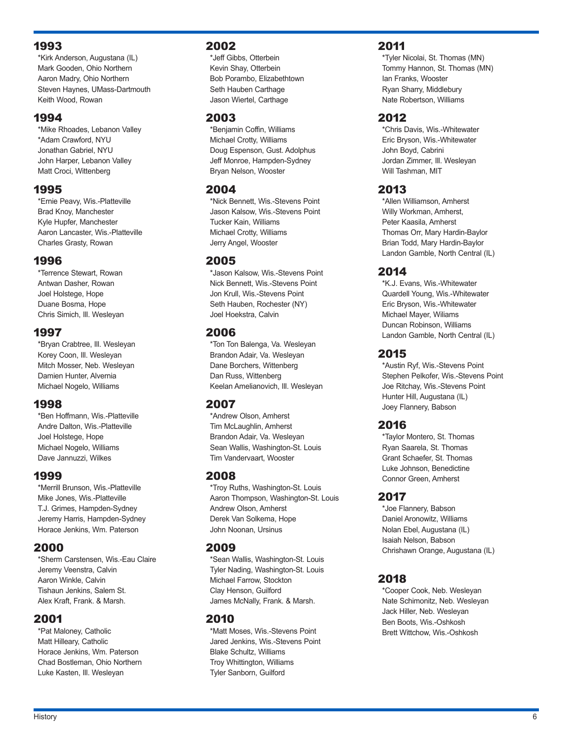## 1993

*Kirk Anderson, Augustana (IL)
Mark Gooden, Ohio Northern
Aaron Madry, Ohio Northern
Steven Haynes, UMass-Dartmouth
Keith Wood, Rowan

## 1994

*Mike Rhoades, Lebanon Valley
*Adam Crawford, NYU
Jonathan Gabriel, NYU
John Harper, Lebanon Valley
Matt Croci, Wittenberg

## 1995

*Ernie Peavy, Wis.-Platteville
Brad Knoy, Manchester
Kyle Hupfer, Manchester
Aaron Lancaster, Wis.-Platteville
Charles Grasty, Rowan

## 1996

*Terrence Stewart, Rowan
Antwan Dasher, Rowan
Joel Holstege, Hope
Duane Bosma, Hope
Chris Simich, Ill. Wesleyan

## 1997

*Bryan Crabtree, Ill. Wesleyan
Korey Coon, Ill. Wesleyan
Mitch Mosser, Neb. Wesleyan
Damien Hunter, Alvernia
Michael Nogelo, Williams

## 1998

*Ben Hoffmann, Wis.-Platteville
Andre Dalton, Wis.-Platteville
Joel Holstege, Hope
Michael Nogelo, Williams
Dave Jannuzzi, Wilkes

## 1999

*Merrill Brunson, Wis.-Platteville
Mike Jones, Wis.-Platteville
T.J. Grimes, Hampden-Sydney
Jeremy Harris, Hampden-Sydney
Horace Jenkins, Wm. Paterson

## 2000

*Sherm Carstensen, Wis.-Eau Claire
Jeremy Veenstra, Calvin
Aaron Winkle, Calvin
Tishaun Jenkins, Salem St.
Alex Kraft, Frank. & Marsh.

## 2001

*Pat Maloney, Catholic
Matt Hilleary, Catholic
Horace Jenkins, Wm. Paterson
Chad Bostleman, Ohio Northern
Luke Kasten, Ill. Wesleyan

## 2002

*Jeff Gibbs, Otterbein
Kevin Shay, Otterbein
Bob Porambo, Elizabethtown
Seth Hauben Carthage
Jason Wiertel, Carthage

## 2003

*Benjamin Coffin, Williams
Michael Crotty, Williams
Doug Espenson, Gust. Adolphus
Jeff Monroe, Hampden-Sydney
Bryan Nelson, Wooster

## 2004

*Nick Bennett, Wis.-Stevens Point
Jason Kalsow, Wis.-Stevens Point
Tucker Kain, Williams
Michael Crotty, Williams
Jerry Angel, Wooster

## 2005

*Jason Kalsow, Wis.-Stevens Point
Nick Bennett, Wis.-Stevens Point
Jon Krull, Wis.-Stevens Point
Seth Hauben, Rochester (NY)
Joel Hoekstra, Calvin

## 2006

*Ton Ton Balenga, Va. Wesleyan
Brandon Adair, Va. Wesleyan
Dane Borchers, Wittenberg
Dan Russ, Wittenberg
Keelan Amelianovich, Ill. Wesleyan

## 2007

*Andrew Olson, Amherst
Tim McLaughlin, Amherst
Brandon Adair, Va. Wesleyan
Sean Wallis, Washington-St. Louis
Tim Vandervaart, Wooster

## 2008

*Troy Ruths, Washington-St. Louis
Aaron Thompson, Washington-St. Louis
Andrew Olson, Amherst
Derek Van Solkema, Hope
John Noonan, Ursinus

## 2009

*Sean Wallis, Washington-St. Louis
Tyler Nading, Washington-St. Louis
Michael Farrow, Stockton
Clay Henson, Guilford
James McNally, Frank. & Marsh.

## 2010

*Matt Moses, Wis.-Stevens Point
Jared Jenkins, Wis.-Stevens Point
Blake Schultz, Williams
Troy Whittington, Williams
Tyler Sanborn, Guilford

## 2011

*Tyler Nicolai, St. Thomas (MN)
Tommy Hannon, St. Thomas (MN)
Ian Franks, Wooster
Ryan Sharry, Middlebury
Nate Robertson, Williams

## 2012

*Chris Davis, Wis.-Whitewater
Eric Bryson, Wis.-Whitewater
John Boyd, Cabrini
Jordan Zimmer, Ill. Wesleyan
Will Tashman, MIT

## 2013

*Allen Williamson, Amherst
Willy Workman, Amherst,
Peter Kaasila, Amherst
Thomas Orr, Mary Hardin-Baylor
Brian Todd, Mary Hardin-Baylor
Landon Gamble, North Central (IL)

## 2014

*K.J. Evans, Wis.-Whitewater
Quardell Young, Wis.-Whitewater
Eric Bryson, Wis.-Whitewater
Michael Mayer, Wiliams
Duncan Robinson, Williams
Landon Gamble, North Central (IL)

## 2015

*Austin Ryf, Wis.-Stevens Point
Stephen Pelkofer, Wis.-Stevens Point
Joe Ritchay, Wis.-Stevens Point
Hunter Hill, Augustana (IL)
Joey Flannery, Babson

## 2016

*Taylor Montero, St. Thomas
Ryan Saarela, St. Thomas
Grant Schaefer, St. Thomas
Luke Johnson, Benedictine
Connor Green, Amherst

## 2017

*Joe Flannery, Babson
Daniel Aronowitz, Williams
Nolan Ebel, Augustana (IL)
Isaiah Nelson, Babson
Chrishawn Orange, Augustana (IL)

## 2018

*Cooper Cook, Neb. Wesleyan
Nate Schimonitz, Neb. Wesleyan
Jack Hiller, Neb. Wesleyan
Ben Boots, Wis.-Oshkosh
Brett Wittchow, Wis.-Oshkosh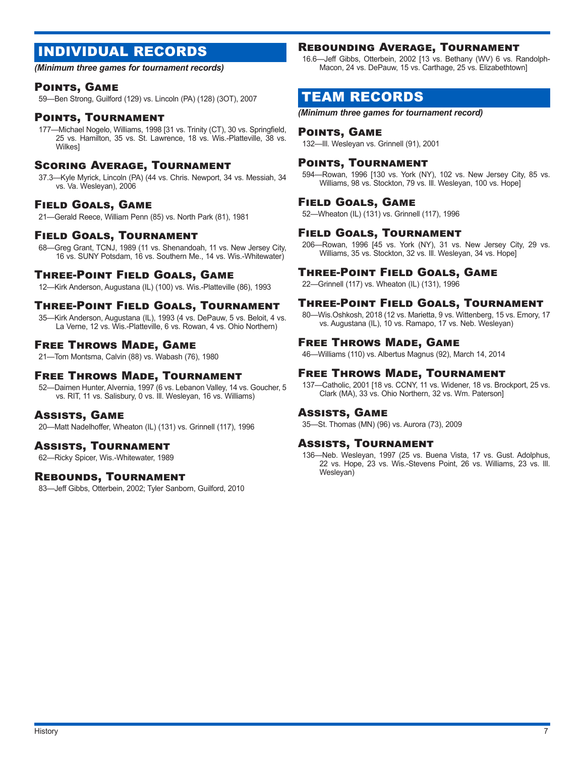# INDIVIDUAL RECORDS

***(Minimum three games for tournament records)***

## Points, Game

59—Ben Strong, Guilford (129) vs. Lincoln (PA) (128) (3OT), 2007

## Points, Tournament

177—Michael Nogelo, Williams, 1998 [31 vs. Trinity (CT), 30 vs. Springfield, 25 vs. Hamilton, 35 vs. St. Lawrence, 18 vs. Wis.-Platteville, 38 vs. Wilkes]

## Scoring Average, Tournament

37.3—Kyle Myrick, Lincoln (PA) (44 vs. Chris. Newport, 34 vs. Messiah, 34 vs. Va. Wesleyan), 2006

## Field Goals, Game

21—Gerald Reece, William Penn (85) vs. North Park (81), 1981

## Field Goals, Tournament

68—Greg Grant, TCNJ, 1989 (11 vs. Shenandoah, 11 vs. New Jersey City, 16 vs. SUNY Potsdam, 16 vs. Southern Me., 14 vs. Wis.-Whitewater)

## Three-Point Field Goals, Game

12—Kirk Anderson, Augustana (IL) (100) vs. Wis.-Platteville (86), 1993

## Three-Point Field Goals, Tournament

35—Kirk Anderson, Augustana (IL), 1993 (4 vs. DePauw, 5 vs. Beloit, 4 vs. La Verne, 12 vs. Wis.-Platteville, 6 vs. Rowan, 4 vs. Ohio Northern)

## Free Throws Made, Game

21—Tom Montsma, Calvin (88) vs. Wabash (76), 1980

## Free Throws Made, Tournament

52—Daimen Hunter, Alvernia, 1997 (6 vs. Lebanon Valley, 14 vs. Goucher, 5 vs. RIT, 11 vs. Salisbury, 0 vs. Ill. Wesleyan, 16 vs. Williams)

## Assists, Game

20—Matt Nadelhoffer, Wheaton (IL) (131) vs. Grinnell (117), 1996

## Assists, Tournament

62—Ricky Spicer, Wis.-Whitewater, 1989

## Rebounds, Tournament

83—Jeff Gibbs, Otterbein, 2002; Tyler Sanborn, Guilford, 2010

## Rebounding Average, Tournament

16.6—Jeff Gibbs, Otterbein, 2002 [13 vs. Bethany (WV) 6 vs. Randolph-Macon, 24 vs. DePauw, 15 vs. Carthage, 25 vs. Elizabethtown]

# TEAM RECORDS

***(Minimum three games for tournament record)***

## Points, Game

132—Ill. Wesleyan vs. Grinnell (91), 2001

## Points, Tournament

594—Rowan, 1996 [130 vs. York (NY), 102 vs. New Jersey City, 85 vs. Williams, 98 vs. Stockton, 79 vs. Ill. Wesleyan, 100 vs. Hope]

## Field Goals, Game

52—Wheaton (IL) (131) vs. Grinnell (117), 1996

## Field Goals, Tournament

206—Rowan, 1996 [45 vs. York (NY), 31 vs. New Jersey City, 29 vs. Williams, 35 vs. Stockton, 32 vs. Ill. Wesleyan, 34 vs. Hope]

## Three-Point Field Goals, Game

22—Grinnell (117) vs. Wheaton (IL) (131), 1996

## Three-Point Field Goals, Tournament

80—Wis.Oshkosh, 2018 (12 vs. Marietta, 9 vs. Wittenberg, 15 vs. Emory, 17 vs. Augustana (IL), 10 vs. Ramapo, 17 vs. Neb. Wesleyan)

## Free Throws Made, Game

46—Williams (110) vs. Albertus Magnus (92), March 14, 2014

## Free Throws Made, Tournament

137—Catholic, 2001 [18 vs. CCNY, 11 vs. Widener, 18 vs. Brockport, 25 vs. Clark (MA), 33 vs. Ohio Northern, 32 vs. Wm. Paterson]

## Assists, Game

35—St. Thomas (MN) (96) vs. Aurora (73), 2009

## Assists, Tournament

136—Neb. Wesleyan, 1997 (25 vs. Buena Vista, 17 vs. Gust. Adolphus, 22 vs. Hope, 23 vs. Wis.-Stevens Point, 26 vs. Williams, 23 vs. Ill. Wesleyan)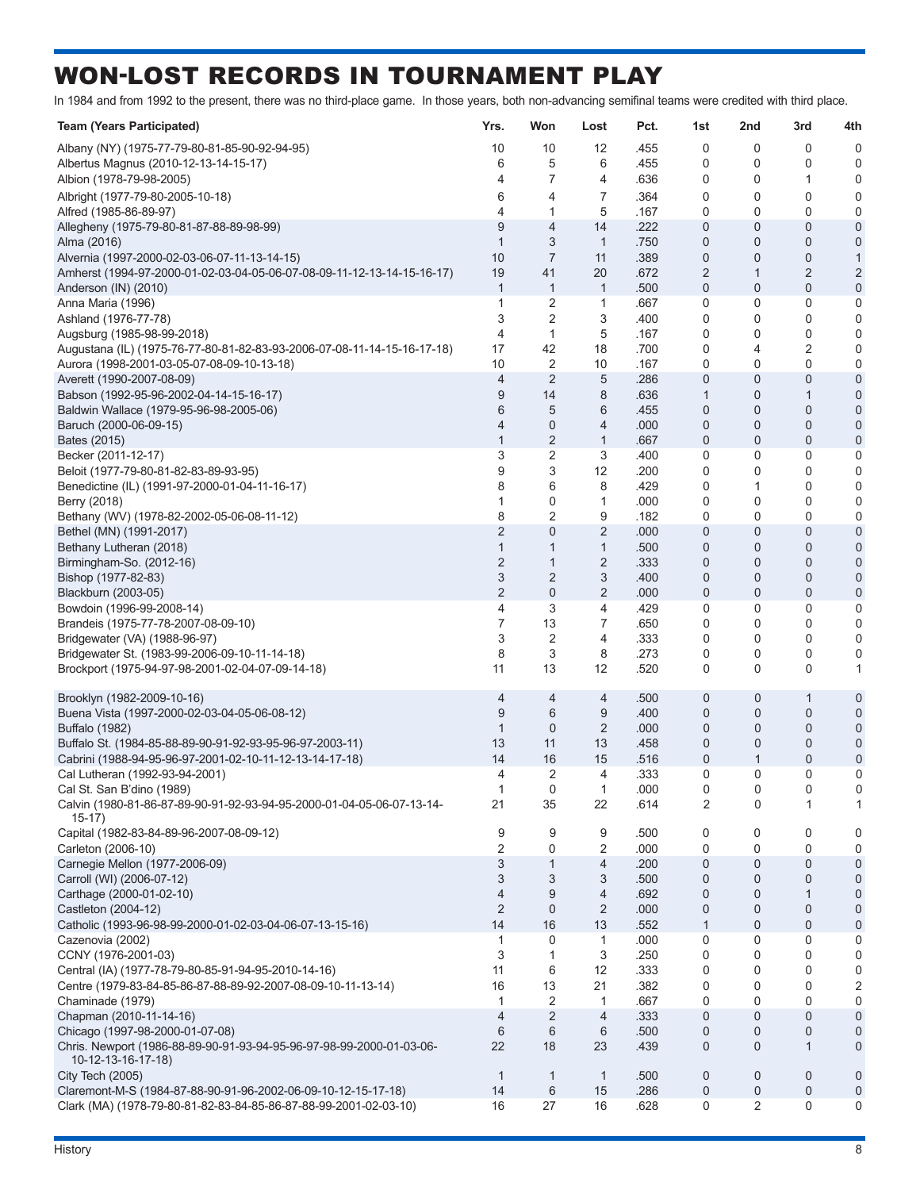# WON-LOST RECORDS IN TOURNAMENT PLAY

In 1984 and from 1992 to the present, there was no third-place game. In those years, both non-advancing semifinal teams were credited with third place.

| Team (Years Participated) | Yrs. | Won | Lost | Pct. | 1st | 2nd | 3rd | 4th |
|---|---|---|---|---|---|---|---|---|
| Albany (NY) (1975-77-79-80-81-85-90-92-94-95) | 10 | 10 | 12 | .455 | 0 | 0 | 0 | 0 |
| Albertus Magnus (2010-12-13-14-15-17) | 6 | 5 | 6 | .455 | 0 | 0 | 0 | 0 |
| Albion (1978-79-98-2005) | 4 | 7 | 4 | .636 | 0 | 0 | 1 | 0 |
| Albright (1977-79-80-2005-10-18) | 6 | 4 | 7 | .364 | 0 | 0 | 0 | 0 |
| Alfred (1985-86-89-97) | 4 | 1 | 5 | .167 | 0 | 0 | 0 | 0 |
| Allegheny (1975-79-80-81-87-88-89-98-99) | 9 | 4 | 14 | .222 | 0 | 0 | 0 | 0 |
| Alma (2016) | 1 | 3 | 1 | .750 | 0 | 0 | 0 | 0 |
| Alvernia (1997-2000-02-03-06-07-11-13-14-15) | 10 | 7 | 11 | .389 | 0 | 0 | 0 | 1 |
| Amherst (1994-97-2000-01-02-03-04-05-06-07-08-09-11-12-13-14-15-16-17) | 19 | 41 | 20 | .672 | 2 | 1 | 2 | 2 |
| Anderson (IN) (2010) | 1 | 1 | 1 | .500 | 0 | 0 | 0 | 0 |
| Anna Maria (1996) | 1 | 2 | 1 | .667 | 0 | 0 | 0 | 0 |
| Ashland (1976-77-78) | 3 | 2 | 3 | .400 | 0 | 0 | 0 | 0 |
| Augsburg (1985-98-99-2018) | 4 | 1 | 5 | .167 | 0 | 0 | 0 | 0 |
| Augustana (IL) (1975-76-77-80-81-82-83-93-2006-07-08-11-14-15-16-17-18) | 17 | 42 | 18 | .700 | 0 | 4 | 2 | 0 |
| Aurora (1998-2001-03-05-07-08-09-10-13-18) | 10 | 2 | 10 | .167 | 0 | 0 | 0 | 0 |
| Averett (1990-2007-08-09) | 4 | 2 | 5 | .286 | 0 | 0 | 0 | 0 |
| Babson (1992-95-96-2002-04-14-15-16-17) | 9 | 14 | 8 | .636 | 1 | 0 | 1 | 0 |
| Baldwin Wallace (1979-95-96-98-2005-06) | 6 | 5 | 6 | .455 | 0 | 0 | 0 | 0 |
| Baruch (2000-06-09-15) | 4 | 0 | 4 | .000 | 0 | 0 | 0 | 0 |
| Bates (2015) | 1 | 2 | 1 | .667 | 0 | 0 | 0 | 0 |
| Becker (2011-12-17) | 3 | 2 | 3 | .400 | 0 | 0 | 0 | 0 |
| Beloit (1977-79-80-81-82-83-89-93-95) | 9 | 3 | 12 | .200 | 0 | 0 | 0 | 0 |
| Benedictine (IL) (1991-97-2000-01-04-11-16-17) | 8 | 6 | 8 | .429 | 0 | 1 | 0 | 0 |
| Berry (2018) | 1 | 0 | 1 | .000 | 0 | 0 | 0 | 0 |
| Bethany (WV) (1978-82-2002-05-06-08-11-12) | 8 | 2 | 9 | .182 | 0 | 0 | 0 | 0 |
| Bethel (MN) (1991-2017) | 2 | 0 | 2 | .000 | 0 | 0 | 0 | 0 |
| Bethany Lutheran (2018) | 1 | 1 | 1 | .500 | 0 | 0 | 0 | 0 |
| Birmingham-So. (2012-16) | 2 | 1 | 2 | .333 | 0 | 0 | 0 | 0 |
| Bishop (1977-82-83) | 3 | 2 | 3 | .400 | 0 | 0 | 0 | 0 |
| Blackburn (2003-05) | 2 | 0 | 2 | .000 | 0 | 0 | 0 | 0 |
| Bowdoin (1996-99-2008-14) | 4 | 3 | 4 | .429 | 0 | 0 | 0 | 0 |
| Brandeis (1975-77-78-2007-08-09-10) | 7 | 13 | 7 | .650 | 0 | 0 | 0 | 0 |
| Bridgewater (VA) (1988-96-97) | 3 | 2 | 4 | .333 | 0 | 0 | 0 | 0 |
| Bridgewater St. (1983-99-2006-09-10-11-14-18) | 8 | 3 | 8 | .273 | 0 | 0 | 0 | 0 |
| Brockport (1975-94-97-98-2001-02-04-07-09-14-18) | 11 | 13 | 12 | .520 | 0 | 0 | 0 | 1 |
| Brooklyn (1982-2009-10-16) | 4 | 4 | 4 | .500 | 0 | 0 | 1 | 0 |
| Buena Vista (1997-2000-02-03-04-05-06-08-12) | 9 | 6 | 9 | .400 | 0 | 0 | 0 | 0 |
| Buffalo (1982) | 1 | 0 | 2 | .000 | 0 | 0 | 0 | 0 |
| Buffalo St. (1984-85-88-89-90-91-92-93-95-96-97-2003-11) | 13 | 11 | 13 | .458 | 0 | 0 | 0 | 0 |
| Cabrini (1988-94-95-96-97-2001-02-10-11-12-13-14-17-18) | 14 | 16 | 15 | .516 | 0 | 1 | 0 | 0 |
| Cal Lutheran (1992-93-94-2001) | 4 | 2 | 4 | .333 | 0 | 0 | 0 | 0 |
| Cal St. San B'dino (1989) | 1 | 0 | 1 | .000 | 0 | 0 | 0 | 0 |
| Calvin (1980-81-86-87-89-90-91-92-93-94-95-2000-01-04-05-06-07-13-14-15-17) | 21 | 35 | 22 | .614 | 2 | 0 | 1 | 1 |
| Capital (1982-83-84-89-96-2007-08-09-12) | 9 | 9 | 9 | .500 | 0 | 0 | 0 | 0 |
| Carleton (2006-10) | 2 | 0 | 2 | .000 | 0 | 0 | 0 | 0 |
| Carnegie Mellon (1977-2006-09) | 3 | 1 | 4 | .200 | 0 | 0 | 0 | 0 |
| Carroll (WI) (2006-07-12) | 3 | 3 | 3 | .500 | 0 | 0 | 0 | 0 |
| Carthage (2000-01-02-10) | 4 | 9 | 4 | .692 | 0 | 0 | 1 | 0 |
| Castleton (2004-12) | 2 | 0 | 2 | .000 | 0 | 0 | 0 | 0 |
| Catholic (1993-96-98-99-2000-01-02-03-04-06-07-13-15-16) | 14 | 16 | 13 | .552 | 1 | 0 | 0 | 0 |
| Cazenovia (2002) | 1 | 0 | 1 | .000 | 0 | 0 | 0 | 0 |
| CCNY (1976-2001-03) | 3 | 1 | 3 | .250 | 0 | 0 | 0 | 0 |
| Central (IA) (1977-78-79-80-85-91-94-95-2010-14-16) | 11 | 6 | 12 | .333 | 0 | 0 | 0 | 0 |
| Centre (1979-83-84-85-86-87-88-89-92-2007-08-09-10-11-13-14) | 16 | 13 | 21 | .382 | 0 | 0 | 0 | 2 |
| Chaminade (1979) | 1 | 2 | 1 | .667 | 0 | 0 | 0 | 0 |
| Chapman (2010-11-14-16) | 4 | 2 | 4 | .333 | 0 | 0 | 0 | 0 |
| Chicago (1997-98-2000-01-07-08) | 6 | 6 | 6 | .500 | 0 | 0 | 0 | 0 |
| Chris. Newport (1986-88-89-90-91-93-94-95-96-97-98-99-2000-01-03-06-10-12-13-16-17-18) | 22 | 18 | 23 | .439 | 0 | 0 | 1 | 0 |
| City Tech (2005) | 1 | 1 | 1 | .500 | 0 | 0 | 0 | 0 |
| Claremont-M-S (1984-87-88-90-91-96-2002-06-09-10-12-15-17-18) | 14 | 6 | 15 | .286 | 0 | 0 | 0 | 0 |
| Clark (MA) (1978-79-80-81-82-83-84-85-86-87-88-99-2001-02-03-10) | 16 | 27 | 16 | .628 | 0 | 2 | 0 | 0 |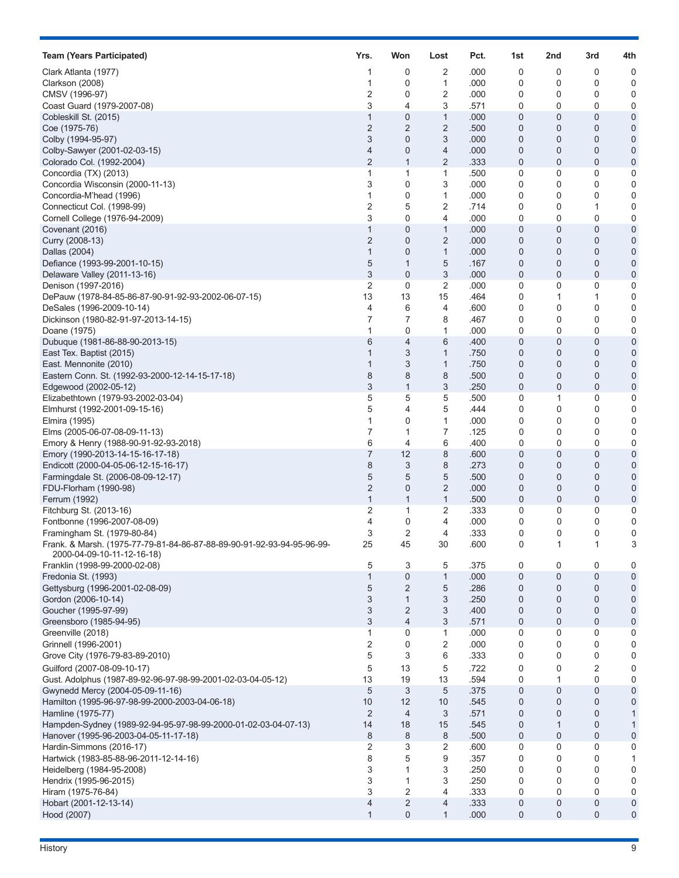| Team (Years Participated) | Yrs. | Won | Lost | Pct. | 1st | 2nd | 3rd | 4th |
|---|---|---|---|---|---|---|---|---|
| Clark Atlanta (1977) | 1 | 0 | 2 | .000 | 0 | 0 | 0 | 0 |
| Clarkson (2008) | 1 | 0 | 1 | .000 | 0 | 0 | 0 | 0 |
| CMSV (1996-97) | 2 | 0 | 2 | .000 | 0 | 0 | 0 | 0 |
| Coast Guard (1979-2007-08) | 3 | 4 | 3 | .571 | 0 | 0 | 0 | 0 |
| Cobleskill St. (2015) | 1 | 0 | 1 | .000 | 0 | 0 | 0 | 0 |
| Coe (1975-76) | 2 | 2 | 2 | .500 | 0 | 0 | 0 | 0 |
| Colby (1994-95-97) | 3 | 0 | 3 | .000 | 0 | 0 | 0 | 0 |
| Colby-Sawyer (2001-02-03-15) | 4 | 0 | 4 | .000 | 0 | 0 | 0 | 0 |
| Colorado Col. (1992-2004) | 2 | 1 | 2 | .333 | 0 | 0 | 0 | 0 |
| Concordia (TX) (2013) | 1 | 1 | 1 | .500 | 0 | 0 | 0 | 0 |
| Concordia Wisconsin (2000-11-13) | 3 | 0 | 3 | .000 | 0 | 0 | 0 | 0 |
| Concordia-M'head (1996) | 1 | 0 | 1 | .000 | 0 | 0 | 0 | 0 |
| Connecticut Col. (1998-99) | 2 | 5 | 2 | .714 | 0 | 0 | 1 | 0 |
| Cornell College (1976-94-2009) | 3 | 0 | 4 | .000 | 0 | 0 | 0 | 0 |
| Covenant (2016) | 1 | 0 | 1 | .000 | 0 | 0 | 0 | 0 |
| Curry (2008-13) | 2 | 0 | 2 | .000 | 0 | 0 | 0 | 0 |
| Dallas (2004) | 1 | 0 | 1 | .000 | 0 | 0 | 0 | 0 |
| Defiance (1993-99-2001-10-15) | 5 | 1 | 5 | .167 | 0 | 0 | 0 | 0 |
| Delaware Valley (2011-13-16) | 3 | 0 | 3 | .000 | 0 | 0 | 0 | 0 |
| Denison (1997-2016) | 2 | 0 | 2 | .000 | 0 | 0 | 0 | 0 |
| DePauw (1978-84-85-86-87-90-91-92-93-2002-06-07-15) | 13 | 13 | 15 | .464 | 0 | 1 | 1 | 0 |
| DeSales (1996-2009-10-14) | 4 | 6 | 4 | .600 | 0 | 0 | 0 | 0 |
| Dickinson (1980-82-91-97-2013-14-15) | 7 | 7 | 8 | .467 | 0 | 0 | 0 | 0 |
| Doane (1975) | 1 | 0 | 1 | .000 | 0 | 0 | 0 | 0 |
| Dubuque (1981-86-88-90-2013-15) | 6 | 4 | 6 | .400 | 0 | 0 | 0 | 0 |
| East Tex. Baptist (2015) | 1 | 3 | 1 | .750 | 0 | 0 | 0 | 0 |
| East. Mennonite (2010) | 1 | 3 | 1 | .750 | 0 | 0 | 0 | 0 |
| Eastern Conn. St. (1992-93-2000-12-14-15-17-18) | 8 | 8 | 8 | .500 | 0 | 0 | 0 | 0 |
| Edgewood (2002-05-12) | 3 | 1 | 3 | .250 | 0 | 0 | 0 | 0 |
| Elizabethtown (1979-93-2002-03-04) | 5 | 5 | 5 | .500 | 0 | 1 | 0 | 0 |
| Elmhurst (1992-2001-09-15-16) | 5 | 4 | 5 | .444 | 0 | 0 | 0 | 0 |
| Elmira (1995) | 1 | 0 | 1 | .000 | 0 | 0 | 0 | 0 |
| Elms (2005-06-07-08-09-11-13) | 7 | 1 | 7 | .125 | 0 | 0 | 0 | 0 |
| Emory & Henry (1988-90-91-92-93-2018) | 6 | 4 | 6 | .400 | 0 | 0 | 0 | 0 |
| Emory (1990-2013-14-15-16-17-18) | 7 | 12 | 8 | .600 | 0 | 0 | 0 | 0 |
| Endicott (2000-04-05-06-12-15-16-17) | 8 | 3 | 8 | .273 | 0 | 0 | 0 | 0 |
| Farmingdale St. (2006-08-09-12-17) | 5 | 5 | 5 | .500 | 0 | 0 | 0 | 0 |
| FDU-Florham (1990-98) | 2 | 0 | 2 | .000 | 0 | 0 | 0 | 0 |
| Ferrum (1992) | 1 | 1 | 1 | .500 | 0 | 0 | 0 | 0 |
| Fitchburg St. (2013-16) | 2 | 1 | 2 | .333 | 0 | 0 | 0 | 0 |
| Fontbonne (1996-2007-08-09) | 4 | 0 | 4 | .000 | 0 | 0 | 0 | 0 |
| Framingham St. (1979-80-84) | 3 | 2 | 4 | .333 | 0 | 0 | 0 | 0 |
| Frank. & Marsh. (1975-77-79-81-84-86-87-88-89-90-91-92-93-94-95-96-99-2000-04-09-10-11-12-16-18) | 25 | 45 | 30 | .600 | 0 | 1 | 1 | 3 |
| Franklin (1998-99-2000-02-08) | 5 | 3 | 5 | .375 | 0 | 0 | 0 | 0 |
| Fredonia St. (1993) | 1 | 0 | 1 | .000 | 0 | 0 | 0 | 0 |
| Gettysburg (1996-2001-02-08-09) | 5 | 2 | 5 | .286 | 0 | 0 | 0 | 0 |
| Gordon (2006-10-14) | 3 | 1 | 3 | .250 | 0 | 0 | 0 | 0 |
| Goucher (1995-97-99) | 3 | 2 | 3 | .400 | 0 | 0 | 0 | 0 |
| Greensboro (1985-94-95) | 3 | 4 | 3 | .571 | 0 | 0 | 0 | 0 |
| Greenville (2018) | 1 | 0 | 1 | .000 | 0 | 0 | 0 | 0 |
| Grinnell (1996-2001) | 2 | 0 | 2 | .000 | 0 | 0 | 0 | 0 |
| Grove City (1976-79-83-89-2010) | 5 | 3 | 6 | .333 | 0 | 0 | 0 | 0 |
| Guilford (2007-08-09-10-17) | 5 | 13 | 5 | .722 | 0 | 0 | 2 | 0 |
| Gust. Adolphus (1987-89-92-96-97-98-99-2001-02-03-04-05-12) | 13 | 19 | 13 | .594 | 0 | 1 | 0 | 0 |
| Gwynedd Mercy (2004-05-09-11-16) | 5 | 3 | 5 | .375 | 0 | 0 | 0 | 0 |
| Hamilton (1995-96-97-98-99-2000-2003-04-06-18) | 10 | 12 | 10 | .545 | 0 | 0 | 0 | 0 |
| Hamline (1975-77) | 2 | 4 | 3 | .571 | 0 | 0 | 0 | 1 |
| Hampden-Sydney (1989-92-94-95-97-98-99-2000-01-02-03-04-07-13) | 14 | 18 | 15 | .545 | 0 | 1 | 0 | 1 |
| Hanover (1995-96-2003-04-05-11-17-18) | 8 | 8 | 8 | .500 | 0 | 0 | 0 | 0 |
| Hardin-Simmons (2016-17) | 2 | 3 | 2 | .600 | 0 | 0 | 0 | 0 |
| Hartwick (1983-85-88-96-2011-12-14-16) | 8 | 5 | 9 | .357 | 0 | 0 | 0 | 1 |
| Heidelberg (1984-95-2008) | 3 | 1 | 3 | .250 | 0 | 0 | 0 | 0 |
| Hendrix (1995-96-2015) | 3 | 1 | 3 | .250 | 0 | 0 | 0 | 0 |
| Hiram (1975-76-84) | 3 | 2 | 4 | .333 | 0 | 0 | 0 | 0 |
| Hobart (2001-12-13-14) | 4 | 2 | 4 | .333 | 0 | 0 | 0 | 0 |
| Hood (2007) | 1 | 0 | 1 | .000 | 0 | 0 | 0 | 0 |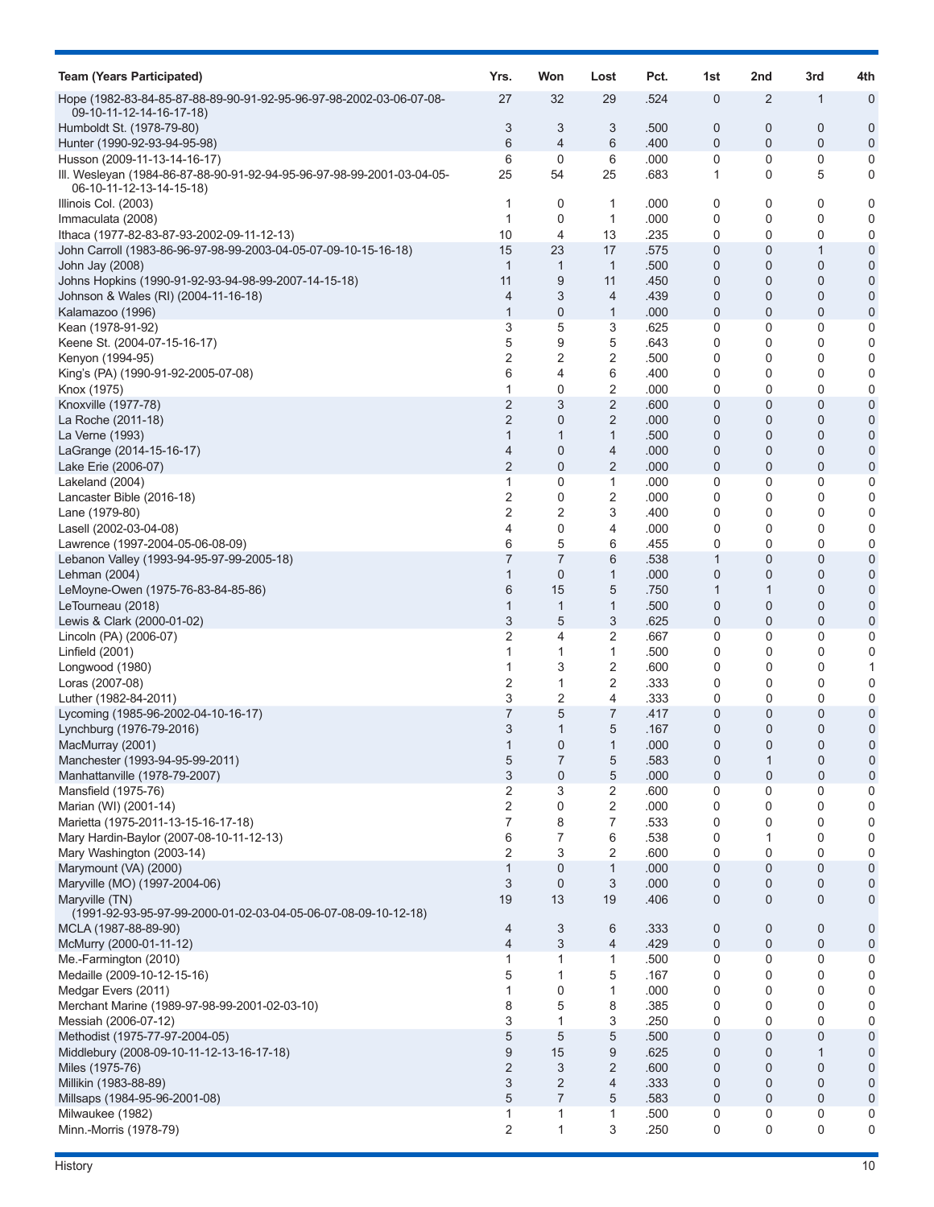| Team (Years Participated) | Yrs. | Won | Lost | Pct. | 1st | 2nd | 3rd | 4th |
|---|---|---|---|---|---|---|---|---|
| Hope (1982-83-84-85-87-88-89-90-91-92-95-96-97-98-2002-03-06-07-08-09-10-11-12-14-16-17-18) | 27 | 32 | 29 | .524 | 0 | 2 | 1 | 0 |
| Humboldt St. (1978-79-80) | 3 | 3 | 3 | .500 | 0 | 0 | 0 | 0 |
| Hunter (1990-92-93-94-95-98) | 6 | 4 | 6 | .400 | 0 | 0 | 0 | 0 |
| Husson (2009-11-13-14-16-17) | 6 | 0 | 6 | .000 | 0 | 0 | 0 | 0 |
| Ill. Wesleyan (1984-86-87-88-90-91-92-94-95-96-97-98-99-2001-03-04-05-06-10-11-12-13-14-15-18) | 25 | 54 | 25 | .683 | 1 | 0 | 5 | 0 |
| Illinois Col. (2003) | 1 | 0 | 1 | .000 | 0 | 0 | 0 | 0 |
| Immaculata (2008) | 1 | 0 | 1 | .000 | 0 | 0 | 0 | 0 |
| Ithaca (1977-82-83-87-93-2002-09-11-12-13) | 10 | 4 | 13 | .235 | 0 | 0 | 0 | 0 |
| John Carroll (1983-86-96-97-98-99-2003-04-05-07-09-10-15-16-18) | 15 | 23 | 17 | .575 | 0 | 0 | 1 | 0 |
| John Jay (2008) | 1 | 1 | 1 | .500 | 0 | 0 | 0 | 0 |
| Johns Hopkins (1990-91-92-93-94-98-99-2007-14-15-18) | 11 | 9 | 11 | .450 | 0 | 0 | 0 | 0 |
| Johnson & Wales (RI) (2004-11-16-18) | 4 | 3 | 4 | .439 | 0 | 0 | 0 | 0 |
| Kalamazoo (1996) | 1 | 0 | 1 | .000 | 0 | 0 | 0 | 0 |
| Kean (1978-91-92) | 3 | 5 | 3 | .625 | 0 | 0 | 0 | 0 |
| Keene St. (2004-07-15-16-17) | 5 | 9 | 5 | .643 | 0 | 0 | 0 | 0 |
| Kenyon (1994-95) | 2 | 2 | 2 | .500 | 0 | 0 | 0 | 0 |
| King's (PA) (1990-91-92-2005-07-08) | 6 | 4 | 6 | .400 | 0 | 0 | 0 | 0 |
| Knox (1975) | 1 | 0 | 2 | .000 | 0 | 0 | 0 | 0 |
| Knoxville (1977-78) | 2 | 3 | 2 | .600 | 0 | 0 | 0 | 0 |
| La Roche (2011-18) | 2 | 0 | 2 | .000 | 0 | 0 | 0 | 0 |
| La Verne (1993) | 1 | 1 | 1 | .500 | 0 | 0 | 0 | 0 |
| LaGrange (2014-15-16-17) | 4 | 0 | 4 | .000 | 0 | 0 | 0 | 0 |
| Lake Erie (2006-07) | 2 | 0 | 2 | .000 | 0 | 0 | 0 | 0 |
| Lakeland (2004) | 1 | 0 | 1 | .000 | 0 | 0 | 0 | 0 |
| Lancaster Bible (2016-18) | 2 | 0 | 2 | .000 | 0 | 0 | 0 | 0 |
| Lane (1979-80) | 2 | 2 | 3 | .400 | 0 | 0 | 0 | 0 |
| Lasell (2002-03-04-08) | 4 | 0 | 4 | .000 | 0 | 0 | 0 | 0 |
| Lawrence (1997-2004-05-06-08-09) | 6 | 5 | 6 | .455 | 0 | 0 | 0 | 0 |
| Lebanon Valley (1993-94-95-97-99-2005-18) | 7 | 7 | 6 | .538 | 1 | 0 | 0 | 0 |
| Lehman (2004) | 1 | 0 | 1 | .000 | 0 | 0 | 0 | 0 |
| LeMoyne-Owen (1975-76-83-84-85-86) | 6 | 15 | 5 | .750 | 1 | 1 | 0 | 0 |
| LeTourneau (2018) | 1 | 1 | 1 | .500 | 0 | 0 | 0 | 0 |
| Lewis & Clark (2000-01-02) | 3 | 5 | 3 | .625 | 0 | 0 | 0 | 0 |
| Lincoln (PA) (2006-07) | 2 | 4 | 2 | .667 | 0 | 0 | 0 | 0 |
| Linfield (2001) | 1 | 1 | 1 | .500 | 0 | 0 | 0 | 0 |
| Longwood (1980) | 1 | 3 | 2 | .600 | 0 | 0 | 0 | 1 |
| Loras (2007-08) | 2 | 1 | 2 | .333 | 0 | 0 | 0 | 0 |
| Luther (1982-84-2011) | 3 | 2 | 4 | .333 | 0 | 0 | 0 | 0 |
| Lycoming (1985-96-2002-04-10-16-17) | 7 | 5 | 7 | .417 | 0 | 0 | 0 | 0 |
| Lynchburg (1976-79-2016) | 3 | 1 | 5 | .167 | 0 | 0 | 0 | 0 |
| MacMurray (2001) | 1 | 0 | 1 | .000 | 0 | 0 | 0 | 0 |
| Manchester (1993-94-95-99-2011) | 5 | 7 | 5 | .583 | 0 | 1 | 0 | 0 |
| Manhattanville (1978-79-2007) | 3 | 0 | 5 | .000 | 0 | 0 | 0 | 0 |
| Mansfield (1975-76) | 2 | 3 | 2 | .600 | 0 | 0 | 0 | 0 |
| Marian (WI) (2001-14) | 2 | 0 | 2 | .000 | 0 | 0 | 0 | 0 |
| Marietta (1975-2011-13-15-16-17-18) | 7 | 8 | 7 | .533 | 0 | 0 | 0 | 0 |
| Mary Hardin-Baylor (2007-08-10-11-12-13) | 6 | 7 | 6 | .538 | 0 | 1 | 0 | 0 |
| Mary Washington (2003-14) | 2 | 3 | 2 | .600 | 0 | 0 | 0 | 0 |
| Marymount (VA) (2000) | 1 | 0 | 1 | .000 | 0 | 0 | 0 | 0 |
| Maryville (MO) (1997-2004-06) | 3 | 0 | 3 | .000 | 0 | 0 | 0 | 0 |
| Maryville (TN) (1991-92-93-95-97-99-2000-01-02-03-04-05-06-07-08-09-10-12-18) | 19 | 13 | 19 | .406 | 0 | 0 | 0 | 0 |
| MCLA (1987-88-89-90) | 4 | 3 | 6 | .333 | 0 | 0 | 0 | 0 |
| McMurry (2000-01-11-12) | 4 | 3 | 4 | .429 | 0 | 0 | 0 | 0 |
| Me.-Farmington (2010) | 1 | 1 | 1 | .500 | 0 | 0 | 0 | 0 |
| Medaille (2009-10-12-15-16) | 5 | 1 | 5 | .167 | 0 | 0 | 0 | 0 |
| Medgar Evers (2011) | 1 | 0 | 1 | .000 | 0 | 0 | 0 | 0 |
| Merchant Marine (1989-97-98-99-2001-02-03-10) | 8 | 5 | 8 | .385 | 0 | 0 | 0 | 0 |
| Messiah (2006-07-12) | 3 | 1 | 3 | .250 | 0 | 0 | 0 | 0 |
| Methodist (1975-77-97-2004-05) | 5 | 5 | 5 | .500 | 0 | 0 | 0 | 0 |
| Middlebury (2008-09-10-11-12-13-16-17-18) | 9 | 15 | 9 | .625 | 0 | 0 | 1 | 0 |
| Miles (1975-76) | 2 | 3 | 2 | .600 | 0 | 0 | 0 | 0 |
| Millikin (1983-88-89) | 3 | 2 | 4 | .333 | 0 | 0 | 0 | 0 |
| Millsaps (1984-95-96-2001-08) | 5 | 7 | 5 | .583 | 0 | 0 | 0 | 0 |
| Milwaukee (1982) | 1 | 1 | 1 | .500 | 0 | 0 | 0 | 0 |
| Minn.-Morris (1978-79) | 2 | 1 | 3 | .250 | 0 | 0 | 0 | 0 |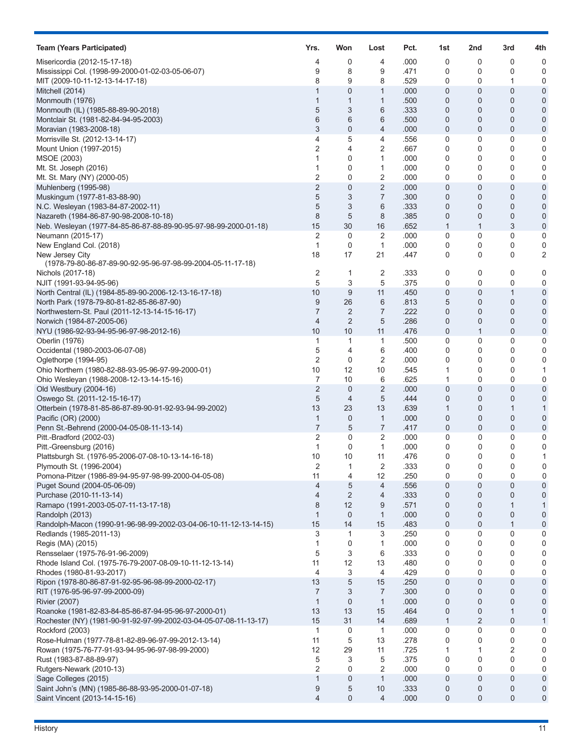| Team (Years Participated) | Yrs. | Won | Lost | Pct. | 1st | 2nd | 3rd | 4th |
|---|---|---|---|---|---|---|---|---|
| Misericordia (2012-15-17-18) | 4 | 0 | 4 | .000 | 0 | 0 | 0 | 0 |
| Mississippi Col. (1998-99-2000-01-02-03-05-06-07) | 9 | 8 | 9 | .471 | 0 | 0 | 0 | 0 |
| MIT (2009-10-11-12-13-14-17-18) | 8 | 9 | 8 | .529 | 0 | 0 | 1 | 0 |
| Mitchell (2014) | 1 | 0 | 1 | .000 | 0 | 0 | 0 | 0 |
| Monmouth (1976) | 1 | 1 | 1 | .500 | 0 | 0 | 0 | 0 |
| Monmouth (IL) (1985-88-89-90-2018) | 5 | 3 | 6 | .333 | 0 | 0 | 0 | 0 |
| Montclair St. (1981-82-84-94-95-2003) | 6 | 6 | 6 | .500 | 0 | 0 | 0 | 0 |
| Moravian (1983-2008-18) | 3 | 0 | 4 | .000 | 0 | 0 | 0 | 0 |
| Morrisville St. (2012-13-14-17) | 4 | 5 | 4 | .556 | 0 | 0 | 0 | 0 |
| Mount Union (1997-2015) | 2 | 4 | 2 | .667 | 0 | 0 | 0 | 0 |
| MSOE (2003) | 1 | 0 | 1 | .000 | 0 | 0 | 0 | 0 |
| Mt. St. Joseph (2016) | 1 | 0 | 1 | .000 | 0 | 0 | 0 | 0 |
| Mt. St. Mary (NY) (2000-05) | 2 | 0 | 2 | .000 | 0 | 0 | 0 | 0 |
| Muhlenberg (1995-98) | 2 | 0 | 2 | .000 | 0 | 0 | 0 | 0 |
| Muskingum (1977-81-83-88-90) | 5 | 3 | 7 | .300 | 0 | 0 | 0 | 0 |
| N.C. Wesleyan (1983-84-87-2002-11) | 5 | 3 | 6 | .333 | 0 | 0 | 0 | 0 |
| Nazareth (1984-86-87-90-98-2008-10-18) | 8 | 5 | 8 | .385 | 0 | 0 | 0 | 0 |
| Neb. Wesleyan (1977-84-85-86-87-88-89-90-95-97-98-99-2000-01-18) | 15 | 30 | 16 | .652 | 1 | 1 | 3 | 0 |
| Neumann (2015-17) | 2 | 0 | 2 | .000 | 0 | 0 | 0 | 0 |
| New England Col. (2018) | 1 | 0 | 1 | .000 | 0 | 0 | 0 | 0 |
| New Jersey City (1978-79-80-86-87-89-90-92-95-96-97-98-99-2004-05-11-17-18) | 18 | 17 | 21 | .447 | 0 | 0 | 0 | 2 |
| Nichols (2017-18) | 2 | 1 | 2 | .333 | 0 | 0 | 0 | 0 |
| NJIT (1991-93-94-95-96) | 5 | 3 | 5 | .375 | 0 | 0 | 0 | 0 |
| North Central (IL) (1984-85-89-90-2006-12-13-16-17-18) | 10 | 9 | 11 | .450 | 0 | 0 | 1 | 0 |
| North Park (1978-79-80-81-82-85-86-87-90) | 9 | 26 | 6 | .813 | 5 | 0 | 0 | 0 |
| Northwestern-St. Paul (2011-12-13-14-15-16-17) | 7 | 2 | 7 | .222 | 0 | 0 | 0 | 0 |
| Norwich (1984-87-2005-06) | 4 | 2 | 5 | .286 | 0 | 0 | 0 | 0 |
| NYU (1986-92-93-94-95-96-97-98-2012-16) | 10 | 10 | 11 | .476 | 0 | 1 | 0 | 0 |
| Oberlin (1976) | 1 | 1 | 1 | .500 | 0 | 0 | 0 | 0 |
| Occidental (1980-2003-06-07-08) | 5 | 4 | 6 | .400 | 0 | 0 | 0 | 0 |
| Oglethorpe (1994-95) | 2 | 0 | 2 | .000 | 0 | 0 | 0 | 0 |
| Ohio Northern (1980-82-88-93-95-96-97-99-2000-01) | 10 | 12 | 10 | .545 | 1 | 0 | 0 | 1 |
| Ohio Wesleyan (1988-2008-12-13-14-15-16) | 7 | 10 | 6 | .625 | 1 | 0 | 0 | 0 |
| Old Westbury (2004-16) | 2 | 0 | 2 | .000 | 0 | 0 | 0 | 0 |
| Oswego St. (2011-12-15-16-17) | 5 | 4 | 5 | .444 | 0 | 0 | 0 | 0 |
| Otterbein (1978-81-85-86-87-89-90-91-92-93-94-99-2002) | 13 | 23 | 13 | .639 | 1 | 0 | 1 | 1 |
| Pacific (OR) (2000) | 1 | 0 | 1 | .000 | 0 | 0 | 0 | 0 |
| Penn St.-Behrend (2000-04-05-08-11-13-14) | 7 | 5 | 7 | .417 | 0 | 0 | 0 | 0 |
| Pitt.-Bradford (2002-03) | 2 | 0 | 2 | .000 | 0 | 0 | 0 | 0 |
| Pitt.-Greensburg (2016) | 1 | 0 | 1 | .000 | 0 | 0 | 0 | 0 |
| Plattsburgh St. (1976-95-2006-07-08-10-13-14-16-18) | 10 | 10 | 11 | .476 | 0 | 0 | 0 | 1 |
| Plymouth St. (1996-2004) | 2 | 1 | 2 | .333 | 0 | 0 | 0 | 0 |
| Pomona-Pitzer (1986-89-94-95-97-98-99-2000-04-05-08) | 11 | 4 | 12 | .250 | 0 | 0 | 0 | 0 |
| Puget Sound (2004-05-06-09) | 4 | 5 | 4 | .556 | 0 | 0 | 0 | 0 |
| Purchase (2010-11-13-14) | 4 | 2 | 4 | .333 | 0 | 0 | 0 | 0 |
| Ramapo (1991-2003-05-07-11-13-17-18) | 8 | 12 | 9 | .571 | 0 | 0 | 1 | 1 |
| Randolph (2013) | 1 | 0 | 1 | .000 | 0 | 0 | 0 | 0 |
| Randolph-Macon (1990-91-96-98-99-2002-03-04-06-10-11-12-13-14-15) | 15 | 14 | 15 | .483 | 0 | 0 | 1 | 0 |
| Redlands (1985-2011-13) | 3 | 1 | 3 | .250 | 0 | 0 | 0 | 0 |
| Regis (MA) (2015) | 1 | 0 | 1 | .000 | 0 | 0 | 0 | 0 |
| Rensselaer (1975-76-91-96-2009) | 5 | 3 | 6 | .333 | 0 | 0 | 0 | 0 |
| Rhode Island Col. (1975-76-79-2007-08-09-10-11-12-13-14) | 11 | 12 | 13 | .480 | 0 | 0 | 0 | 0 |
| Rhodes (1980-81-93-2017) | 4 | 3 | 4 | .429 | 0 | 0 | 0 | 0 |
| Ripon (1978-80-86-87-91-92-95-96-98-99-2000-02-17) | 13 | 5 | 15 | .250 | 0 | 0 | 0 | 0 |
| RIT (1976-95-96-97-99-2000-09) | 7 | 3 | 7 | .300 | 0 | 0 | 0 | 0 |
| Rivier (2007) | 1 | 0 | 1 | .000 | 0 | 0 | 0 | 0 |
| Roanoke (1981-82-83-84-85-86-87-94-95-96-97-2000-01) | 13 | 13 | 15 | .464 | 0 | 0 | 1 | 0 |
| Rochester (NY) (1981-90-91-92-97-99-2002-03-04-05-07-08-11-13-17) | 15 | 31 | 14 | .689 | 1 | 2 | 0 | 1 |
| Rockford (2003) | 1 | 0 | 1 | .000 | 0 | 0 | 0 | 0 |
| Rose-Hulman (1977-78-81-82-89-96-97-99-2012-13-14) | 11 | 5 | 13 | .278 | 0 | 0 | 0 | 0 |
| Rowan (1975-76-77-91-93-94-95-96-97-98-99-2000) | 12 | 29 | 11 | .725 | 1 | 1 | 2 | 0 |
| Rust (1983-87-88-89-97) | 5 | 3 | 5 | .375 | 0 | 0 | 0 | 0 |
| Rutgers-Newark (2010-13) | 2 | 0 | 2 | .000 | 0 | 0 | 0 | 0 |
| Sage Colleges (2015) | 1 | 0 | 1 | .000 | 0 | 0 | 0 | 0 |
| Saint John's (MN) (1985-86-88-93-95-2000-01-07-18) | 9 | 5 | 10 | .333 | 0 | 0 | 0 | 0 |
| Saint Vincent (2013-14-15-16) | 4 | 0 | 4 | .000 | 0 | 0 | 0 | 0 |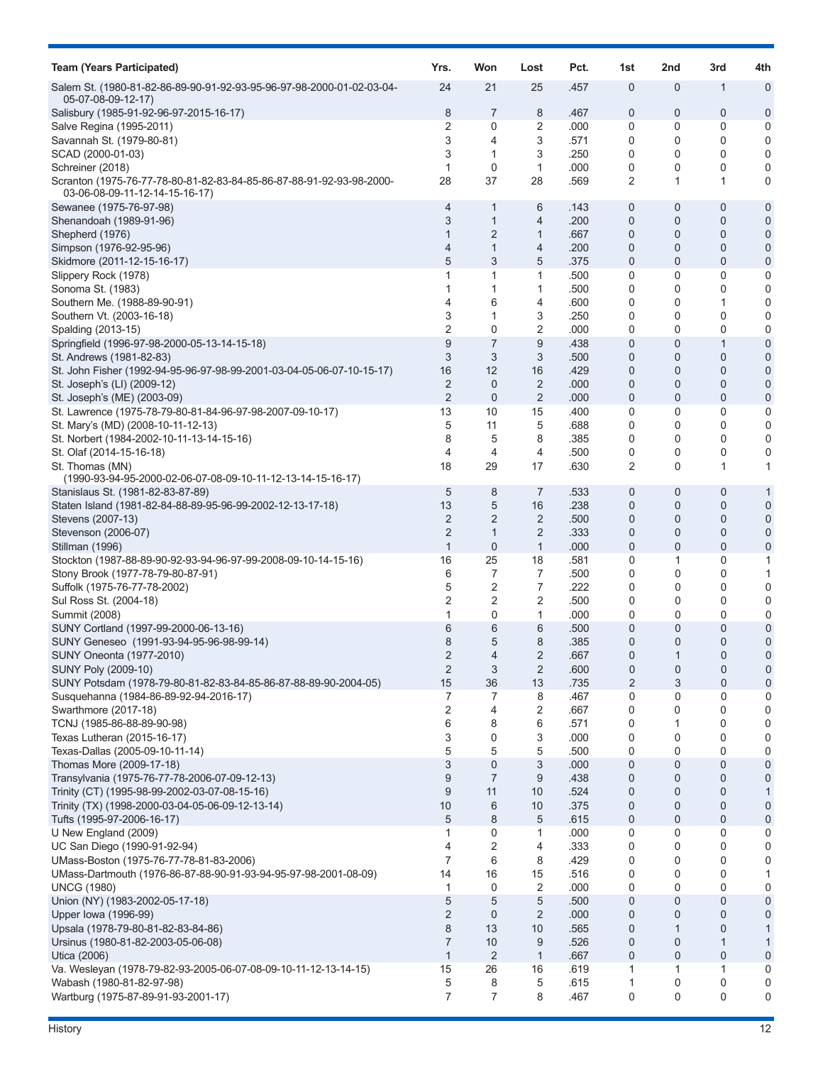| Team (Years Participated) | Yrs. | Won | Lost | Pct. | 1st | 2nd | 3rd | 4th |
|---|---|---|---|---|---|---|---|---|
| Salem St. (1980-81-82-86-89-90-91-92-93-95-96-97-98-2000-01-02-03-04-05-07-08-09-12-17) | 24 | 21 | 25 | .457 | 0 | 0 | 1 | 0 |
| Salisbury (1985-91-92-96-97-2015-16-17) | 8 | 7 | 8 | .467 | 0 | 0 | 0 | 0 |
| Salve Regina (1995-2011) | 2 | 0 | 2 | .000 | 0 | 0 | 0 | 0 |
| Savannah St. (1979-80-81) | 3 | 4 | 3 | .571 | 0 | 0 | 0 | 0 |
| SCAD (2000-01-03) | 3 | 1 | 3 | .250 | 0 | 0 | 0 | 0 |
| Schreiner (2018) | 1 | 0 | 1 | .000 | 0 | 0 | 0 | 0 |
| Scranton (1975-76-77-78-80-81-82-83-84-85-86-87-88-91-92-93-98-2000-03-06-08-09-11-12-14-15-16-17) | 28 | 37 | 28 | .569 | 2 | 1 | 1 | 0 |
| Sewanee (1975-76-97-98) | 4 | 1 | 6 | .143 | 0 | 0 | 0 | 0 |
| Shenandoah (1989-91-96) | 3 | 1 | 4 | .200 | 0 | 0 | 0 | 0 |
| Shepherd (1976) | 1 | 2 | 1 | .667 | 0 | 0 | 0 | 0 |
| Simpson (1976-92-95-96) | 4 | 1 | 4 | .200 | 0 | 0 | 0 | 0 |
| Skidmore (2011-12-15-16-17) | 5 | 3 | 5 | .375 | 0 | 0 | 0 | 0 |
| Slippery Rock (1978) | 1 | 1 | 1 | .500 | 0 | 0 | 0 | 0 |
| Sonoma St. (1983) | 1 | 1 | 1 | .500 | 0 | 0 | 0 | 0 |
| Southern Me. (1988-89-90-91) | 4 | 6 | 4 | .600 | 0 | 0 | 1 | 0 |
| Southern Vt. (2003-16-18) | 3 | 1 | 3 | .250 | 0 | 0 | 0 | 0 |
| Spalding (2013-15) | 2 | 0 | 2 | .000 | 0 | 0 | 0 | 0 |
| Springfield (1996-97-98-2000-05-13-14-15-18) | 9 | 7 | 9 | .438 | 0 | 0 | 1 | 0 |
| St. Andrews (1981-82-83) | 3 | 3 | 3 | .500 | 0 | 0 | 0 | 0 |
| St. John Fisher (1992-94-95-96-97-98-99-2001-03-04-05-06-07-10-15-17) | 16 | 12 | 16 | .429 | 0 | 0 | 0 | 0 |
| St. Joseph's (LI) (2009-12) | 2 | 0 | 2 | .000 | 0 | 0 | 0 | 0 |
| St. Joseph's (ME) (2003-09) | 2 | 0 | 2 | .000 | 0 | 0 | 0 | 0 |
| St. Lawrence (1975-78-79-80-81-84-96-97-98-2007-09-10-17) | 13 | 10 | 15 | .400 | 0 | 0 | 0 | 0 |
| St. Mary's (MD) (2008-10-11-12-13) | 5 | 11 | 5 | .688 | 0 | 0 | 0 | 0 |
| St. Norbert (1984-2002-10-11-13-14-15-16) | 8 | 5 | 8 | .385 | 0 | 0 | 0 | 0 |
| St. Olaf (2014-15-16-18) | 4 | 4 | 4 | .500 | 0 | 0 | 0 | 0 |
| St. Thomas (MN) (1990-93-94-95-2000-02-06-07-08-09-10-11-12-13-14-15-16-17) | 18 | 29 | 17 | .630 | 2 | 0 | 1 | 1 |
| Stanislaus St. (1981-82-83-87-89) | 5 | 8 | 7 | .533 | 0 | 0 | 0 | 1 |
| Staten Island (1981-82-84-88-89-95-96-99-2002-12-13-17-18) | 13 | 5 | 16 | .238 | 0 | 0 | 0 | 0 |
| Stevens (2007-13) | 2 | 2 | 2 | .500 | 0 | 0 | 0 | 0 |
| Stevenson (2006-07) | 2 | 1 | 2 | .333 | 0 | 0 | 0 | 0 |
| Stillman (1996) | 1 | 0 | 1 | .000 | 0 | 0 | 0 | 0 |
| Stockton (1987-88-89-90-92-93-94-96-97-99-2008-09-10-14-15-16) | 16 | 25 | 18 | .581 | 0 | 1 | 0 | 1 |
| Stony Brook (1977-78-79-80-87-91) | 6 | 7 | 7 | .500 | 0 | 0 | 0 | 1 |
| Suffolk (1975-76-77-78-2002) | 5 | 2 | 7 | .222 | 0 | 0 | 0 | 0 |
| Sul Ross St. (2004-18) | 2 | 2 | 2 | .500 | 0 | 0 | 0 | 0 |
| Summit (2008) | 1 | 0 | 1 | .000 | 0 | 0 | 0 | 0 |
| SUNY Cortland (1997-99-2000-06-13-16) | 6 | 6 | 6 | .500 | 0 | 0 | 0 | 0 |
| SUNY Geneseo (1991-93-94-95-96-98-99-14) | 8 | 5 | 8 | .385 | 0 | 0 | 0 | 0 |
| SUNY Oneonta (1977-2010) | 2 | 4 | 2 | .667 | 0 | 1 | 0 | 0 |
| SUNY Poly (2009-10) | 2 | 3 | 2 | .600 | 0 | 0 | 0 | 0 |
| SUNY Potsdam (1978-79-80-81-82-83-84-85-86-87-88-89-90-2004-05) | 15 | 36 | 13 | .735 | 2 | 3 | 0 | 0 |
| Susquehanna (1984-86-89-92-94-2016-17) | 7 | 7 | 8 | .467 | 0 | 0 | 0 | 0 |
| Swarthmore (2017-18) | 2 | 4 | 2 | .667 | 0 | 0 | 0 | 0 |
| TCNJ (1985-86-88-89-90-98) | 6 | 8 | 6 | .571 | 0 | 1 | 0 | 0 |
| Texas Lutheran (2015-16-17) | 3 | 0 | 3 | .000 | 0 | 0 | 0 | 0 |
| Texas-Dallas (2005-09-10-11-14) | 5 | 5 | 5 | .500 | 0 | 0 | 0 | 0 |
| Thomas More (2009-17-18) | 3 | 0 | 3 | .000 | 0 | 0 | 0 | 0 |
| Transylvania (1975-76-77-78-2006-07-09-12-13) | 9 | 7 | 9 | .438 | 0 | 0 | 0 | 0 |
| Trinity (CT) (1995-98-99-2002-03-07-08-15-16) | 9 | 11 | 10 | .524 | 0 | 0 | 0 | 1 |
| Trinity (TX) (1998-2000-03-04-05-06-09-12-13-14) | 10 | 6 | 10 | .375 | 0 | 0 | 0 | 0 |
| Tufts (1995-97-2006-16-17) | 5 | 8 | 5 | .615 | 0 | 0 | 0 | 0 |
| U New England (2009) | 1 | 0 | 1 | .000 | 0 | 0 | 0 | 0 |
| UC San Diego (1990-91-92-94) | 4 | 2 | 4 | .333 | 0 | 0 | 0 | 0 |
| UMass-Boston (1975-76-77-78-81-83-2006) | 7 | 6 | 8 | .429 | 0 | 0 | 0 | 0 |
| UMass-Dartmouth (1976-86-87-88-90-91-93-94-95-97-98-2001-08-09) | 14 | 16 | 15 | .516 | 0 | 0 | 0 | 1 |
| UNCG (1980) | 1 | 0 | 2 | .000 | 0 | 0 | 0 | 0 |
| Union (NY) (1983-2002-05-17-18) | 5 | 5 | 5 | .500 | 0 | 0 | 0 | 0 |
| Upper Iowa (1996-99) | 2 | 0 | 2 | .000 | 0 | 0 | 0 | 0 |
| Upsala (1978-79-80-81-82-83-84-86) | 8 | 13 | 10 | .565 | 0 | 1 | 0 | 1 |
| Ursinus (1980-81-82-2003-05-06-08) | 7 | 10 | 9 | .526 | 0 | 0 | 1 | 1 |
| Utica (2006) | 1 | 2 | 1 | .667 | 0 | 0 | 0 | 0 |
| Va. Wesleyan (1978-79-82-93-2005-06-07-08-09-10-11-12-13-14-15) | 15 | 26 | 16 | .619 | 1 | 1 | 1 | 0 |
| Wabash (1980-81-82-97-98) | 5 | 8 | 5 | .615 | 1 | 0 | 0 | 0 |
| Wartburg (1975-87-89-91-93-2001-17) | 7 | 7 | 8 | .467 | 0 | 0 | 0 | 0 |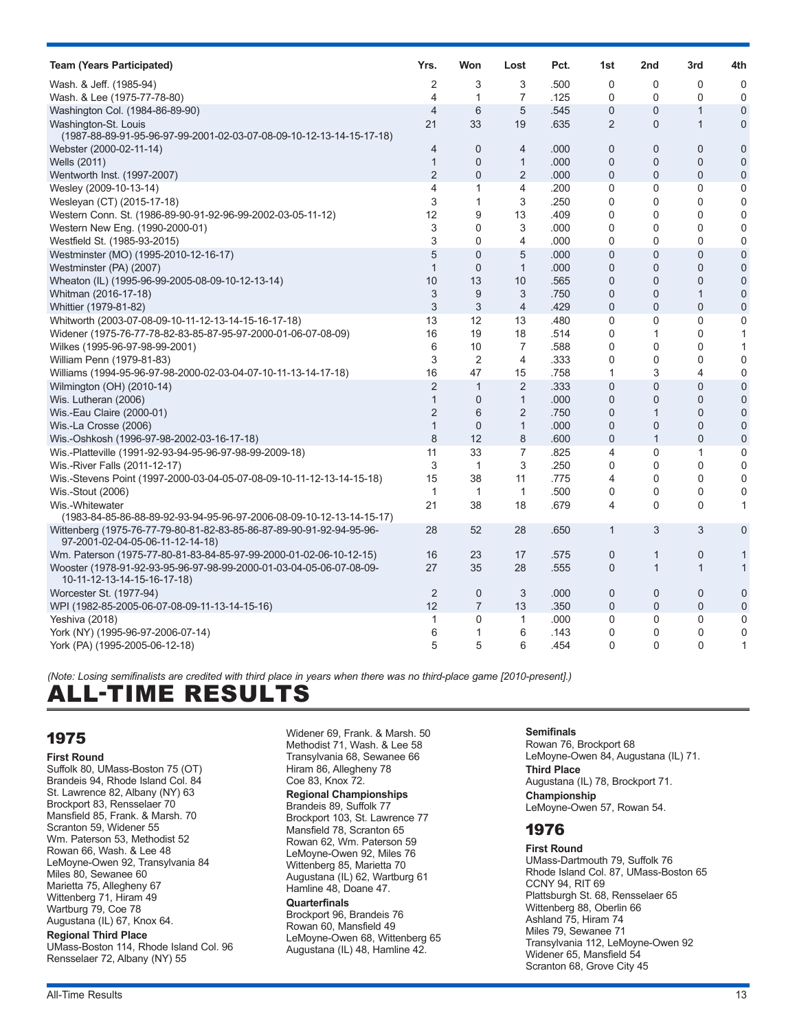| Team (Years Participated) | Yrs. | Won | Lost | Pct. | 1st | 2nd | 3rd | 4th |
|---|---|---|---|---|---|---|---|---|
| Wash. & Jeff. (1985-94) | 2 | 3 | 3 | .500 | 0 | 0 | 0 | 0 |
| Wash. & Lee (1975-77-78-80) | 4 | 1 | 7 | .125 | 0 | 0 | 0 | 0 |
| Washington Col. (1984-86-89-90) | 4 | 6 | 5 | .545 | 0 | 0 | 1 | 0 |
| Washington-St. Louis (1987-88-89-91-95-96-97-99-2001-02-03-07-08-09-10-12-13-14-15-17-18) | 21 | 33 | 19 | .635 | 2 | 0 | 1 | 0 |
| Webster (2000-02-11-14) | 4 | 0 | 4 | .000 | 0 | 0 | 0 | 0 |
| Wells (2011) | 1 | 0 | 1 | .000 | 0 | 0 | 0 | 0 |
| Wentworth Inst. (1997-2007) | 2 | 0 | 2 | .000 | 0 | 0 | 0 | 0 |
| Wesley (2009-10-13-14) | 4 | 1 | 4 | .200 | 0 | 0 | 0 | 0 |
| Wesleyan (CT) (2015-17-18) | 3 | 1 | 3 | .250 | 0 | 0 | 0 | 0 |
| Western Conn. St. (1986-89-90-91-92-96-99-2002-03-05-11-12) | 12 | 9 | 13 | .409 | 0 | 0 | 0 | 0 |
| Western New Eng. (1990-2000-01) | 3 | 0 | 3 | .000 | 0 | 0 | 0 | 0 |
| Westfield St. (1985-93-2015) | 3 | 0 | 4 | .000 | 0 | 0 | 0 | 0 |
| Westminster (MO) (1995-2010-12-16-17) | 5 | 0 | 5 | .000 | 0 | 0 | 0 | 0 |
| Westminster (PA) (2007) | 1 | 0 | 1 | .000 | 0 | 0 | 0 | 0 |
| Wheaton (IL) (1995-96-99-2005-08-09-10-12-13-14) | 10 | 13 | 10 | .565 | 0 | 0 | 0 | 0 |
| Whitman (2016-17-18) | 3 | 9 | 3 | .750 | 0 | 0 | 1 | 0 |
| Whittier (1979-81-82) | 3 | 3 | 4 | .429 | 0 | 0 | 0 | 0 |
| Whitworth (2003-07-08-09-10-11-12-13-14-15-16-17-18) | 13 | 12 | 13 | .480 | 0 | 0 | 0 | 0 |
| Widener (1975-76-77-78-82-83-85-87-95-97-2000-01-06-07-08-09) | 16 | 19 | 18 | .514 | 0 | 1 | 0 | 1 |
| Wilkes (1995-96-97-98-99-2001) | 6 | 10 | 7 | .588 | 0 | 0 | 0 | 1 |
| William Penn (1979-81-83) | 3 | 2 | 4 | .333 | 0 | 0 | 0 | 0 |
| Williams (1994-95-96-97-98-2000-02-03-04-07-10-11-13-14-17-18) | 16 | 47 | 15 | .758 | 1 | 3 | 4 | 0 |
| Wilmington (OH) (2010-14) | 2 | 1 | 2 | .333 | 0 | 0 | 0 | 0 |
| Wis. Lutheran (2006) | 1 | 0 | 1 | .000 | 0 | 0 | 0 | 0 |
| Wis.-Eau Claire (2000-01) | 2 | 6 | 2 | .750 | 0 | 1 | 0 | 0 |
| Wis.-La Crosse (2006) | 1 | 0 | 1 | .000 | 0 | 0 | 0 | 0 |
| Wis.-Oshkosh (1996-97-98-2002-03-16-17-18) | 8 | 12 | 8 | .600 | 0 | 1 | 0 | 0 |
| Wis.-Platteville (1991-92-93-94-95-96-97-98-99-2009-18) | 11 | 33 | 7 | .825 | 4 | 0 | 1 | 0 |
| Wis.-River Falls (2011-12-17) | 3 | 1 | 3 | .250 | 0 | 0 | 0 | 0 |
| Wis.-Stevens Point (1997-2000-03-04-05-07-08-09-10-11-12-13-14-15-18) | 15 | 38 | 11 | .775 | 4 | 0 | 0 | 0 |
| Wis.-Stout (2006) | 1 | 1 | 1 | .500 | 0 | 0 | 0 | 0 |
| Wis.-Whitewater (1983-84-85-86-88-89-92-93-94-95-96-97-2006-08-09-10-12-13-14-15-17) | 21 | 38 | 18 | .679 | 4 | 0 | 0 | 1 |
| Wittenberg (1975-76-77-79-80-81-82-83-85-86-87-89-90-91-92-94-95-96-97-2001-02-04-05-06-11-12-14-18) | 28 | 52 | 28 | .650 | 1 | 3 | 3 | 0 |
| Wm. Paterson (1975-77-80-81-83-84-85-97-99-2000-01-02-06-10-12-15) | 16 | 23 | 17 | .575 | 0 | 1 | 0 | 1 |
| Wooster (1978-91-92-93-95-96-97-98-99-2000-01-03-04-05-06-07-08-09-10-11-12-13-14-15-16-17-18) | 27 | 35 | 28 | .555 | 0 | 1 | 1 | 1 |
| Worcester St. (1977-94) | 2 | 0 | 3 | .000 | 0 | 0 | 0 | 0 |
| WPI (1982-85-2005-06-07-08-09-11-13-14-15-16) | 12 | 7 | 13 | .350 | 0 | 0 | 0 | 0 |
| Yeshiva (2018) | 1 | 0 | 1 | .000 | 0 | 0 | 0 | 0 |
| York (NY) (1995-96-97-2006-07-14) | 6 | 1 | 6 | .143 | 0 | 0 | 0 | 0 |
| York (PA) (1995-2005-06-12-18) | 5 | 5 | 6 | .454 | 0 | 0 | 0 | 1 |

*(Note: Losing semifinalists are credited with third place in years when there was no third-place game [2010-present].)*

# ALL-TIME RESULTS

## 1975

**First Round**
Suffolk 80, UMass-Boston 75 (OT)
Brandeis 94, Rhode Island Col. 84
St. Lawrence 82, Albany (NY) 63
Brockport 83, Rensselaer 70
Mansfield 85, Frank. & Marsh. 70
Scranton 59, Widener 55
Wm. Paterson 53, Methodist 52
Rowan 66, Wash. & Lee 48
LeMoyne-Owen 92, Transylvania 84
Miles 80, Sewanee 60
Marietta 75, Allegheny 67
Wittenberg 71, Hiram 49
Wartburg 79, Coe 78
Augustana (IL) 67, Knox 64.

**Regional Third Place**
UMass-Boston 114, Rhode Island Col. 96
Rensselaer 72, Albany (NY) 55
Widener 69, Frank. & Marsh. 50
Methodist 71, Wash. & Lee 58
Transylvania 68, Sewanee 66
Hiram 86, Allegheny 78
Coe 83, Knox 72.

**Regional Championships**
Brandeis 89, Suffolk 77
Brockport 103, St. Lawrence 77
Mansfield 78, Scranton 65
Rowan 62, Wm. Paterson 59
LeMoyne-Owen 92, Miles 76
Wittenberg 85, Marietta 70
Augustana (IL) 62, Wartburg 61
Hamline 48, Doane 47.

**Quarterfinals**
Brockport 96, Brandeis 76
Rowan 60, Mansfield 49
LeMoyne-Owen 68, Wittenberg 65
Augustana (IL) 48, Hamline 42.

**Semifinals**
Rowan 76, Brockport 68
LeMoyne-Owen 84, Augustana (IL) 71.

**Third Place**
Augustana (IL) 78, Brockport 71.

**Championship**
LeMoyne-Owen 57, Rowan 54.

## 1976

**First Round**
UMass-Dartmouth 79, Suffolk 76
Rhode Island Col. 87, UMass-Boston 65
CCNY 94, RIT 69
Plattsburgh St. 68, Rensselaer 65
Wittenberg 88, Oberlin 66
Ashland 75, Hiram 74
Miles 79, Sewanee 71
Transylvania 112, LeMoyne-Owen 92
Widener 65, Mansfield 54
Scranton 68, Grove City 45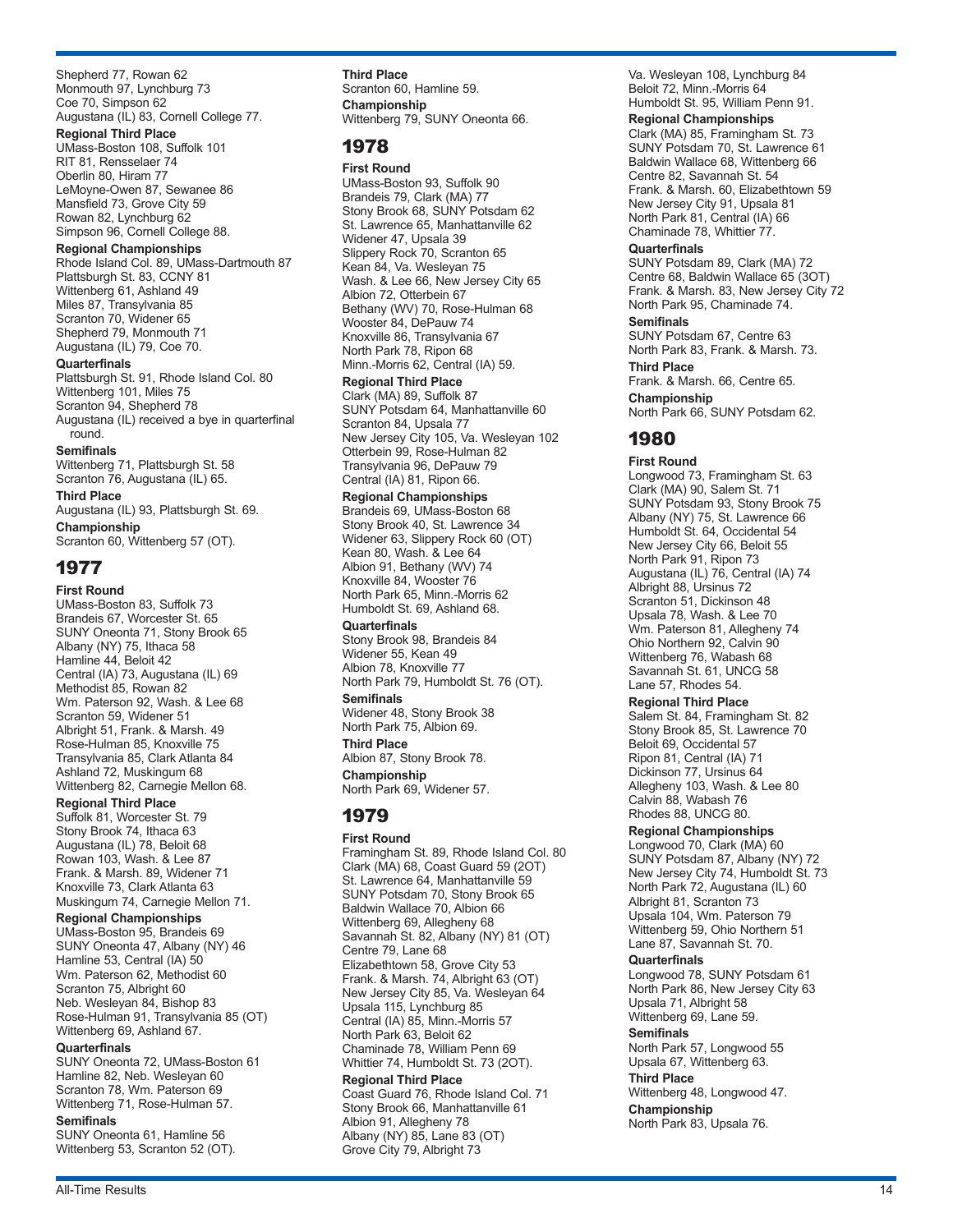Shepherd 77, Rowan 62
Monmouth 97, Lynchburg 73
Coe 70, Simpson 62
Augustana (IL) 83, Cornell College 77.

**Regional Third Place**

UMass-Boston 108, Suffolk 101
RIT 81, Rensselaer 74
Oberlin 80, Hiram 77
LeMoyne-Owen 87, Sewanee 86
Mansfield 73, Grove City 59
Rowan 82, Lynchburg 62
Simpson 96, Cornell College 88.

**Regional Championships**

Rhode Island Col. 89, UMass-Dartmouth 87
Plattsburgh St. 83, CCNY 81
Wittenberg 61, Ashland 49
Miles 87, Transylvania 85
Scranton 70, Widener 65
Shepherd 79, Monmouth 71
Augustana (IL) 79, Coe 70.

**Quarterfinals**

Plattsburgh St. 91, Rhode Island Col. 80
Wittenberg 101, Miles 75
Scranton 94, Shepherd 78
Augustana (IL) received a bye in quarterfinal round.

**Semifinals**

Wittenberg 71, Plattsburgh St. 58
Scranton 76, Augustana (IL) 65.

**Third Place**

Augustana (IL) 93, Plattsburgh St. 69.

**Championship**

Scranton 60, Wittenberg 57 (OT).

## 1977

**First Round**

UMass-Boston 83, Suffolk 73
Brandeis 67, Worcester St. 65
SUNY Oneonta 71, Stony Brook 65
Albany (NY) 75, Ithaca 58
Hamline 44, Beloit 42
Central (IA) 73, Augustana (IL) 69
Methodist 85, Rowan 82
Wm. Paterson 92, Wash. & Lee 68
Scranton 59, Widener 51
Albright 51, Frank. & Marsh. 49
Rose-Hulman 85, Knoxville 75
Transylvania 85, Clark Atlanta 84
Ashland 72, Muskingum 68
Wittenberg 82, Carnegie Mellon 68.

**Regional Third Place**

Suffolk 81, Worcester St. 79
Stony Brook 74, Ithaca 63
Augustana (IL) 78, Beloit 68
Rowan 103, Wash. & Lee 87
Frank. & Marsh. 89, Widener 71
Knoxville 73, Clark Atlanta 63
Muskingum 74, Carnegie Mellon 71.

**Regional Championships**

UMass-Boston 95, Brandeis 69
SUNY Oneonta 47, Albany (NY) 46
Hamline 53, Central (IA) 50
Wm. Paterson 62, Methodist 60
Scranton 75, Albright 60
Neb. Wesleyan 84, Bishop 83
Rose-Hulman 91, Transylvania 85 (OT)
Wittenberg 69, Ashland 67.

**Quarterfinals**

SUNY Oneonta 72, UMass-Boston 61
Hamline 82, Neb. Wesleyan 60
Scranton 78, Wm. Paterson 69
Wittenberg 71, Rose-Hulman 57.

**Semifinals**

SUNY Oneonta 61, Hamline 56
Wittenberg 53, Scranton 52 (OT).

**Third Place**

Scranton 60, Hamline 59.

**Championship**

Wittenberg 79, SUNY Oneonta 66.

## 1978

**First Round**

UMass-Boston 93, Suffolk 90
Brandeis 79, Clark (MA) 77
Stony Brook 68, SUNY Potsdam 62
St. Lawrence 65, Manhattanville 62
Widener 47, Upsala 39
Slippery Rock 70, Scranton 65
Kean 84, Va. Wesleyan 75
Wash. & Lee 66, New Jersey City 65
Albion 72, Otterbein 67
Bethany (WV) 70, Rose-Hulman 68
Wooster 84, DePauw 74
Knoxville 86, Transylvania 67
North Park 78, Ripon 68
Minn.-Morris 62, Central (IA) 59.

**Regional Third Place**

Clark (MA) 89, Suffolk 87
SUNY Potsdam 64, Manhattanville 60
Scranton 84, Upsala 77
New Jersey City 105, Va. Wesleyan 102
Otterbein 99, Rose-Hulman 82
Transylvania 96, DePauw 79
Central (IA) 81, Ripon 66.

**Regional Championships**

Brandeis 69, UMass-Boston 68
Stony Brook 40, St. Lawrence 34
Widener 63, Slippery Rock 60 (OT)
Kean 80, Wash. & Lee 64
Albion 91, Bethany (WV) 74
Knoxville 84, Wooster 76
North Park 65, Minn.-Morris 62
Humboldt St. 69, Ashland 68.

**Quarterfinals**

Stony Brook 98, Brandeis 84
Widener 55, Kean 49
Albion 78, Knoxville 77
North Park 79, Humboldt St. 76 (OT).

**Semifinals**

Widener 48, Stony Brook 38
North Park 75, Albion 69.

**Third Place**

Albion 87, Stony Brook 78.

**Championship**

North Park 69, Widener 57.

## 1979

**First Round**

Framingham St. 89, Rhode Island Col. 80
Clark (MA) 68, Coast Guard 59 (2OT)
St. Lawrence 64, Manhattanville 59
SUNY Potsdam 70, Stony Brook 65
Baldwin Wallace 70, Albion 66
Wittenberg 69, Allegheny 68
Savannah St. 82, Albany (NY) 81 (OT)
Centre 79, Lane 68
Elizabethtown 58, Grove City 53
Frank. & Marsh. 74, Albright 63 (OT)
New Jersey City 85, Va. Wesleyan 64
Upsala 115, Lynchburg 85
Central (IA) 85, Minn.-Morris 57
North Park 63, Beloit 62
Chaminade 78, William Penn 69
Whittier 74, Humboldt St. 73 (2OT).

**Regional Third Place**

Coast Guard 76, Rhode Island Col. 71
Stony Brook 66, Manhattanville 61
Albion 91, Allegheny 78
Albany (NY) 85, Lane 83 (OT)
Grove City 79, Albright 73
Va. Wesleyan 108, Lynchburg 84
Beloit 72, Minn.-Morris 64
Humboldt St. 95, William Penn 91.

**Regional Championships**

Clark (MA) 85, Framingham St. 73
SUNY Potsdam 70, St. Lawrence 61
Baldwin Wallace 68, Wittenberg 66
Centre 82, Savannah St. 54
Frank. & Marsh. 60, Elizabethtown 59
New Jersey City 91, Upsala 81
North Park 81, Central (IA) 66
Chaminade 78, Whittier 77.

**Quarterfinals**

SUNY Potsdam 89, Clark (MA) 72
Centre 68, Baldwin Wallace 65 (3OT)
Frank. & Marsh. 83, New Jersey City 72
North Park 95, Chaminade 74.

**Semifinals**

SUNY Potsdam 67, Centre 63
North Park 83, Frank. & Marsh. 73.

**Third Place**

Frank. & Marsh. 66, Centre 65.

**Championship**

North Park 66, SUNY Potsdam 62.

## 1980

**First Round**

Longwood 73, Framingham St. 63
Clark (MA) 90, Salem St. 71
SUNY Potsdam 93, Stony Brook 75
Albany (NY) 75, St. Lawrence 66
Humboldt St. 64, Occidental 54
New Jersey City 66, Beloit 55
North Park 91, Ripon 73
Augustana (IL) 76, Central (IA) 74
Albright 88, Ursinus 72
Scranton 51, Dickinson 48
Upsala 78, Wash. & Lee 70
Wm. Paterson 81, Allegheny 74
Ohio Northern 92, Calvin 90
Wittenberg 76, Wabash 68
Savannah St. 61, UNCG 58
Lane 57, Rhodes 54.

**Regional Third Place**

Salem St. 84, Framingham St. 82
Stony Brook 85, St. Lawrence 70
Beloit 69, Occidental 57
Ripon 81, Central (IA) 71
Dickinson 77, Ursinus 64
Allegheny 103, Wash. & Lee 80
Calvin 88, Wabash 76
Rhodes 88, UNCG 80.

**Regional Championships**

Longwood 70, Clark (MA) 60
SUNY Potsdam 87, Albany (NY) 72
New Jersey City 74, Humboldt St. 73
North Park 72, Augustana (IL) 60
Albright 81, Scranton 73
Upsala 104, Wm. Paterson 79
Wittenberg 59, Ohio Northern 51
Lane 87, Savannah St. 70.

**Quarterfinals**

Longwood 78, SUNY Potsdam 61
North Park 86, New Jersey City 63
Upsala 71, Albright 58
Wittenberg 69, Lane 59.

**Semifinals**

North Park 57, Longwood 55
Upsala 67, Wittenberg 63.

**Third Place**

Wittenberg 48, Longwood 47.

**Championship**

North Park 83, Upsala 76.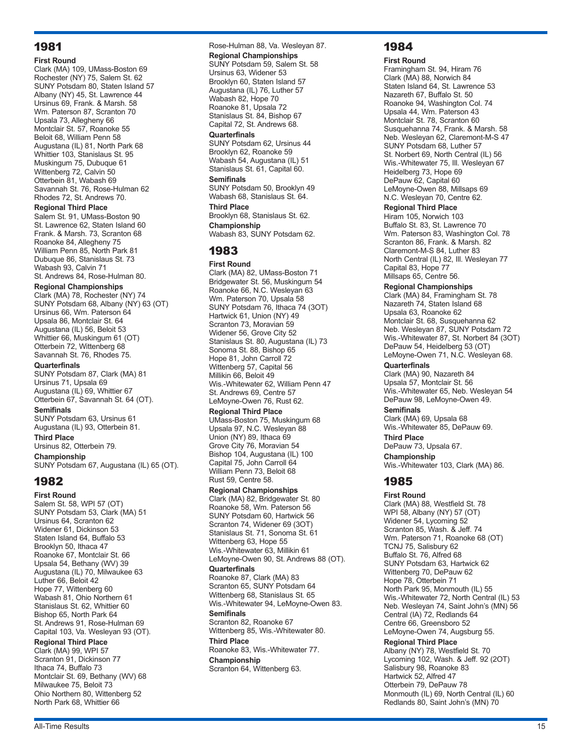## 1981

**First Round**

Clark (MA) 109, UMass-Boston 69
Rochester (NY) 75, Salem St. 62
SUNY Potsdam 80, Staten Island 57
Albany (NY) 45, St. Lawrence 44
Ursinus 69, Frank. & Marsh. 58
Wm. Paterson 87, Scranton 70
Upsala 73, Allegheny 66
Montclair St. 57, Roanoke 55
Beloit 68, William Penn 58
Augustana (IL) 81, North Park 68
Whittier 103, Stanislaus St. 95
Muskingum 75, Dubuque 61
Wittenberg 72, Calvin 50
Otterbein 81, Wabash 69
Savannah St. 76, Rose-Hulman 62
Rhodes 72, St. Andrews 70.

**Regional Third Place**

Salem St. 91, UMass-Boston 90
St. Lawrence 62, Staten Island 60
Frank. & Marsh. 73, Scranton 68
Roanoke 84, Allegheny 75
William Penn 85, North Park 81
Dubuque 86, Stanislaus St. 73
Wabash 93, Calvin 71
St. Andrews 84, Rose-Hulman 80.

**Regional Championships**

Clark (MA) 78, Rochester (NY) 74
SUNY Potsdam 68, Albany (NY) 63 (OT)
Ursinus 66, Wm. Paterson 64
Upsala 86, Montclair St. 64
Augustana (IL) 56, Beloit 53
Whittier 66, Muskingum 61 (OT)
Otterbein 72, Wittenberg 68
Savannah St. 76, Rhodes 75.

**Quarterfinals**

SUNY Potsdam 87, Clark (MA) 81
Ursinus 71, Upsala 69
Augustana (IL) 69, Whittier 67
Otterbein 67, Savannah St. 64 (OT).

**Semifinals**

SUNY Potsdam 63, Ursinus 61
Augustana (IL) 93, Otterbein 81.

**Third Place**

Ursinus 82, Otterbein 79.

**Championship**

SUNY Potsdam 67, Augustana (IL) 65 (OT).

## 1982

**First Round**

Salem St. 58, WPI 57 (OT)
SUNY Potsdam 53, Clark (MA) 51
Ursinus 64, Scranton 62
Widener 61, Dickinson 53
Staten Island 64, Buffalo 53
Brooklyn 50, Ithaca 47
Roanoke 67, Montclair St. 66
Upsala 54, Bethany (WV) 39
Augustana (IL) 70, Milwaukee 63
Luther 66, Beloit 42
Hope 77, Wittenberg 60
Wabash 81, Ohio Northern 61
Stanislaus St. 62, Whittier 60
Bishop 65, North Park 64
St. Andrews 91, Rose-Hulman 69
Capital 103, Va. Wesleyan 93 (OT).

**Regional Third Place**

Clark (MA) 99, WPI 57
Scranton 91, Dickinson 77
Ithaca 74, Buffalo 73
Montclair St. 69, Bethany (WV) 68
Milwaukee 75, Beloit 73
Ohio Northern 80, Wittenberg 52
North Park 68, Whittier 66
Rose-Hulman 88, Va. Wesleyan 87.

**Regional Championships**

SUNY Potsdam 59, Salem St. 58
Ursinus 63, Widener 53
Brooklyn 60, Staten Island 57
Augustana (IL) 76, Luther 57
Wabash 82, Hope 70
Roanoke 81, Upsala 72
Stanislaus St. 84, Bishop 67
Capital 72, St. Andrews 68.

**Quarterfinals**

SUNY Potsdam 62, Ursinus 44
Brooklyn 62, Roanoke 59
Wabash 54, Augustana (IL) 51
Stanislaus St. 61, Capital 60.

**Semifinals**

SUNY Potsdam 50, Brooklyn 49
Wabash 68, Stanislaus St. 64.

**Third Place**

Brooklyn 68, Stanislaus St. 62.

**Championship**

Wabash 83, SUNY Potsdam 62.

## 1983

**First Round**

Clark (MA) 82, UMass-Boston 71
Bridgewater St. 56, Muskingum 54
Roanoke 66, N.C. Wesleyan 63
Wm. Paterson 70, Upsala 58
SUNY Potsdam 76, Ithaca 74 (3OT)
Hartwick 61, Union (NY) 49
Scranton 73, Moravian 59
Widener 56, Grove City 52
Stanislaus St. 80, Augustana (IL) 73
Sonoma St. 88, Bishop 65
Hope 81, John Carroll 72
Wittenberg 57, Capital 56
Millikin 66, Beloit 49
Wis.-Whitewater 62, William Penn 47
St. Andrews 69, Centre 57
LeMoyne-Owen 76, Rust 62.

**Regional Third Place**

UMass-Boston 75, Muskingum 68
Upsala 97, N.C. Wesleyan 88
Union (NY) 89, Ithaca 69
Grove City 76, Moravian 54
Bishop 104, Augustana (IL) 100
Capital 75, John Carroll 64
William Penn 73, Beloit 68
Rust 59, Centre 58.

**Regional Championships**

Clark (MA) 82, Bridgewater St. 80
Roanoke 58, Wm. Paterson 56
SUNY Potsdam 60, Hartwick 56
Scranton 74, Widener 69 (3OT)
Stanislaus St. 71, Sonoma St. 61
Wittenberg 63, Hope 55
Wis.-Whitewater 63, Millikin 61
LeMoyne-Owen 90, St. Andrews 88 (OT).

**Quarterfinals**

Roanoke 87, Clark (MA) 83
Scranton 65, SUNY Potsdam 64
Wittenberg 68, Stanislaus St. 65
Wis.-Whitewater 94, LeMoyne-Owen 83.

**Semifinals**

Scranton 82, Roanoke 67
Wittenberg 85, Wis.-Whitewater 80.

**Third Place**

Roanoke 83, Wis.-Whitewater 77.

**Championship**

Scranton 64, Wittenberg 63.

## 1984

**First Round**

Framingham St. 94, Hiram 76
Clark (MA) 88, Norwich 84
Staten Island 64, St. Lawrence 53
Nazareth 67, Buffalo St. 50
Roanoke 94, Washington Col. 74
Upsala 44, Wm. Paterson 43
Montclair St. 78, Scranton 60
Susquehanna 74, Frank. & Marsh. 58
Neb. Wesleyan 62, Claremont-M-S 47
SUNY Potsdam 68, Luther 57
St. Norbert 69, North Central (IL) 56
Wis.-Whitewater 75, Ill. Wesleyan 67
Heidelberg 73, Hope 69
DePauw 62, Capital 60
LeMoyne-Owen 88, Millsaps 69
N.C. Wesleyan 70, Centre 62.

**Regional Third Place**

Hiram 105, Norwich 103
Buffalo St. 83, St. Lawrence 70
Wm. Paterson 83, Washington Col. 78
Scranton 86, Frank. & Marsh. 82
Claremont-M-S 84, Luther 83
North Central (IL) 82, Ill. Wesleyan 77
Capital 83, Hope 77
Millsaps 65, Centre 56.

**Regional Championships**

Clark (MA) 84, Framingham St. 78
Nazareth 74, Staten Island 68
Upsala 63, Roanoke 62
Montclair St. 68, Susquehanna 62
Neb. Wesleyan 87, SUNY Potsdam 72
Wis.-Whitewater 87, St. Norbert 84 (3OT)
DePauw 54, Heidelberg 53 (OT)
LeMoyne-Owen 71, N.C. Wesleyan 68.

**Quarterfinals**

Clark (MA) 90, Nazareth 84
Upsala 57, Montclair St. 56
Wis.-Whitewater 65, Neb. Wesleyan 54
DePauw 98, LeMoyne-Owen 49.

**Semifinals**

Clark (MA) 69, Upsala 68
Wis.-Whitewater 85, DePauw 69.

**Third Place**

DePauw 73, Upsala 67.

**Championship**

Wis.-Whitewater 103, Clark (MA) 86.

## 1985

**First Round**

Clark (MA) 88, Westfield St. 78
WPI 58, Albany (NY) 57 (OT)
Widener 54, Lycoming 52
Scranton 85, Wash. & Jeff. 74
Wm. Paterson 71, Roanoke 68 (OT)
TCNJ 75, Salisbury 62
Buffalo St. 76, Alfred 68
SUNY Potsdam 63, Hartwick 62
Wittenberg 70, DePauw 62
Hope 78, Otterbein 71
North Park 95, Monmouth (IL) 55
Wis.-Whitewater 72, North Central (IL) 53
Neb. Wesleyan 74, Saint John's (MN) 56
Central (IA) 72, Redlands 64
Centre 66, Greensboro 52
LeMoyne-Owen 74, Augsburg 55.

**Regional Third Place**

Albany (NY) 78, Westfield St. 70
Lycoming 102, Wash. & Jeff. 92 (2OT)
Salisbury 98, Roanoke 83
Hartwick 52, Alfred 47
Otterbein 79, DePauw 78
Monmouth (IL) 69, North Central (IL) 60
Redlands 80, Saint John's (MN) 70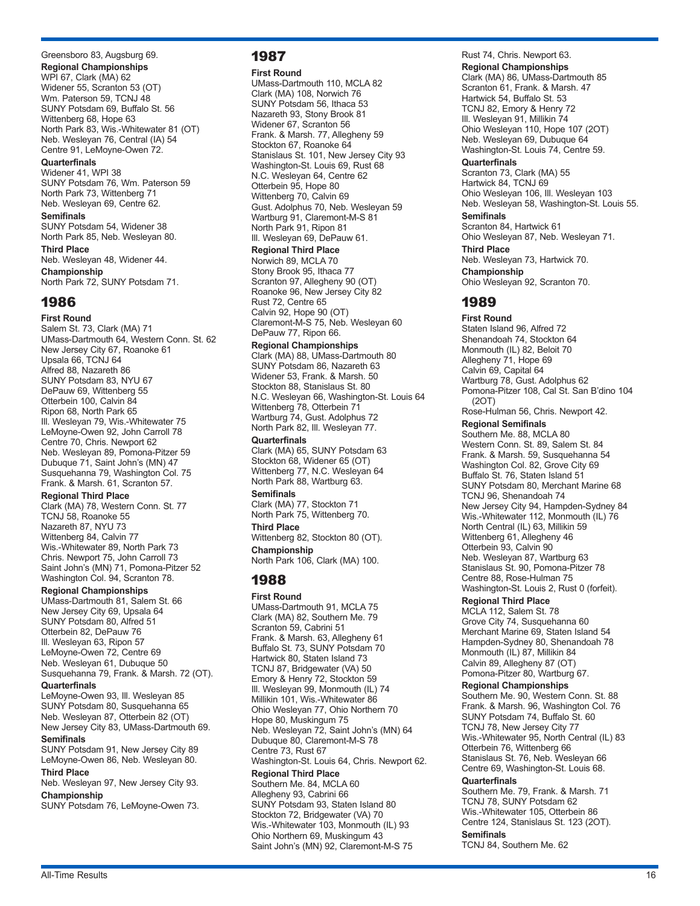Greensboro 83, Augsburg 69.

**Regional Championships**
WPI 67, Clark (MA) 62
Widener 55, Scranton 53 (OT)
Wm. Paterson 59, TCNJ 48
SUNY Potsdam 69, Buffalo St. 56
Wittenberg 68, Hope 63
North Park 83, Wis.-Whitewater 81 (OT)
Neb. Wesleyan 76, Central (IA) 54
Centre 91, LeMoyne-Owen 72.

**Quarterfinals**
Widener 41, WPI 38
SUNY Potsdam 76, Wm. Paterson 59
North Park 73, Wittenberg 71
Neb. Wesleyan 69, Centre 62.

**Semifinals**
SUNY Potsdam 54, Widener 38
North Park 85, Neb. Wesleyan 80.

**Third Place**
Neb. Wesleyan 48, Widener 44.

**Championship**
North Park 72, SUNY Potsdam 71.

## 1986

**First Round**
Salem St. 73, Clark (MA) 71
UMass-Dartmouth 64, Western Conn. St. 62
New Jersey City 67, Roanoke 61
Upsala 66, TCNJ 64
Alfred 88, Nazareth 86
SUNY Potsdam 83, NYU 67
DePauw 69, Wittenberg 55
Otterbein 100, Calvin 84
Ripon 68, North Park 65
Ill. Wesleyan 79, Wis.-Whitewater 75
LeMoyne-Owen 92, John Carroll 78
Centre 70, Chris. Newport 62
Neb. Wesleyan 89, Pomona-Pitzer 59
Dubuque 71, Saint John's (MN) 47
Susquehanna 79, Washington Col. 75
Frank. & Marsh. 61, Scranton 57.

**Regional Third Place**
Clark (MA) 78, Western Conn. St. 77
TCNJ 58, Roanoke 55
Nazareth 87, NYU 73
Wittenberg 84, Calvin 77
Wis.-Whitewater 89, North Park 73
Chris. Newport 75, John Carroll 73
Saint John's (MN) 71, Pomona-Pitzer 52
Washington Col. 94, Scranton 78.

**Regional Championships**
UMass-Dartmouth 81, Salem St. 66
New Jersey City 69, Upsala 64
SUNY Potsdam 80, Alfred 51
Otterbein 82, DePauw 76
Ill. Wesleyan 63, Ripon 57
LeMoyne-Owen 72, Centre 69
Neb. Wesleyan 61, Dubuque 50
Susquehanna 79, Frank. & Marsh. 72 (OT).

**Quarterfinals**
LeMoyne-Owen 93, Ill. Wesleyan 85
SUNY Potsdam 80, Susquehanna 65
Neb. Wesleyan 87, Otterbein 82 (OT)
New Jersey City 83, UMass-Dartmouth 69.

**Semifinals**
SUNY Potsdam 91, New Jersey City 89
LeMoyne-Owen 86, Neb. Wesleyan 80.

**Third Place**
Neb. Wesleyan 97, New Jersey City 93.

**Championship**
SUNY Potsdam 76, LeMoyne-Owen 73.

## 1987

**First Round**
UMass-Dartmouth 110, MCLA 82
Clark (MA) 108, Norwich 76
SUNY Potsdam 56, Ithaca 53
Nazareth 93, Stony Brook 81
Widener 67, Scranton 56
Frank. & Marsh. 77, Allegheny 59
Stockton 67, Roanoke 64
Stanislaus St. 101, New Jersey City 93
Washington-St. Louis 69, Rust 68
N.C. Wesleyan 64, Centre 62
Otterbein 95, Hope 80
Wittenberg 70, Calvin 69
Gust. Adolphus 70, Neb. Wesleyan 59
Wartburg 91, Claremont-M-S 81
North Park 91, Ripon 81
Ill. Wesleyan 69, DePauw 61.

**Regional Third Place**
Norwich 89, MCLA 70
Stony Brook 95, Ithaca 77
Scranton 97, Allegheny 90 (OT)
Roanoke 96, New Jersey City 82
Rust 72, Centre 65
Calvin 92, Hope 90 (OT)
Claremont-M-S 75, Neb. Wesleyan 60
DePauw 77, Ripon 66.

**Regional Championships**
Clark (MA) 88, UMass-Dartmouth 80
SUNY Potsdam 86, Nazareth 63
Widener 53, Frank. & Marsh. 50
Stockton 88, Stanislaus St. 80
N.C. Wesleyan 66, Washington-St. Louis 64
Wittenberg 78, Otterbein 71
Wartburg 74, Gust. Adolphus 72
North Park 82, Ill. Wesleyan 77.

**Quarterfinals**
Clark (MA) 65, SUNY Potsdam 63
Stockton 68, Widener 65 (OT)
Wittenberg 77, N.C. Wesleyan 64
North Park 88, Wartburg 63.

**Semifinals**
Clark (MA) 77, Stockton 71
North Park 75, Wittenberg 70.

**Third Place**
Wittenberg 82, Stockton 80 (OT).

**Championship**
North Park 106, Clark (MA) 100.

## 1988

**First Round**
UMass-Dartmouth 91, MCLA 75
Clark (MA) 82, Southern Me. 79
Scranton 59, Cabrini 51
Frank. & Marsh. 63, Allegheny 61
Buffalo St. 73, SUNY Potsdam 70
Hartwick 80, Staten Island 73
TCNJ 87, Bridgewater (VA) 50
Emory & Henry 72, Stockton 59
Ill. Wesleyan 99, Monmouth (IL) 74
Millikin 101, Wis.-Whitewater 86
Ohio Wesleyan 77, Ohio Northern 70
Hope 80, Muskingum 75
Neb. Wesleyan 72, Saint John's (MN) 64
Dubuque 80, Claremont-M-S 78
Centre 73, Rust 67
Washington-St. Louis 64, Chris. Newport 62.

**Regional Third Place**
Southern Me. 84, MCLA 60
Allegheny 93, Cabrini 66
SUNY Potsdam 93, Staten Island 80
Stockton 72, Bridgewater (VA) 70
Wis.-Whitewater 103, Monmouth (IL) 93
Ohio Northern 69, Muskingum 43
Saint John's (MN) 92, Claremont-M-S 75
Rust 74, Chris. Newport 63.

**Regional Championships**
Clark (MA) 86, UMass-Dartmouth 85
Scranton 61, Frank. & Marsh. 47
Hartwick 54, Buffalo St. 53
TCNJ 82, Emory & Henry 72
Ill. Wesleyan 91, Millikin 74
Ohio Wesleyan 110, Hope 107 (2OT)
Neb. Wesleyan 69, Dubuque 64
Washington-St. Louis 74, Centre 59.

**Quarterfinals**
Scranton 73, Clark (MA) 55
Hartwick 84, TCNJ 69
Ohio Wesleyan 106, Ill. Wesleyan 103
Neb. Wesleyan 58, Washington-St. Louis 55.

**Semifinals**
Scranton 84, Hartwick 61
Ohio Wesleyan 87, Neb. Wesleyan 71.

**Third Place**
Neb. Wesleyan 73, Hartwick 70.

**Championship**
Ohio Wesleyan 92, Scranton 70.

## 1989

**First Round**
Staten Island 96, Alfred 72
Shenandoah 74, Stockton 64
Monmouth (IL) 82, Beloit 70
Allegheny 71, Hope 69
Calvin 69, Capital 64
Wartburg 78, Gust. Adolphus 62
Pomona-Pitzer 108, Cal St. San B'dino 104 (2OT)
Rose-Hulman 56, Chris. Newport 42.

**Regional Semifinals**
Southern Me. 88, MCLA 80
Western Conn. St. 89, Salem St. 84
Frank. & Marsh. 59, Susquehanna 54
Washington Col. 82, Grove City 69
Buffalo St. 76, Staten Island 51
SUNY Potsdam 80, Merchant Marine 68
TCNJ 96, Shenandoah 74
New Jersey City 94, Hampden-Sydney 84
Wis.-Whitewater 112, Monmouth (IL) 76
North Central (IL) 63, Millikin 59
Wittenberg 61, Allegheny 46
Otterbein 93, Calvin 90
Neb. Wesleyan 87, Wartburg 63
Stanislaus St. 90, Pomona-Pitzer 78
Centre 88, Rose-Hulman 75
Washington-St. Louis 2, Rust 0 (forfeit).

**Regional Third Place**
MCLA 112, Salem St. 78
Grove City 74, Susquehanna 60
Merchant Marine 69, Staten Island 54
Hampden-Sydney 80, Shenandoah 78
Monmouth (IL) 87, Millikin 84
Calvin 89, Allegheny 87 (OT)
Pomona-Pitzer 80, Wartburg 67.

**Regional Championships**
Southern Me. 90, Western Conn. St. 88
Frank. & Marsh. 96, Washington Col. 76
SUNY Potsdam 74, Buffalo St. 60
TCNJ 78, New Jersey City 77
Wis.-Whitewater 95, North Central (IL) 83
Otterbein 76, Wittenberg 66
Stanislaus St. 76, Neb. Wesleyan 66
Centre 69, Washington-St. Louis 68.

**Quarterfinals**
Southern Me. 79, Frank. & Marsh. 71
TCNJ 78, SUNY Potsdam 62
Wis.-Whitewater 105, Otterbein 86
Centre 124, Stanislaus St. 123 (2OT).

**Semifinals**
TCNJ 84, Southern Me. 62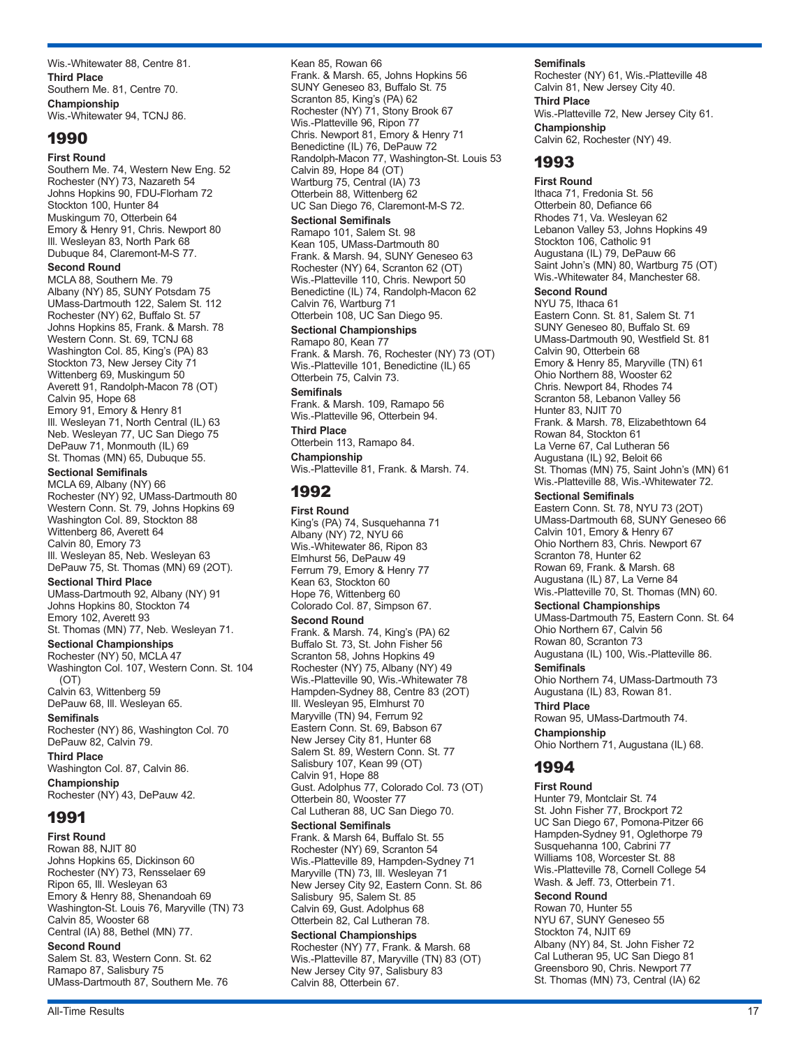Wis.-Whitewater 88, Centre 81.

**Third Place**
Southern Me. 81, Centre 70.

**Championship**
Wis.-Whitewater 94, TCNJ 86.

## 1990

**First Round**
Southern Me. 74, Western New Eng. 52
Rochester (NY) 73, Nazareth 54
Johns Hopkins 90, FDU-Florham 72
Stockton 100, Hunter 84
Muskingum 70, Otterbein 64
Emory & Henry 91, Chris. Newport 80
Ill. Wesleyan 83, North Park 68
Dubuque 84, Claremont-M-S 77.

**Second Round**
MCLA 88, Southern Me. 79
Albany (NY) 85, SUNY Potsdam 75
UMass-Dartmouth 122, Salem St. 112
Rochester (NY) 62, Buffalo St. 57
Johns Hopkins 85, Frank. & Marsh. 78
Western Conn. St. 69, TCNJ 68
Washington Col. 85, King's (PA) 83
Stockton 73, New Jersey City 71
Wittenberg 69, Muskingum 50
Averett 91, Randolph-Macon 78 (OT)
Calvin 95, Hope 68
Emory 91, Emory & Henry 81
Ill. Wesleyan 71, North Central (IL) 63
Neb. Wesleyan 77, UC San Diego 75
DePauw 71, Monmouth (IL) 69
St. Thomas (MN) 65, Dubuque 55.

**Sectional Semifinals**
MCLA 69, Albany (NY) 66
Rochester (NY) 92, UMass-Dartmouth 80
Western Conn. St. 79, Johns Hopkins 69
Washington Col. 89, Stockton 88
Wittenberg 86, Averett 64
Calvin 80, Emory 73
Ill. Wesleyan 85, Neb. Wesleyan 63
DePauw 75, St. Thomas (MN) 69 (2OT).

**Sectional Third Place**
UMass-Dartmouth 92, Albany (NY) 91
Johns Hopkins 80, Stockton 74
Emory 102, Averett 93
St. Thomas (MN) 77, Neb. Wesleyan 71.

**Sectional Championships**
Rochester (NY) 50, MCLA 47
Washington Col. 107, Western Conn. St. 104 (OT)
Calvin 63, Wittenberg 59
DePauw 68, Ill. Wesleyan 65.

**Semifinals**
Rochester (NY) 86, Washington Col. 70
DePauw 82, Calvin 79.

**Third Place**
Washington Col. 87, Calvin 86.

**Championship**
Rochester (NY) 43, DePauw 42.

## 1991

**First Round**
Rowan 88, NJIT 80
Johns Hopkins 65, Dickinson 60
Rochester (NY) 73, Rensselaer 69
Ripon 65, Ill. Wesleyan 63
Emory & Henry 88, Shenandoah 69
Washington-St. Louis 76, Maryville (TN) 73
Calvin 85, Wooster 68
Central (IA) 88, Bethel (MN) 77.

**Second Round**
Salem St. 83, Western Conn. St. 62
Ramapo 87, Salisbury 75
UMass-Dartmouth 87, Southern Me. 76
Kean 85, Rowan 66
Frank. & Marsh. 65, Johns Hopkins 56
SUNY Geneseo 83, Buffalo St. 75
Scranton 85, King's (PA) 62
Rochester (NY) 71, Stony Brook 67
Wis.-Platteville 96, Ripon 77
Chris. Newport 81, Emory & Henry 71
Benedictine (IL) 76, DePauw 72
Randolph-Macon 77, Washington-St. Louis 53
Calvin 89, Hope 84 (OT)
Wartburg 75, Central (IA) 73
Otterbein 88, Wittenberg 62
UC San Diego 76, Claremont-M-S 72.

**Sectional Semifinals**
Ramapo 101, Salem St. 98
Kean 105, UMass-Dartmouth 80
Frank. & Marsh. 94, SUNY Geneseo 63
Rochester (NY) 64, Scranton 62 (OT)
Wis.-Platteville 110, Chris. Newport 50
Benedictine (IL) 74, Randolph-Macon 62
Calvin 76, Wartburg 71
Otterbein 108, UC San Diego 95.

**Sectional Championships**
Ramapo 80, Kean 77
Frank. & Marsh. 76, Rochester (NY) 73 (OT)
Wis.-Platteville 101, Benedictine (IL) 65
Otterbein 75, Calvin 73.

**Semifinals**
Frank. & Marsh. 109, Ramapo 56
Wis.-Platteville 96, Otterbein 94.

**Third Place**
Otterbein 113, Ramapo 84.

**Championship**
Wis.-Platteville 81, Frank. & Marsh. 74.

## 1992

**First Round**
King's (PA) 74, Susquehanna 71
Albany (NY) 72, NYU 66
Wis.-Whitewater 86, Ripon 83
Elmhurst 56, DePauw 49
Ferrum 79, Emory & Henry 77
Kean 63, Stockton 60
Hope 76, Wittenberg 60
Colorado Col. 87, Simpson 67.

**Second Round**
Frank. & Marsh. 74, King's (PA) 62
Buffalo St. 73, St. John Fisher 56
Scranton 58, Johns Hopkins 49
Rochester (NY) 75, Albany (NY) 49
Wis.-Platteville 90, Wis.-Whitewater 78
Hampden-Sydney 88, Centre 83 (2OT)
Ill. Wesleyan 95, Elmhurst 70
Maryville (TN) 94, Ferrum 92
Eastern Conn. St. 69, Babson 67
New Jersey City 81, Hunter 68
Salem St. 89, Western Conn. St. 77
Salisbury 107, Kean 99 (OT)
Calvin 91, Hope 88
Gust. Adolphus 77, Colorado Col. 73 (OT)
Otterbein 80, Wooster 77
Cal Lutheran 88, UC San Diego 70.

**Sectional Semifinals**
Frank. & Marsh 64, Buffalo St. 55
Rochester (NY) 69, Scranton 54
Wis.-Platteville 89, Hampden-Sydney 71
Maryville (TN) 73, Ill. Wesleyan 71
New Jersey City 92, Eastern Conn. St. 86
Salisbury 95, Salem St. 85
Calvin 69, Gust. Adolphus 68
Otterbein 82, Cal Lutheran 78.

**Sectional Championships**
Rochester (NY) 77, Frank. & Marsh. 68
Wis.-Platteville 87, Maryville (TN) 83 (OT)
New Jersey City 97, Salisbury 83
Calvin 88, Otterbein 67.

**Semifinals**
Rochester (NY) 61, Wis.-Platteville 48
Calvin 81, New Jersey City 40.

**Third Place**
Wis.-Platteville 72, New Jersey City 61.

**Championship**
Calvin 62, Rochester (NY) 49.

## 1993

**First Round**
Ithaca 71, Fredonia St. 56
Otterbein 80, Defiance 66
Rhodes 71, Va. Wesleyan 62
Lebanon Valley 53, Johns Hopkins 49
Stockton 106, Catholic 91
Augustana (IL) 79, DePauw 66
Saint John's (MN) 80, Wartburg 75 (OT)
Wis.-Whitewater 84, Manchester 68.

**Second Round**
NYU 75, Ithaca 61
Eastern Conn. St. 81, Salem St. 71
SUNY Geneseo 80, Buffalo St. 69
UMass-Dartmouth 90, Westfield St. 81
Calvin 90, Otterbein 68
Emory & Henry 85, Maryville (TN) 61
Ohio Northern 88, Wooster 62
Chris. Newport 84, Rhodes 74
Scranton 58, Lebanon Valley 56
Hunter 83, NJIT 70
Frank. & Marsh. 78, Elizabethtown 64
Rowan 84, Stockton 61
La Verne 67, Cal Lutheran 56
Augustana (IL) 92, Beloit 66
St. Thomas (MN) 75, Saint John's (MN) 61
Wis.-Platteville 88, Wis.-Whitewater 72.

**Sectional Semifinals**
Eastern Conn. St. 78, NYU 73 (2OT)
UMass-Dartmouth 68, SUNY Geneseo 66
Calvin 101, Emory & Henry 67
Ohio Northern 83, Chris. Newport 67
Scranton 78, Hunter 62
Rowan 69, Frank. & Marsh. 68
Augustana (IL) 87, La Verne 84
Wis.-Platteville 70, St. Thomas (MN) 60.

**Sectional Championships**
UMass-Dartmouth 75, Eastern Conn. St. 64
Ohio Northern 67, Calvin 56
Rowan 80, Scranton 73
Augustana (IL) 100, Wis.-Platteville 86.

**Semifinals**
Ohio Northern 74, UMass-Dartmouth 73
Augustana (IL) 83, Rowan 81.

**Third Place**
Rowan 95, UMass-Dartmouth 74.

**Championship**
Ohio Northern 71, Augustana (IL) 68.

## 1994

**First Round**
Hunter 79, Montclair St. 74
St. John Fisher 77, Brockport 72
UC San Diego 67, Pomona-Pitzer 66
Hampden-Sydney 91, Oglethorpe 79
Susquehanna 100, Cabrini 77
Williams 108, Worcester St. 88
Wis.-Platteville 78, Cornell College 54
Wash. & Jeff. 73, Otterbein 71.

**Second Round**
Rowan 70, Hunter 55
NYU 67, SUNY Geneseo 55
Stockton 74, NJIT 69
Albany (NY) 84, St. John Fisher 72
Cal Lutheran 95, UC San Diego 81
Greensboro 90, Chris. Newport 77
St. Thomas (MN) 73, Central (IA) 62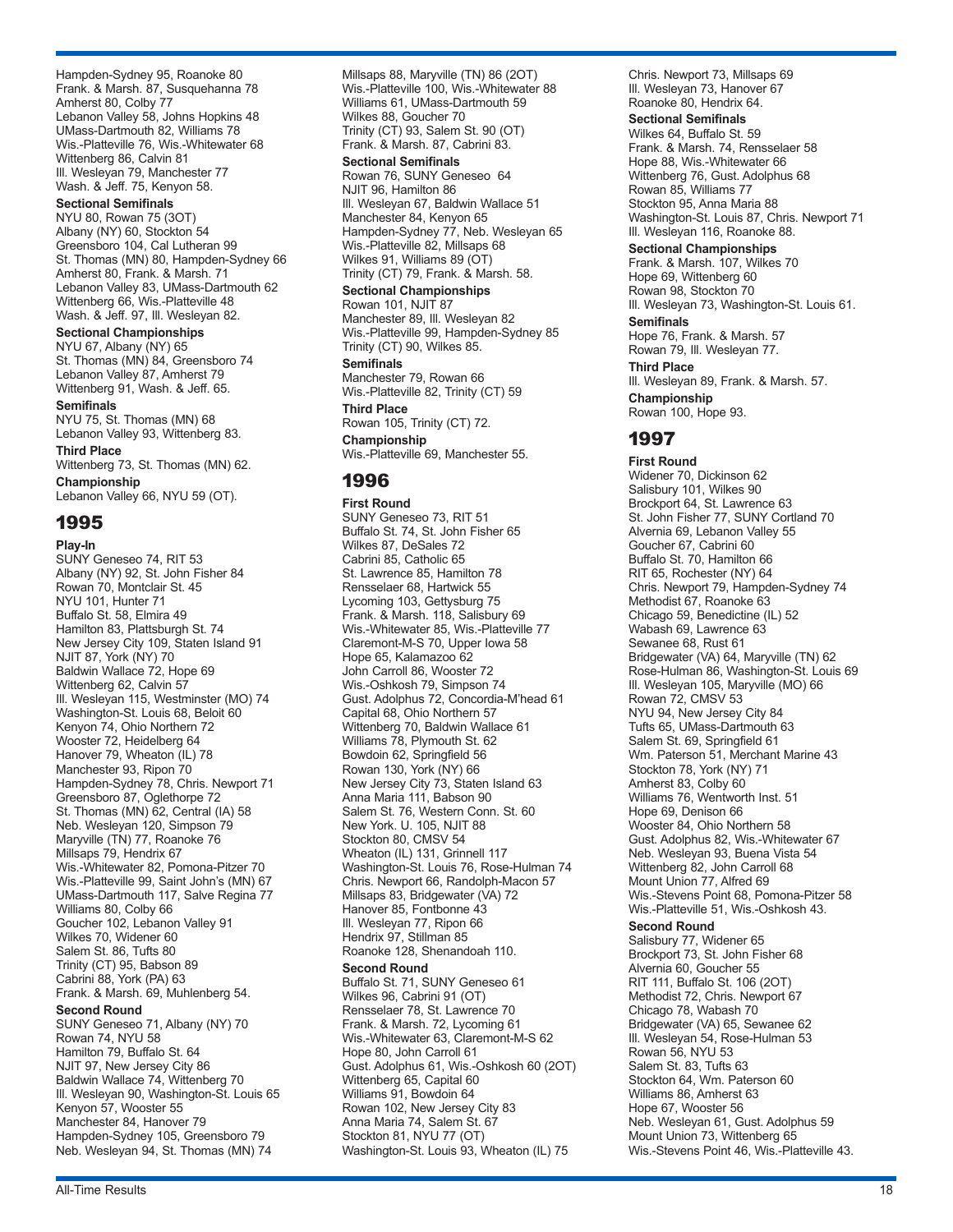Hampden-Sydney 95, Roanoke 80
Frank. & Marsh. 87, Susquehanna 78
Amherst 80, Colby 77
Lebanon Valley 58, Johns Hopkins 48
UMass-Dartmouth 82, Williams 78
Wis.-Platteville 76, Wis.-Whitewater 68
Wittenberg 86, Calvin 81
Ill. Wesleyan 79, Manchester 77
Wash. & Jeff. 75, Kenyon 58.

**Sectional Semifinals**
NYU 80, Rowan 75 (3OT)
Albany (NY) 60, Stockton 54
Greensboro 104, Cal Lutheran 99
St. Thomas (MN) 80, Hampden-Sydney 66
Amherst 80, Frank. & Marsh. 71
Lebanon Valley 83, UMass-Dartmouth 62
Wittenberg 66, Wis.-Platteville 48
Wash. & Jeff. 97, Ill. Wesleyan 82.

**Sectional Championships**
NYU 67, Albany (NY) 65
St. Thomas (MN) 84, Greensboro 74
Lebanon Valley 87, Amherst 79
Wittenberg 91, Wash. & Jeff. 65.

**Semifinals**
NYU 75, St. Thomas (MN) 68
Lebanon Valley 93, Wittenberg 83.

**Third Place**
Wittenberg 73, St. Thomas (MN) 62.

**Championship**
Lebanon Valley 66, NYU 59 (OT).

## 1995

**Play-In**
SUNY Geneseo 74, RIT 53
Albany (NY) 92, St. John Fisher 84
Rowan 70, Montclair St. 45
NYU 101, Hunter 71
Buffalo St. 58, Elmira 49
Hamilton 83, Plattsburgh St. 74
New Jersey City 109, Staten Island 91
NJIT 87, York (NY) 70
Baldwin Wallace 72, Hope 69
Wittenberg 62, Calvin 57
Ill. Wesleyan 115, Westminster (MO) 74
Washington-St. Louis 68, Beloit 60
Kenyon 74, Ohio Northern 72
Wooster 72, Heidelberg 64
Hanover 79, Wheaton (IL) 78
Manchester 93, Ripon 70
Hampden-Sydney 78, Chris. Newport 71
Greensboro 87, Oglethorpe 72
St. Thomas (MN) 62, Central (IA) 58
Neb. Wesleyan 120, Simpson 79
Maryville (TN) 77, Roanoke 76
Millsaps 79, Hendrix 67
Wis.-Whitewater 82, Pomona-Pitzer 70
Wis.-Platteville 99, Saint John's (MN) 67
UMass-Dartmouth 117, Salve Regina 77
Williams 80, Colby 66
Goucher 102, Lebanon Valley 91
Wilkes 70, Widener 60
Salem St. 86, Tufts 80
Trinity (CT) 95, Babson 89
Cabrini 88, York (PA) 63
Frank. & Marsh. 69, Muhlenberg 54.

**Second Round**
SUNY Geneseo 71, Albany (NY) 70
Rowan 74, NYU 58
Hamilton 79, Buffalo St. 64
NJIT 97, New Jersey City 86
Baldwin Wallace 74, Wittenberg 70
Ill. Wesleyan 90, Washington-St. Louis 65
Kenyon 57, Wooster 55
Manchester 84, Hanover 79
Hampden-Sydney 105, Greensboro 79
Neb. Wesleyan 94, St. Thomas (MN) 74
Millsaps 88, Maryville (TN) 86 (2OT)
Wis.-Platteville 100, Wis.-Whitewater 88
Williams 61, UMass-Dartmouth 59
Wilkes 88, Goucher 70
Trinity (CT) 93, Salem St. 90 (OT)
Frank. & Marsh. 87, Cabrini 83.

**Sectional Semifinals**
Rowan 76, SUNY Geneseo 64
NJIT 96, Hamilton 86
Ill. Wesleyan 67, Baldwin Wallace 51
Manchester 84, Kenyon 65
Hampden-Sydney 77, Neb. Wesleyan 65
Wis.-Platteville 82, Millsaps 68
Wilkes 91, Williams 89 (OT)
Trinity (CT) 79, Frank. & Marsh. 58.

**Sectional Championships**
Rowan 101, NJIT 87
Manchester 89, Ill. Wesleyan 82
Wis.-Platteville 99, Hampden-Sydney 85
Trinity (CT) 90, Wilkes 85.

**Semifinals**
Manchester 79, Rowan 66
Wis.-Platteville 82, Trinity (CT) 59

**Third Place**
Rowan 105, Trinity (CT) 72.

**Championship**
Wis.-Platteville 69, Manchester 55.

## 1996

**First Round**
SUNY Geneseo 73, RIT 51
Buffalo St. 74, St. John Fisher 65
Wilkes 87, DeSales 72
Cabrini 85, Catholic 65
St. Lawrence 85, Hamilton 78
Rensselaer 68, Hartwick 55
Lycoming 103, Gettysburg 75
Frank. & Marsh. 118, Salisbury 69
Wis.-Whitewater 85, Wis.-Platteville 77
Claremont-M-S 70, Upper Iowa 58
Hope 65, Kalamazoo 62
John Carroll 86, Wooster 72
Wis.-Oshkosh 79, Simpson 74
Gust. Adolphus 72, Concordia-M'head 61
Capital 68, Ohio Northern 57
Wittenberg 70, Baldwin Wallace 61
Williams 78, Plymouth St. 62
Bowdoin 62, Springfield 56
Rowan 130, York (NY) 66
New Jersey City 73, Staten Island 63
Anna Maria 111, Babson 90
Salem St. 76, Western Conn. St. 60
New York. U. 105, NJIT 88
Stockton 80, CMSV 54
Wheaton (IL) 131, Grinnell 117
Washington-St. Louis 76, Rose-Hulman 74
Chris. Newport 66, Randolph-Macon 57
Millsaps 83, Bridgewater (VA) 72
Hanover 85, Fontbonne 43
Ill. Wesleyan 77, Ripon 66
Hendrix 97, Stillman 85
Roanoke 128, Shenandoah 110.

**Second Round**
Buffalo St. 71, SUNY Geneseo 61
Wilkes 96, Cabrini 91 (OT)
Rensselaer 78, St. Lawrence 70
Frank. & Marsh. 72, Lycoming 61
Wis.-Whitewater 63, Claremont-M-S 62
Hope 80, John Carroll 61
Gust. Adolphus 61, Wis.-Oshkosh 60 (2OT)
Wittenberg 65, Capital 60
Williams 91, Bowdoin 64
Rowan 102, New Jersey City 83
Anna Maria 74, Salem St. 67
Stockton 81, NYU 77 (OT)
Washington-St. Louis 93, Wheaton (IL) 75
Chris. Newport 73, Millsaps 69
Ill. Wesleyan 73, Hanover 67
Roanoke 80, Hendrix 64.

**Sectional Semifinals**
Wilkes 64, Buffalo St. 59
Frank. & Marsh. 74, Rensselaer 58
Hope 88, Wis.-Whitewater 66
Wittenberg 76, Gust. Adolphus 68
Rowan 85, Williams 77
Stockton 95, Anna Maria 88
Washington-St. Louis 87, Chris. Newport 71
Ill. Wesleyan 116, Roanoke 88.

**Sectional Championships**
Frank. & Marsh. 107, Wilkes 70
Hope 69, Wittenberg 60
Rowan 98, Stockton 70
Ill. Wesleyan 73, Washington-St. Louis 61.

**Semifinals**
Hope 76, Frank. & Marsh. 57
Rowan 79, Ill. Wesleyan 77.

**Third Place**
Ill. Wesleyan 89, Frank. & Marsh. 57.

**Championship**
Rowan 100, Hope 93.

## 1997

**First Round**
Widener 70, Dickinson 62
Salisbury 101, Wilkes 90
Brockport 64, St. Lawrence 63
St. John Fisher 77, SUNY Cortland 70
Alvernia 69, Lebanon Valley 55
Goucher 67, Cabrini 60
Buffalo St. 70, Hamilton 66
RIT 65, Rochester (NY) 64
Chris. Newport 79, Hampden-Sydney 74
Methodist 67, Roanoke 63
Chicago 59, Benedictine (IL) 52
Wabash 69, Lawrence 63
Sewanee 68, Rust 61
Bridgewater (VA) 64, Maryville (TN) 62
Rose-Hulman 86, Washington-St. Louis 69
Ill. Wesleyan 105, Maryville (MO) 66
Rowan 72, CMSV 53
NYU 94, New Jersey City 84
Tufts 65, UMass-Dartmouth 63
Salem St. 69, Springfield 61
Wm. Paterson 51, Merchant Marine 43
Stockton 78, York (NY) 71
Amherst 83, Colby 60
Williams 76, Wentworth Inst. 51
Hope 69, Denison 66
Wooster 84, Ohio Northern 58
Gust. Adolphus 82, Wis.-Whitewater 67
Neb. Wesleyan 93, Buena Vista 54
Wittenberg 82, John Carroll 68
Mount Union 77, Alfred 69
Wis.-Stevens Point 68, Pomona-Pitzer 58
Wis.-Platteville 51, Wis.-Oshkosh 43.

**Second Round**
Salisbury 77, Widener 65
Brockport 73, St. John Fisher 68
Alvernia 60, Goucher 55
RIT 111, Buffalo St. 106 (2OT)
Methodist 72, Chris. Newport 67
Chicago 78, Wabash 70
Bridgewater (VA) 65, Sewanee 62
Ill. Wesleyan 54, Rose-Hulman 53
Rowan 56, NYU 53
Salem St. 83, Tufts 63
Stockton 64, Wm. Paterson 60
Williams 86, Amherst 63
Hope 67, Wooster 56
Neb. Wesleyan 61, Gust. Adolphus 59
Mount Union 73, Wittenberg 65
Wis.-Stevens Point 46, Wis.-Platteville 43.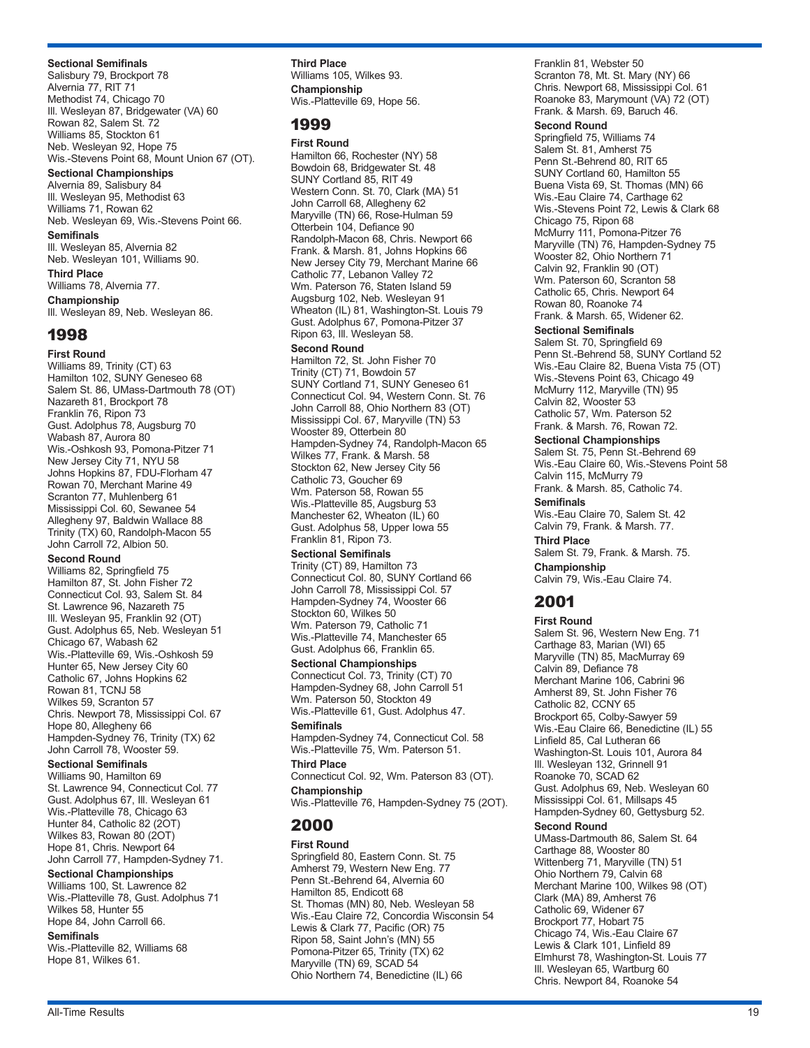**Sectional Semifinals**

Salisbury 79, Brockport 78
Alvernia 77, RIT 71
Methodist 74, Chicago 70
Ill. Wesleyan 87, Bridgewater (VA) 60
Rowan 82, Salem St. 72
Williams 85, Stockton 61
Neb. Wesleyan 92, Hope 75
Wis.-Stevens Point 68, Mount Union 67 (OT).

**Sectional Championships**

Alvernia 89, Salisbury 84
Ill. Wesleyan 95, Methodist 63
Williams 71, Rowan 62
Neb. Wesleyan 69, Wis.-Stevens Point 66.

**Semifinals**

Ill. Wesleyan 85, Alvernia 82
Neb. Wesleyan 101, Williams 90.

**Third Place**

Williams 78, Alvernia 77.

**Championship**

Ill. Wesleyan 89, Neb. Wesleyan 86.

## 1998

**First Round**

Williams 89, Trinity (CT) 63
Hamilton 102, SUNY Geneseo 68
Salem St. 86, UMass-Dartmouth 78 (OT)
Nazareth 81, Brockport 78
Franklin 76, Ripon 73
Gust. Adolphus 78, Augsburg 70
Wabash 87, Aurora 80
Wis.-Oshkosh 93, Pomona-Pitzer 71
New Jersey City 71, NYU 58
Johns Hopkins 87, FDU-Florham 47
Rowan 70, Merchant Marine 49
Scranton 77, Muhlenberg 61
Mississippi Col. 60, Sewanee 54
Allegheny 97, Baldwin Wallace 88
Trinity (TX) 60, Randolph-Macon 55
John Carroll 72, Albion 50.

**Second Round**

Williams 82, Springfield 75
Hamilton 87, St. John Fisher 72
Connecticut Col. 93, Salem St. 84
St. Lawrence 96, Nazareth 75
Ill. Wesleyan 95, Franklin 92 (OT)
Gust. Adolphus 65, Neb. Wesleyan 51
Chicago 67, Wabash 62
Wis.-Platteville 69, Wis.-Oshkosh 59
Hunter 65, New Jersey City 60
Catholic 67, Johns Hopkins 62
Rowan 81, TCNJ 58
Wilkes 59, Scranton 57
Chris. Newport 78, Mississippi Col. 67
Hope 80, Allegheny 66
Hampden-Sydney 76, Trinity (TX) 62
John Carroll 78, Wooster 59.

**Sectional Semifinals**

Williams 90, Hamilton 69
St. Lawrence 94, Connecticut Col. 77
Gust. Adolphus 67, Ill. Wesleyan 61
Wis.-Platteville 78, Chicago 63
Hunter 84, Catholic 82 (2OT)
Wilkes 83, Rowan 80 (2OT)
Hope 81, Chris. Newport 64
John Carroll 77, Hampden-Sydney 71.

**Sectional Championships**

Williams 100, St. Lawrence 82
Wis.-Platteville 78, Gust. Adolphus 71
Wilkes 58, Hunter 55
Hope 84, John Carroll 66.

**Semifinals**

Wis.-Platteville 82, Williams 68
Hope 81, Wilkes 61.

**Third Place**

Williams 105, Wilkes 93.

**Championship**

Wis.-Platteville 69, Hope 56.

## 1999

**First Round**

Hamilton 66, Rochester (NY) 58
Bowdoin 68, Bridgewater St. 48
SUNY Cortland 85, RIT 49
Western Conn. St. 70, Clark (MA) 51
John Carroll 68, Allegheny 62
Maryville (TN) 66, Rose-Hulman 59
Otterbein 104, Defiance 90
Randolph-Macon 68, Chris. Newport 66
Frank. & Marsh. 81, Johns Hopkins 66
New Jersey City 79, Merchant Marine 66
Catholic 77, Lebanon Valley 72
Wm. Paterson 76, Staten Island 59
Augsburg 102, Neb. Wesleyan 91
Wheaton (IL) 81, Washington-St. Louis 79
Gust. Adolphus 67, Pomona-Pitzer 37
Ripon 63, Ill. Wesleyan 58.

**Second Round**

Hamilton 72, St. John Fisher 70
Trinity (CT) 71, Bowdoin 57
SUNY Cortland 71, SUNY Geneseo 61
Connecticut Col. 94, Western Conn. St. 76
John Carroll 88, Ohio Northern 83 (OT)
Mississippi Col. 67, Maryville (TN) 53
Wooster 89, Otterbein 80
Hampden-Sydney 74, Randolph-Macon 65
Wilkes 77, Frank. & Marsh. 58
Stockton 62, New Jersey City 56
Catholic 73, Goucher 69
Wm. Paterson 58, Rowan 55
Wis.-Platteville 85, Augsburg 53
Manchester 62, Wheaton (IL) 60
Gust. Adolphus 58, Upper Iowa 55
Franklin 81, Ripon 73.

**Sectional Semifinals**

Trinity (CT) 89, Hamilton 73
Connecticut Col. 80, SUNY Cortland 66
John Carroll 78, Mississippi Col. 57
Hampden-Sydney 74, Wooster 66
Stockton 60, Wilkes 50
Wm. Paterson 79, Catholic 71
Wis.-Platteville 74, Manchester 65
Gust. Adolphus 66, Franklin 65.

**Sectional Championships**

Connecticut Col. 73, Trinity (CT) 70
Hampden-Sydney 68, John Carroll 51
Wm. Paterson 50, Stockton 49
Wis.-Platteville 61, Gust. Adolphus 47.

**Semifinals**

Hampden-Sydney 74, Connecticut Col. 58
Wis.-Platteville 75, Wm. Paterson 51.

**Third Place**

Connecticut Col. 92, Wm. Paterson 83 (OT).

**Championship**

Wis.-Platteville 76, Hampden-Sydney 75 (2OT).

## 2000

**First Round**

Springfield 80, Eastern Conn. St. 75
Amherst 79, Western New Eng. 77
Penn St.-Behrend 64, Alvernia 60
Hamilton 85, Endicott 68
St. Thomas (MN) 80, Neb. Wesleyan 58
Wis.-Eau Claire 72, Concordia Wisconsin 54
Lewis & Clark 77, Pacific (OR) 75
Ripon 58, Saint John's (MN) 55
Pomona-Pitzer 65, Trinity (TX) 62
Maryville (TN) 69, SCAD 54
Ohio Northern 74, Benedictine (IL) 66
Franklin 81, Webster 50
Scranton 78, Mt. St. Mary (NY) 66
Chris. Newport 68, Mississippi Col. 61
Roanoke 83, Marymount (VA) 72 (OT)
Frank. & Marsh. 69, Baruch 46.

**Second Round**

Springfield 75, Williams 74
Salem St. 81, Amherst 75
Penn St.-Behrend 80, RIT 65
SUNY Cortland 60, Hamilton 55
Buena Vista 69, St. Thomas (MN) 66
Wis.-Eau Claire 74, Carthage 62
Wis.-Stevens Point 72, Lewis & Clark 68
Chicago 75, Ripon 68
McMurry 111, Pomona-Pitzer 76
Maryville (TN) 76, Hampden-Sydney 75
Wooster 82, Ohio Northern 71
Calvin 92, Franklin 90 (OT)
Wm. Paterson 60, Scranton 58
Catholic 65, Chris. Newport 64
Rowan 80, Roanoke 74
Frank. & Marsh. 65, Widener 62.

**Sectional Semifinals**

Salem St. 70, Springfield 69
Penn St.-Behrend 58, SUNY Cortland 52
Wis.-Eau Claire 82, Buena Vista 75 (OT)
Wis.-Stevens Point 63, Chicago 49
McMurry 112, Maryville (TN) 95
Calvin 82, Wooster 53
Catholic 57, Wm. Paterson 52
Frank. & Marsh. 76, Rowan 72.

**Sectional Championships**

Salem St. 75, Penn St.-Behrend 69
Wis.-Eau Claire 60, Wis.-Stevens Point 58
Calvin 115, McMurry 79
Frank. & Marsh. 85, Catholic 74.

**Semifinals**

Wis.-Eau Claire 70, Salem St. 42
Calvin 79, Frank. & Marsh. 77.

**Third Place**

Salem St. 79, Frank. & Marsh. 75.

**Championship**

Calvin 79, Wis.-Eau Claire 74.

## 2001

**First Round**

Salem St. 96, Western New Eng. 71
Carthage 83, Marian (WI) 65
Maryville (TN) 85, MacMurray 69
Calvin 89, Defiance 78
Merchant Marine 106, Cabrini 96
Amherst 89, St. John Fisher 76
Catholic 82, CCNY 65
Brockport 65, Colby-Sawyer 59
Wis.-Eau Claire 66, Benedictine (IL) 55
Linfield 85, Cal Lutheran 66
Washington-St. Louis 101, Aurora 84
Ill. Wesleyan 132, Grinnell 91
Roanoke 70, SCAD 62
Gust. Adolphus 69, Neb. Wesleyan 60
Mississippi Col. 61, Millsaps 45
Hampden-Sydney 60, Gettysburg 52.

**Second Round**

UMass-Dartmouth 86, Salem St. 64
Carthage 88, Wooster 80
Wittenberg 71, Maryville (TN) 51
Ohio Northern 79, Calvin 68
Merchant Marine 100, Wilkes 98 (OT)
Clark (MA) 89, Amherst 76
Catholic 69, Widener 67
Brockport 77, Hobart 75
Chicago 74, Wis.-Eau Claire 67
Lewis & Clark 101, Linfield 89
Elmhurst 78, Washington-St. Louis 77
Ill. Wesleyan 65, Wartburg 60
Chris. Newport 84, Roanoke 54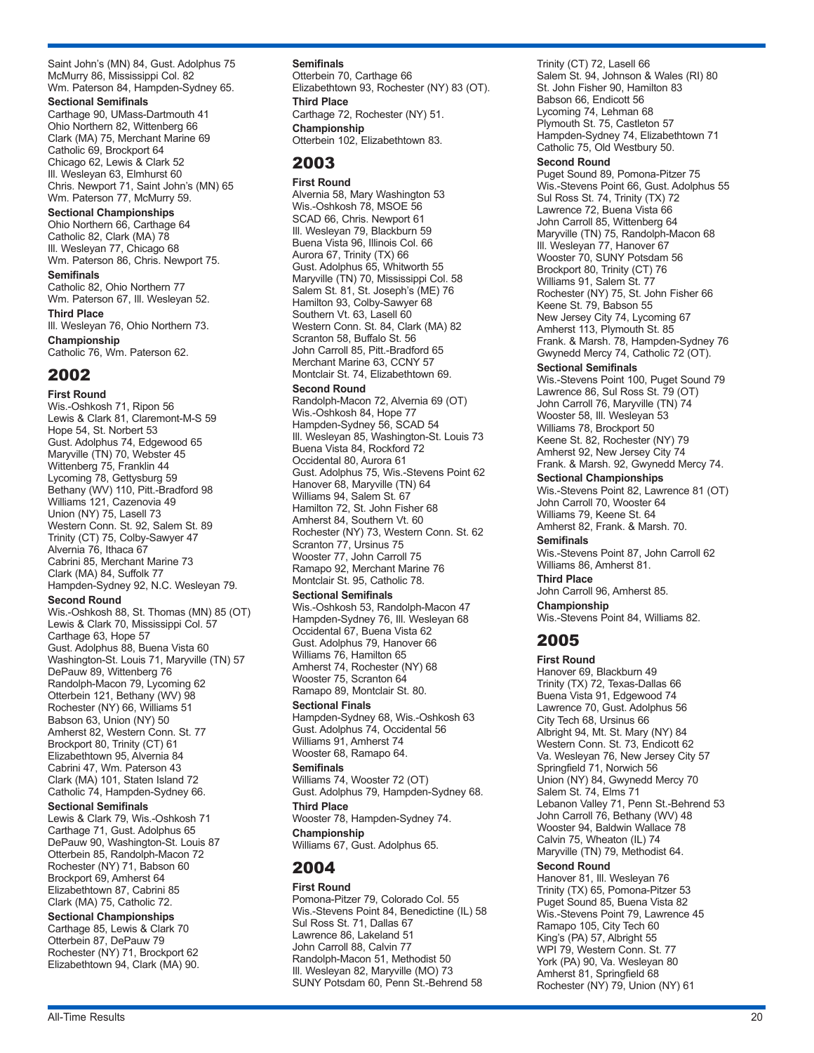Saint John's (MN) 84, Gust. Adolphus 75
McMurry 86, Mississippi Col. 82
Wm. Paterson 84, Hampden-Sydney 65.

**Sectional Semifinals**

Carthage 90, UMass-Dartmouth 41
Ohio Northern 82, Wittenberg 66
Clark (MA) 75, Merchant Marine 69
Catholic 69, Brockport 64
Chicago 62, Lewis & Clark 52
Ill. Wesleyan 63, Elmhurst 60
Chris. Newport 71, Saint John's (MN) 65
Wm. Paterson 77, McMurry 59.

**Sectional Championships**

Ohio Northern 66, Carthage 64
Catholic 82, Clark (MA) 78
Ill. Wesleyan 77, Chicago 68
Wm. Paterson 86, Chris. Newport 75.

**Semifinals**

Catholic 82, Ohio Northern 77
Wm. Paterson 67, Ill. Wesleyan 52.

**Third Place**

Ill. Wesleyan 76, Ohio Northern 73.

**Championship**

Catholic 76, Wm. Paterson 62.

## 2002

**First Round**

Wis.-Oshkosh 71, Ripon 56
Lewis & Clark 81, Claremont-M-S 59
Hope 54, St. Norbert 53
Gust. Adolphus 74, Edgewood 65
Maryville (TN) 70, Webster 45
Wittenberg 75, Franklin 44
Lycoming 78, Gettysburg 59
Bethany (WV) 110, Pitt.-Bradford 98
Williams 121, Cazenovia 49
Union (NY) 75, Lasell 73
Western Conn. St. 92, Salem St. 89
Trinity (CT) 75, Colby-Sawyer 47
Alvernia 76, Ithaca 67
Cabrini 85, Merchant Marine 73
Clark (MA) 84, Suffolk 77
Hampden-Sydney 92, N.C. Wesleyan 79.

**Second Round**

Wis.-Oshkosh 88, St. Thomas (MN) 85 (OT)
Lewis & Clark 70, Mississippi Col. 57
Carthage 63, Hope 57
Gust. Adolphus 88, Buena Vista 60
Washington-St. Louis 71, Maryville (TN) 57
DePauw 89, Wittenberg 76
Randolph-Macon 79, Lycoming 62
Otterbein 121, Bethany (WV) 98
Rochester (NY) 66, Williams 51
Babson 63, Union (NY) 50
Amherst 82, Western Conn. St. 77
Brockport 80, Trinity (CT) 61
Elizabethtown 95, Alvernia 84
Cabrini 47, Wm. Paterson 43
Clark (MA) 101, Staten Island 72
Catholic 74, Hampden-Sydney 66.

**Sectional Semifinals**

Lewis & Clark 79, Wis.-Oshkosh 71
Carthage 71, Gust. Adolphus 65
DePauw 90, Washington-St. Louis 87
Otterbein 85, Randolph-Macon 72
Rochester (NY) 71, Babson 60
Brockport 69, Amherst 64
Elizabethtown 87, Cabrini 85
Clark (MA) 75, Catholic 72.

**Sectional Championships**

Carthage 85, Lewis & Clark 70
Otterbein 87, DePauw 79
Rochester (NY) 71, Brockport 62
Elizabethtown 94, Clark (MA) 90.

**Semifinals**

Otterbein 70, Carthage 66
Elizabethtown 93, Rochester (NY) 83 (OT).

**Third Place**

Carthage 72, Rochester (NY) 51.

**Championship**

Otterbein 102, Elizabethtown 83.

## 2003

**First Round**

Alvernia 58, Mary Washington 53
Wis.-Oshkosh 78, MSOE 56
SCAD 66, Chris. Newport 61
Ill. Wesleyan 79, Blackburn 59
Buena Vista 96, Illinois Col. 66
Aurora 67, Trinity (TX) 66
Gust. Adolphus 65, Whitworth 55
Maryville (TN) 70, Mississippi Col. 58
Salem St. 81, St. Joseph's (ME) 76
Hamilton 93, Colby-Sawyer 68
Southern Vt. 63, Lasell 60
Western Conn. St. 84, Clark (MA) 82
Scranton 58, Buffalo St. 56
John Carroll 85, Pitt.-Bradford 65
Merchant Marine 63, CCNY 57
Montclair St. 74, Elizabethtown 69.

**Second Round**

Randolph-Macon 72, Alvernia 69 (OT)
Wis.-Oshkosh 84, Hope 77
Hampden-Sydney 56, SCAD 54
Ill. Wesleyan 85, Washington-St. Louis 73
Buena Vista 84, Rockford 72
Occidental 80, Aurora 61
Gust. Adolphus 75, Wis.-Stevens Point 62
Hanover 68, Maryville (TN) 64
Williams 94, Salem St. 67
Hamilton 72, St. John Fisher 68
Amherst 84, Southern Vt. 60
Rochester (NY) 73, Western Conn. St. 62
Scranton 77, Ursinus 75
Wooster 77, John Carroll 75
Ramapo 92, Merchant Marine 76
Montclair St. 95, Catholic 78.

**Sectional Semifinals**

Wis.-Oshkosh 53, Randolph-Macon 47
Hampden-Sydney 76, Ill. Wesleyan 68
Occidental 67, Buena Vista 62
Gust. Adolphus 79, Hanover 66
Williams 76, Hamilton 65
Amherst 74, Rochester (NY) 68
Wooster 75, Scranton 64
Ramapo 89, Montclair St. 80.

**Sectional Finals**

Hampden-Sydney 68, Wis.-Oshkosh 63
Gust. Adolphus 74, Occidental 56
Williams 91, Amherst 74
Wooster 68, Ramapo 64.

**Semifinals**

Williams 74, Wooster 72 (OT)
Gust. Adolphus 79, Hampden-Sydney 68.

**Third Place**

Wooster 78, Hampden-Sydney 74.

**Championship**

Williams 67, Gust. Adolphus 65.

## 2004

**First Round**

Pomona-Pitzer 79, Colorado Col. 55
Wis.-Stevens Point 84, Benedictine (IL) 58
Sul Ross St. 71, Dallas 67
Lawrence 86, Lakeland 51
John Carroll 88, Calvin 77
Randolph-Macon 51, Methodist 50
Ill. Wesleyan 82, Maryville (MO) 73
SUNY Potsdam 60, Penn St.-Behrend 58
Trinity (CT) 72, Lasell 66
Salem St. 94, Johnson & Wales (RI) 80
St. John Fisher 90, Hamilton 83
Babson 66, Endicott 56
Lycoming 74, Lehman 68
Plymouth St. 75, Castleton 57
Hampden-Sydney 74, Elizabethtown 71
Catholic 75, Old Westbury 50.

**Second Round**

Puget Sound 89, Pomona-Pitzer 75
Wis.-Stevens Point 66, Gust. Adolphus 55
Sul Ross St. 74, Trinity (TX) 72
Lawrence 72, Buena Vista 66
John Carroll 85, Wittenberg 64
Maryville (TN) 75, Randolph-Macon 68
Ill. Wesleyan 77, Hanover 67
Wooster 70, SUNY Potsdam 56
Brockport 80, Trinity (CT) 76
Williams 91, Salem St. 77
Rochester (NY) 75, St. John Fisher 66
Keene St. 79, Babson 55
New Jersey City 74, Lycoming 67
Amherst 113, Plymouth St. 85
Frank. & Marsh. 78, Hampden-Sydney 76
Gwynedd Mercy 74, Catholic 72 (OT).

**Sectional Semifinals**

Wis.-Stevens Point 100, Puget Sound 79
Lawrence 86, Sul Ross St. 79 (OT)
John Carroll 76, Maryville (TN) 74
Wooster 58, Ill. Wesleyan 53
Williams 78, Brockport 50
Keene St. 82, Rochester (NY) 79
Amherst 92, New Jersey City 74
Frank. & Marsh. 92, Gwynedd Mercy 74.

**Sectional Championships**

Wis.-Stevens Point 82, Lawrence 81 (OT)
John Carroll 70, Wooster 64
Williams 79, Keene St. 64
Amherst 82, Frank. & Marsh. 70.

**Semifinals**

Wis.-Stevens Point 87, John Carroll 62
Williams 86, Amherst 81.

**Third Place**

John Carroll 96, Amherst 85.

**Championship**

Wis.-Stevens Point 84, Williams 82.

## 2005

**First Round**

Hanover 69, Blackburn 49
Trinity (TX) 72, Texas-Dallas 66
Buena Vista 91, Edgewood 74
Lawrence 70, Gust. Adolphus 56
City Tech 68, Ursinus 66
Albright 94, Mt. St. Mary (NY) 84
Western Conn. St. 73, Endicott 62
Va. Wesleyan 76, New Jersey City 57
Springfield 71, Norwich 56
Union (NY) 84, Gwynedd Mercy 70
Salem St. 74, Elms 71
Lebanon Valley 71, Penn St.-Behrend 53
John Carroll 76, Bethany (WV) 48
Wooster 94, Baldwin Wallace 78
Calvin 75, Wheaton (IL) 74
Maryville (TN) 79, Methodist 64.

**Second Round**

Hanover 81, Ill. Wesleyan 76
Trinity (TX) 65, Pomona-Pitzer 53
Puget Sound 85, Buena Vista 82
Wis.-Stevens Point 79, Lawrence 45
Ramapo 105, City Tech 60
King's (PA) 57, Albright 55
WPI 79, Western Conn. St. 77
York (PA) 90, Va. Wesleyan 80
Amherst 81, Springfield 68
Rochester (NY) 79, Union (NY) 61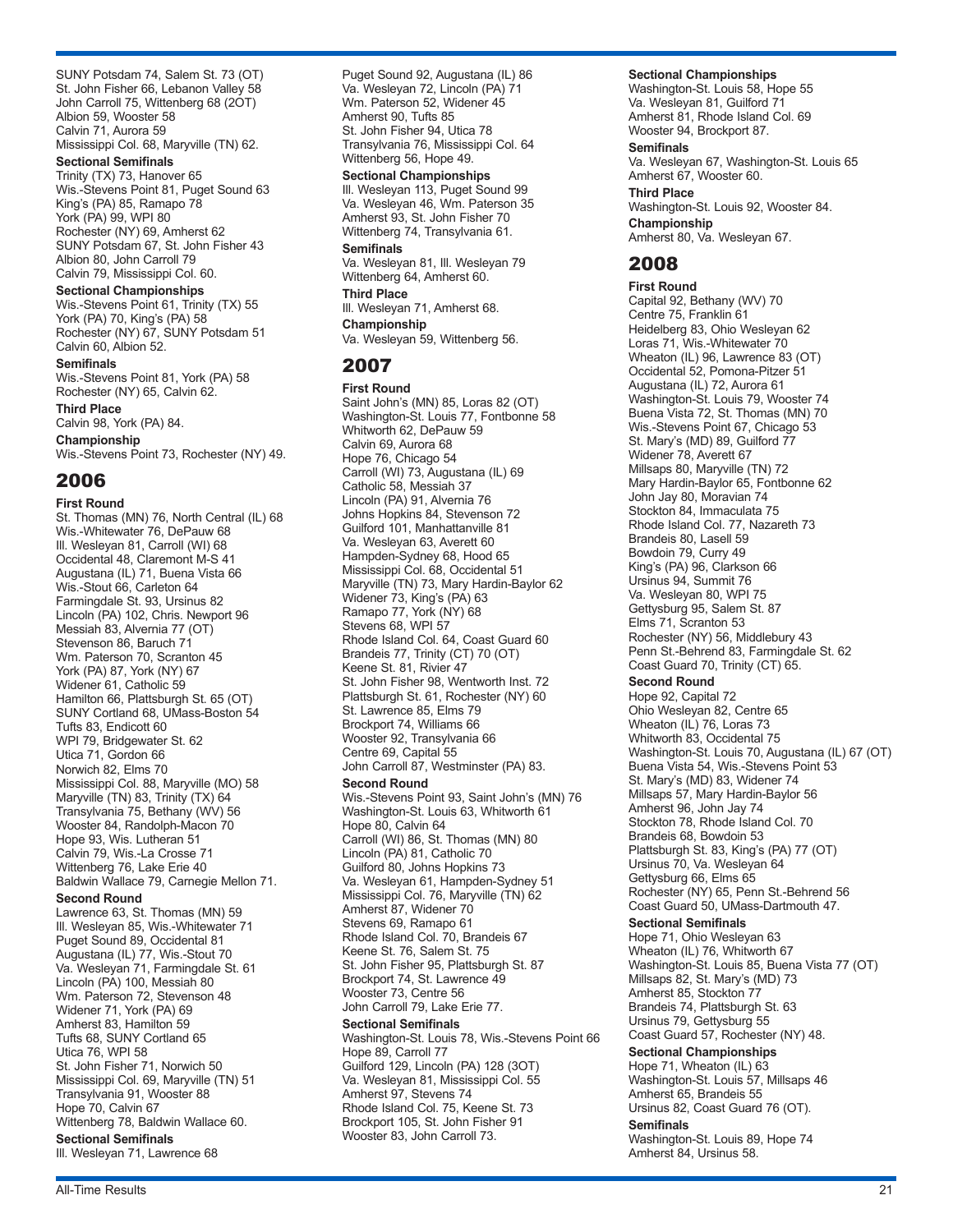SUNY Potsdam 74, Salem St. 73 (OT)
St. John Fisher 66, Lebanon Valley 58
John Carroll 75, Wittenberg 68 (2OT)
Albion 59, Wooster 58
Calvin 71, Aurora 59
Mississippi Col. 68, Maryville (TN) 62.

**Sectional Semifinals**
Trinity (TX) 73, Hanover 65
Wis.-Stevens Point 81, Puget Sound 63
King's (PA) 85, Ramapo 78
York (PA) 99, WPI 80
Rochester (NY) 69, Amherst 62
SUNY Potsdam 67, St. John Fisher 43
Albion 80, John Carroll 79
Calvin 79, Mississippi Col. 60.

**Sectional Championships**
Wis.-Stevens Point 61, Trinity (TX) 55
York (PA) 70, King's (PA) 58
Rochester (NY) 67, SUNY Potsdam 51
Calvin 60, Albion 52.

**Semifinals**
Wis.-Stevens Point 81, York (PA) 58
Rochester (NY) 65, Calvin 62.

**Third Place**
Calvin 98, York (PA) 84.

**Championship**
Wis.-Stevens Point 73, Rochester (NY) 49.

## 2006

**First Round**
St. Thomas (MN) 76, North Central (IL) 68
Wis.-Whitewater 76, DePauw 68
Ill. Wesleyan 81, Carroll (WI) 68
Occidental 48, Claremont M-S 41
Augustana (IL) 71, Buena Vista 66
Wis.-Stout 66, Carleton 64
Farmingdale St. 93, Ursinus 82
Lincoln (PA) 102, Chris. Newport 96
Messiah 83, Alvernia 77 (OT)
Stevenson 86, Baruch 71
Wm. Paterson 70, Scranton 45
York (PA) 87, York (NY) 67
Widener 61, Catholic 59
Hamilton 66, Plattsburgh St. 65 (OT)
SUNY Cortland 68, UMass-Boston 54
Tufts 83, Endicott 60
WPI 79, Bridgewater St. 62
Utica 71, Gordon 66
Norwich 82, Elms 70
Mississippi Col. 88, Maryville (MO) 58
Maryville (TN) 83, Trinity (TX) 64
Transylvania 75, Bethany (WV) 56
Wooster 84, Randolph-Macon 70
Hope 93, Wis. Lutheran 51
Calvin 79, Wis.-La Crosse 71
Wittenberg 76, Lake Erie 40
Baldwin Wallace 79, Carnegie Mellon 71.

**Second Round**
Lawrence 63, St. Thomas (MN) 59
Ill. Wesleyan 85, Wis.-Whitewater 71
Puget Sound 89, Occidental 81
Augustana (IL) 77, Wis.-Stout 70
Va. Wesleyan 71, Farmingdale St. 61
Lincoln (PA) 100, Messiah 80
Wm. Paterson 72, Stevenson 48
Widener 71, York (PA) 69
Amherst 83, Hamilton 59
Tufts 68, SUNY Cortland 65
Utica 76, WPI 58
St. John Fisher 71, Norwich 50
Mississippi Col. 69, Maryville (TN) 51
Transylvania 91, Wooster 88
Hope 70, Calvin 67
Wittenberg 78, Baldwin Wallace 60.

**Sectional Semifinals**
Ill. Wesleyan 71, Lawrence 68
Puget Sound 92, Augustana (IL) 86
Va. Wesleyan 72, Lincoln (PA) 71
Wm. Paterson 52, Widener 45
Amherst 90, Tufts 85
St. John Fisher 94, Utica 78
Transylvania 76, Mississippi Col. 64
Wittenberg 56, Hope 49.

**Sectional Championships**
Ill. Wesleyan 113, Puget Sound 99
Va. Wesleyan 46, Wm. Paterson 35
Amherst 93, St. John Fisher 70
Wittenberg 74, Transylvania 61.

**Semifinals**
Va. Wesleyan 81, Ill. Wesleyan 79
Wittenberg 64, Amherst 60.

**Third Place**
Ill. Wesleyan 71, Amherst 68.

**Championship**
Va. Wesleyan 59, Wittenberg 56.

## 2007

**First Round**
Saint John's (MN) 85, Loras 82 (OT)
Washington-St. Louis 77, Fontbonne 58
Whitworth 62, DePauw 59
Calvin 69, Aurora 68
Hope 76, Chicago 54
Carroll (WI) 73, Augustana (IL) 69
Catholic 58, Messiah 37
Lincoln (PA) 91, Alvernia 76
Johns Hopkins 84, Stevenson 72
Guilford 101, Manhattanville 81
Va. Wesleyan 63, Averett 60
Hampden-Sydney 68, Hood 65
Mississippi Col. 68, Occidental 51
Maryville (TN) 73, Mary Hardin-Baylor 62
Widener 73, King's (PA) 63
Ramapo 77, York (NY) 68
Stevens 68, WPI 57
Rhode Island Col. 64, Coast Guard 60
Brandeis 77, Trinity (CT) 70 (OT)
Keene St. 81, Rivier 47
St. John Fisher 98, Wentworth Inst. 72
Plattsburgh St. 61, Rochester (NY) 60
St. Lawrence 85, Elms 79
Brockport 74, Williams 66
Wooster 92, Transylvania 66
Centre 69, Capital 55
John Carroll 87, Westminster (PA) 83.

**Second Round**
Wis.-Stevens Point 93, Saint John's (MN) 76
Washington-St. Louis 63, Whitworth 61
Hope 80, Calvin 64
Carroll (WI) 86, St. Thomas (MN) 80
Lincoln (PA) 81, Catholic 70
Guilford 80, Johns Hopkins 73
Va. Wesleyan 61, Hampden-Sydney 51
Mississippi Col. 76, Maryville (TN) 62
Amherst 87, Widener 70
Stevens 69, Ramapo 61
Rhode Island Col. 70, Brandeis 67
Keene St. 76, Salem St. 75
St. John Fisher 95, Plattsburgh St. 87
Brockport 74, St. Lawrence 49
Wooster 73, Centre 56
John Carroll 79, Lake Erie 77.

**Sectional Semifinals**
Washington-St. Louis 78, Wis.-Stevens Point 66
Hope 89, Carroll 77
Guilford 129, Lincoln (PA) 128 (3OT)
Va. Wesleyan 81, Mississippi Col. 55
Amherst 97, Stevens 74
Rhode Island Col. 75, Keene St. 73
Brockport 105, St. John Fisher 91
Wooster 83, John Carroll 73.

**Sectional Championships**
Washington-St. Louis 58, Hope 55
Va. Wesleyan 81, Guilford 71
Amherst 81, Rhode Island Col. 69
Wooster 94, Brockport 87.

**Semifinals**
Va. Wesleyan 67, Washington-St. Louis 65
Amherst 67, Wooster 60.

**Third Place**
Washington-St. Louis 92, Wooster 84.

**Championship**
Amherst 80, Va. Wesleyan 67.

## 2008

**First Round**
Capital 92, Bethany (WV) 70
Centre 75, Franklin 61
Heidelberg 83, Ohio Wesleyan 62
Loras 71, Wis.-Whitewater 70
Wheaton (IL) 96, Lawrence 83 (OT)
Occidental 52, Pomona-Pitzer 51
Augustana (IL) 72, Aurora 61
Washington-St. Louis 79, Wooster 74
Buena Vista 72, St. Thomas (MN) 70
Wis.-Stevens Point 67, Chicago 53
St. Mary's (MD) 89, Guilford 77
Widener 78, Averett 67
Millsaps 80, Maryville (TN) 72
Mary Hardin-Baylor 65, Fontbonne 62
John Jay 80, Moravian 74
Stockton 84, Immaculata 75
Rhode Island Col. 77, Nazareth 73
Brandeis 80, Lasell 59
Bowdoin 79, Curry 49
King's (PA) 96, Clarkson 66
Ursinus 94, Summit 76
Va. Wesleyan 80, WPI 75
Gettysburg 95, Salem St. 87
Elms 71, Scranton 53
Rochester (NY) 56, Middlebury 43
Penn St.-Behrend 83, Farmingdale St. 62
Coast Guard 70, Trinity (CT) 65.

**Second Round**
Hope 92, Capital 72
Ohio Wesleyan 82, Centre 65
Wheaton (IL) 76, Loras 73
Whitworth 83, Occidental 75
Washington-St. Louis 70, Augustana (IL) 67 (OT)
Buena Vista 54, Wis.-Stevens Point 53
St. Mary's (MD) 83, Widener 74
Millsaps 57, Mary Hardin-Baylor 56
Amherst 96, John Jay 74
Stockton 78, Rhode Island Col. 70
Brandeis 68, Bowdoin 53
Plattsburgh St. 83, King's (PA) 77 (OT)
Ursinus 70, Va. Wesleyan 64
Gettysburg 66, Elms 65
Rochester (NY) 65, Penn St.-Behrend 56
Coast Guard 50, UMass-Dartmouth 47.

**Sectional Semifinals**
Hope 71, Ohio Wesleyan 63
Wheaton (IL) 76, Whitworth 67
Washington-St. Louis 85, Buena Vista 77 (OT)
Millsaps 82, St. Mary's (MD) 73
Amherst 85, Stockton 77
Brandeis 74, Plattsburgh St. 63
Ursinus 79, Gettysburg 55
Coast Guard 57, Rochester (NY) 48.

**Sectional Championships**
Hope 71, Wheaton (IL) 63
Washington-St. Louis 57, Millsaps 46
Amherst 65, Brandeis 55
Ursinus 82, Coast Guard 76 (OT).

**Semifinals**
Washington-St. Louis 89, Hope 74
Amherst 84, Ursinus 58.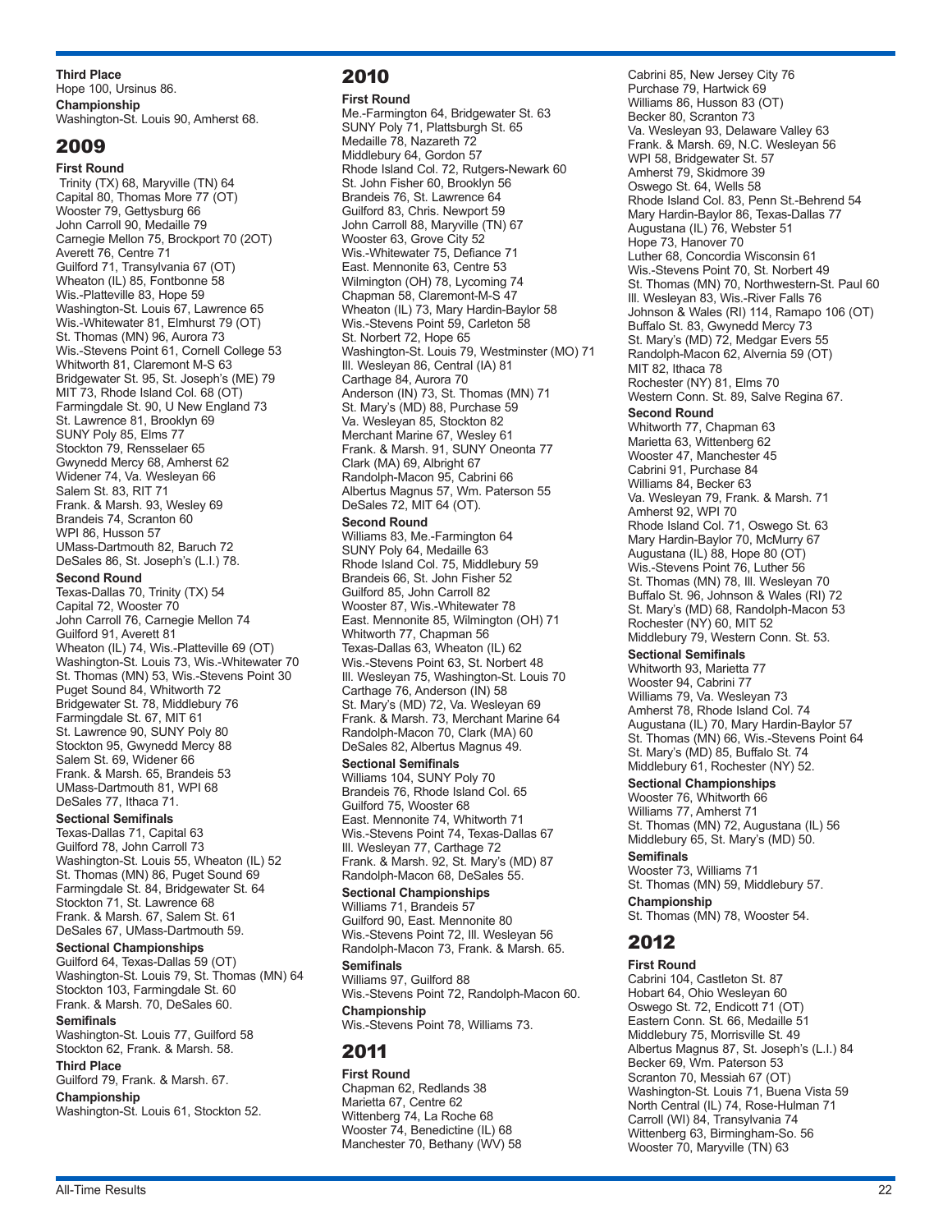**Third Place**
Hope 100, Ursinus 86.

**Championship**
Washington-St. Louis 90, Amherst 68.

## 2009

**First Round**
Trinity (TX) 68, Maryville (TN) 64
Capital 80, Thomas More 77 (OT)
Wooster 79, Gettysburg 66
John Carroll 90, Medaille 79
Carnegie Mellon 75, Brockport 70 (2OT)
Averett 76, Centre 71
Guilford 71, Transylvania 67 (OT)
Wheaton (IL) 85, Fontbonne 58
Wis.-Platteville 83, Hope 59
Washington-St. Louis 67, Lawrence 65
Wis.-Whitewater 81, Elmhurst 79 (OT)
St. Thomas (MN) 96, Aurora 73
Wis.-Stevens Point 61, Cornell College 53
Whitworth 81, Claremont M-S 63
Bridgewater St. 95, St. Joseph's (ME) 79
MIT 73, Rhode Island Col. 68 (OT)
Farmingdale St. 90, U New England 73
St. Lawrence 81, Brooklyn 69
SUNY Poly 85, Elms 77
Stockton 79, Rensselaer 65
Gwynedd Mercy 68, Amherst 62
Widener 74, Va. Wesleyan 66
Salem St. 83, RIT 71
Frank. & Marsh. 93, Wesley 69
Brandeis 74, Scranton 60
WPI 86, Husson 57
UMass-Dartmouth 82, Baruch 72
DeSales 86, St. Joseph's (L.I.) 78.

**Second Round**
Texas-Dallas 70, Trinity (TX) 54
Capital 72, Wooster 70
John Carroll 76, Carnegie Mellon 74
Guilford 91, Averett 81
Wheaton (IL) 74, Wis.-Platteville 69 (OT)
Washington-St. Louis 73, Wis.-Whitewater 70
St. Thomas (MN) 53, Wis.-Stevens Point 30
Puget Sound 84, Whitworth 72
Bridgewater St. 78, Middlebury 76
Farmingdale St. 67, MIT 61
St. Lawrence 90, SUNY Poly 80
Stockton 95, Gwynedd Mercy 88
Salem St. 69, Widener 66
Frank. & Marsh. 65, Brandeis 53
UMass-Dartmouth 81, WPI 68
DeSales 77, Ithaca 71.

**Sectional Semifinals**
Texas-Dallas 71, Capital 63
Guilford 78, John Carroll 73
Washington-St. Louis 55, Wheaton (IL) 52
St. Thomas (MN) 86, Puget Sound 69
Farmingdale St. 84, Bridgewater St. 64
Stockton 71, St. Lawrence 68
Frank. & Marsh. 67, Salem St. 61
DeSales 67, UMass-Dartmouth 59.

**Sectional Championships**
Guilford 64, Texas-Dallas 59 (OT)
Washington-St. Louis 79, St. Thomas (MN) 64
Stockton 103, Farmingdale St. 60
Frank. & Marsh. 70, DeSales 60.

**Semifinals**
Washington-St. Louis 77, Guilford 58
Stockton 62, Frank. & Marsh. 58.

**Third Place**
Guilford 79, Frank. & Marsh. 67.

**Championship**
Washington-St. Louis 61, Stockton 52.

## 2010

**First Round**
Me.-Farmington 64, Bridgewater St. 63
SUNY Poly 71, Plattsburgh St. 65
Medaille 78, Nazareth 72
Middlebury 64, Gordon 57
Rhode Island Col. 72, Rutgers-Newark 60
St. John Fisher 60, Brooklyn 56
Brandeis 76, St. Lawrence 64
Guilford 83, Chris. Newport 59
John Carroll 88, Maryville (TN) 67
Wooster 63, Grove City 52
Wis.-Whitewater 75, Defiance 71
East. Mennonite 63, Centre 53
Wilmington (OH) 78, Lycoming 74
Chapman 58, Claremont-M-S 47
Wheaton (IL) 73, Mary Hardin-Baylor 58
Wis.-Stevens Point 59, Carleton 58
St. Norbert 72, Hope 65
Washington-St. Louis 79, Westminster (MO) 71
Ill. Wesleyan 86, Central (IA) 81
Carthage 84, Aurora 70
Anderson (IN) 73, St. Thomas (MN) 71
St. Mary's (MD) 88, Purchase 59
Va. Wesleyan 85, Stockton 82
Merchant Marine 67, Wesley 61
Frank. & Marsh. 91, SUNY Oneonta 77
Clark (MA) 69, Albright 67
Randolph-Macon 95, Cabrini 66
Albertus Magnus 57, Wm. Paterson 55
DeSales 72, MIT 64 (OT).

**Second Round**
Williams 83, Me.-Farmington 64
SUNY Poly 64, Medaille 63
Rhode Island Col. 75, Middlebury 59
Brandeis 66, St. John Fisher 52
Guilford 85, John Carroll 82
Wooster 87, Wis.-Whitewater 78
East. Mennonite 85, Wilmington (OH) 71
Whitworth 77, Chapman 56
Texas-Dallas 63, Wheaton (IL) 62
Wis.-Stevens Point 63, St. Norbert 48
Ill. Wesleyan 75, Washington-St. Louis 70
Carthage 76, Anderson (IN) 58
St. Mary's (MD) 72, Va. Wesleyan 69
Frank. & Marsh. 73, Merchant Marine 64
Randolph-Macon 70, Clark (MA) 60
DeSales 82, Albertus Magnus 49.

**Sectional Semifinals**
Williams 104, SUNY Poly 70
Brandeis 76, Rhode Island Col. 65
Guilford 75, Wooster 68
East. Mennonite 74, Whitworth 71
Wis.-Stevens Point 74, Texas-Dallas 67
Ill. Wesleyan 77, Carthage 72
Frank. & Marsh. 92, St. Mary's (MD) 87
Randolph-Macon 68, DeSales 55.

**Sectional Championships**
Williams 71, Brandeis 57
Guilford 90, East. Mennonite 80
Wis.-Stevens Point 72, Ill. Wesleyan 56
Randolph-Macon 73, Frank. & Marsh. 65.

**Semifinals**
Williams 97, Guilford 88
Wis.-Stevens Point 72, Randolph-Macon 60.

**Championship**
Wis.-Stevens Point 78, Williams 73.

## 2011

**First Round**
Chapman 62, Redlands 38
Marietta 67, Centre 62
Wittenberg 74, La Roche 68
Wooster 74, Benedictine (IL) 68
Manchester 70, Bethany (WV) 58
Cabrini 85, New Jersey City 76
Purchase 79, Hartwick 69
Williams 86, Husson 83 (OT)
Becker 80, Scranton 73
Va. Wesleyan 93, Delaware Valley 63
Frank. & Marsh. 69, N.C. Wesleyan 56
WPI 58, Bridgewater St. 57
Amherst 79, Skidmore 39
Oswego St. 64, Wells 58
Rhode Island Col. 83, Penn St.-Behrend 54
Mary Hardin-Baylor 86, Texas-Dallas 77
Augustana (IL) 76, Webster 51
Hope 73, Hanover 70
Luther 68, Concordia Wisconsin 61
Wis.-Stevens Point 70, St. Norbert 49
St. Thomas (MN) 70, Northwestern-St. Paul 60
Ill. Wesleyan 83, Wis.-River Falls 76
Johnson & Wales (RI) 114, Ramapo 106 (OT)
Buffalo St. 83, Gwynedd Mercy 73
St. Mary's (MD) 72, Medgar Evers 55
Randolph-Macon 62, Alvernia 59 (OT)
MIT 82, Ithaca 78
Rochester (NY) 81, Elms 70
Western Conn. St. 89, Salve Regina 67.

**Second Round**
Whitworth 77, Chapman 63
Marietta 63, Wittenberg 62
Wooster 47, Manchester 45
Cabrini 91, Purchase 84
Williams 84, Becker 63
Va. Wesleyan 79, Frank. & Marsh. 71
Amherst 92, WPI 70
Rhode Island Col. 71, Oswego St. 63
Mary Hardin-Baylor 70, McMurry 67
Augustana (IL) 88, Hope 80 (OT)
Wis.-Stevens Point 76, Luther 56
St. Thomas (MN) 78, Ill. Wesleyan 70
Buffalo St. 96, Johnson & Wales (RI) 72
St. Mary's (MD) 68, Randolph-Macon 53
Rochester (NY) 60, MIT 52
Middlebury 79, Western Conn. St. 53.

**Sectional Semifinals**
Whitworth 93, Marietta 77
Wooster 94, Cabrini 77
Williams 79, Va. Wesleyan 73
Amherst 78, Rhode Island Col. 74
Augustana (IL) 70, Mary Hardin-Baylor 57
St. Thomas (MN) 66, Wis.-Stevens Point 64
St. Mary's (MD) 85, Buffalo St. 74
Middlebury 61, Rochester (NY) 52.

**Sectional Championships**
Wooster 76, Whitworth 66
Williams 77, Amherst 71
St. Thomas (MN) 72, Augustana (IL) 56
Middlebury 65, St. Mary's (MD) 50.

**Semifinals**
Wooster 73, Williams 71
St. Thomas (MN) 59, Middlebury 57.

**Championship**
St. Thomas (MN) 78, Wooster 54.

## 2012

**First Round**
Cabrini 104, Castleton St. 87
Hobart 64, Ohio Wesleyan 60
Oswego St. 72, Endicott 71 (OT)
Eastern Conn. St. 66, Medaille 51
Middlebury 75, Morrisville St. 49
Albertus Magnus 87, St. Joseph's (L.I.) 84
Becker 69, Wm. Paterson 53
Scranton 70, Messiah 67 (OT)
Washington-St. Louis 71, Buena Vista 59
North Central (IL) 74, Rose-Hulman 71
Carroll (WI) 84, Transylvania 74
Wittenberg 63, Birmingham-So. 56
Wooster 70, Maryville (TN) 63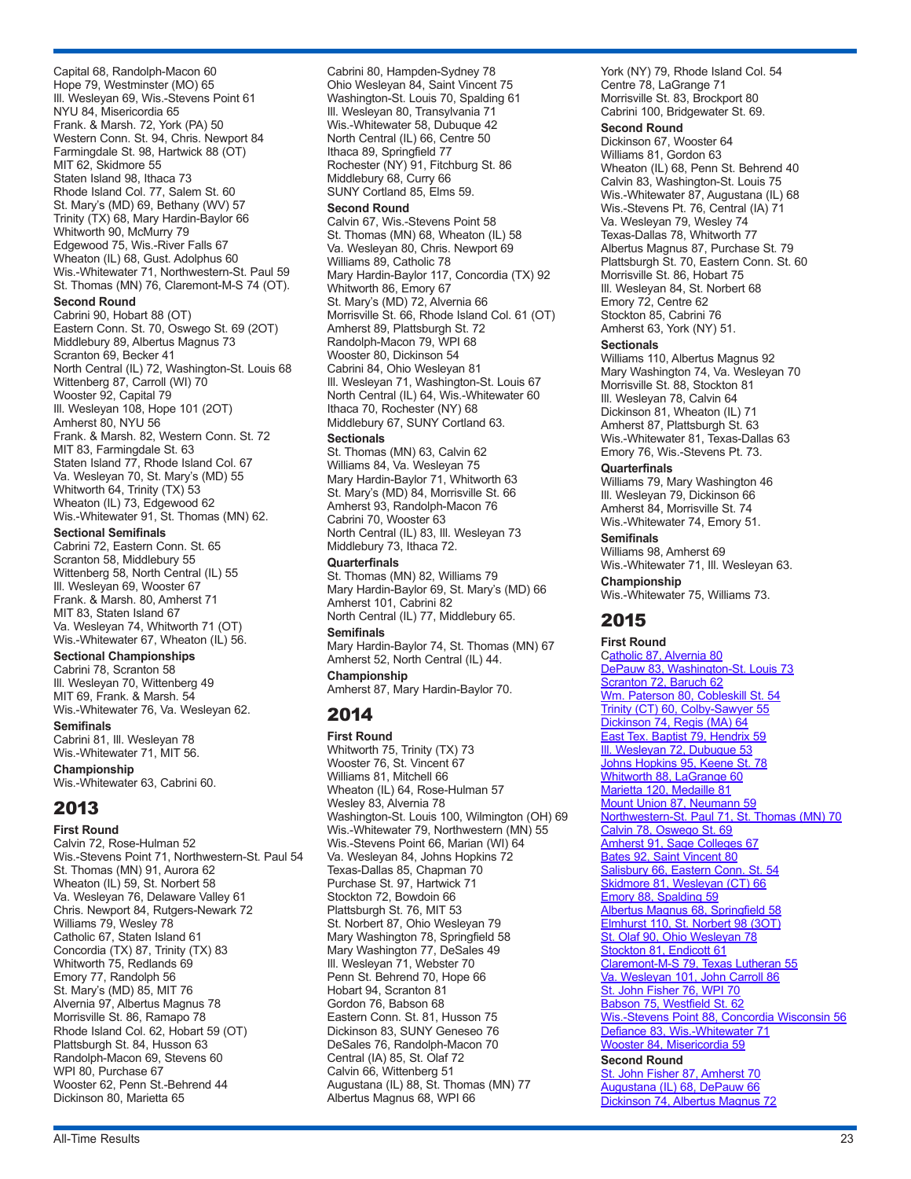Capital 68, Randolph-Macon 60
Hope 79, Westminster (MO) 65
Ill. Wesleyan 69, Wis.-Stevens Point 61
NYU 84, Misericordia 65
Frank. & Marsh. 72, York (PA) 50
Western Conn. St. 94, Chris. Newport 84
Farmingdale St. 98, Hartwick 88 (OT)
MIT 62, Skidmore 55
Staten Island 98, Ithaca 73
Rhode Island Col. 77, Salem St. 60
St. Mary's (MD) 69, Bethany (WV) 57
Trinity (TX) 68, Mary Hardin-Baylor 66
Whitworth 90, McMurry 79
Edgewood 75, Wis.-River Falls 67
Wheaton (IL) 68, Gust. Adolphus 60
Wis.-Whitewater 71, Northwestern-St. Paul 59
St. Thomas (MN) 76, Claremont-M-S 74 (OT).

**Second Round**

Cabrini 90, Hobart 88 (OT)
Eastern Conn. St. 70, Oswego St. 69 (2OT)
Middlebury 89, Albertus Magnus 73
Scranton 69, Becker 41
North Central (IL) 72, Washington-St. Louis 68
Wittenberg 87, Carroll (WI) 70
Wooster 92, Capital 79
Ill. Wesleyan 108, Hope 101 (2OT)
Amherst 80, NYU 56
Frank. & Marsh. 82, Western Conn. St. 72
MIT 83, Farmingdale St. 63
Staten Island 77, Rhode Island Col. 67
Va. Wesleyan 70, St. Mary's (MD) 55
Whitworth 64, Trinity (TX) 53
Wheaton (IL) 73, Edgewood 62
Wis.-Whitewater 91, St. Thomas (MN) 62.

**Sectional Semifinals**

Cabrini 72, Eastern Conn. St. 65
Scranton 58, Middlebury 55
Wittenberg 58, North Central (IL) 55
Ill. Wesleyan 69, Wooster 67
Frank. & Marsh. 80, Amherst 71
MIT 83, Staten Island 67
Va. Wesleyan 74, Whitworth 71 (OT)
Wis.-Whitewater 67, Wheaton (IL) 56.

**Sectional Championships**

Cabrini 78, Scranton 58
Ill. Wesleyan 70, Wittenberg 49
MIT 69, Frank. & Marsh. 54
Wis.-Whitewater 76, Va. Wesleyan 62.

**Semifinals**

Cabrini 81, Ill. Wesleyan 78
Wis.-Whitewater 71, MIT 56.

**Championship**

Wis.-Whitewater 63, Cabrini 60.

## 2013

**First Round**

Calvin 72, Rose-Hulman 52
Wis.-Stevens Point 71, Northwestern-St. Paul 54
St. Thomas (MN) 91, Aurora 62
Wheaton (IL) 59, St. Norbert 58
Va. Wesleyan 76, Delaware Valley 61
Chris. Newport 84, Rutgers-Newark 72
Williams 79, Wesley 78
Catholic 67, Staten Island 61
Concordia (TX) 87, Trinity (TX) 83
Whitworth 75, Redlands 69
Emory 77, Randolph 56
St. Mary's (MD) 85, MIT 76
Alvernia 97, Albertus Magnus 78
Morrisville St. 86, Ramapo 78
Rhode Island Col. 62, Hobart 59 (OT)
Plattsburgh St. 84, Husson 63
Randolph-Macon 69, Stevens 60
WPI 80, Purchase 67
Wooster 62, Penn St.-Behrend 44
Dickinson 80, Marietta 65
Cabrini 80, Hampden-Sydney 78
Ohio Wesleyan 84, Saint Vincent 75
Washington-St. Louis 70, Spalding 61
Ill. Wesleyan 80, Transylvania 71
Wis.-Whitewater 58, Dubuque 42
North Central (IL) 66, Centre 50
Ithaca 89, Springfield 77
Rochester (NY) 91, Fitchburg St. 86
Middlebury 68, Curry 66
SUNY Cortland 85, Elms 59.

**Second Round**

Calvin 67, Wis.-Stevens Point 58
St. Thomas (MN) 68, Wheaton (IL) 58
Va. Wesleyan 80, Chris. Newport 69
Williams 89, Catholic 78
Mary Hardin-Baylor 117, Concordia (TX) 92
Whitworth 86, Emory 67
St. Mary's (MD) 72, Alvernia 66
Morrisville St. 66, Rhode Island Col. 61 (OT)
Amherst 89, Plattsburgh St. 72
Randolph-Macon 79, WPI 68
Wooster 80, Dickinson 54
Cabrini 84, Ohio Wesleyan 81
Ill. Wesleyan 71, Washington-St. Louis 67
North Central (IL) 64, Wis.-Whitewater 60
Ithaca 70, Rochester (NY) 68
Middlebury 67, SUNY Cortland 63.

**Sectionals**

St. Thomas (MN) 63, Calvin 62
Williams 84, Va. Wesleyan 75
Mary Hardin-Baylor 71, Whitworth 63
St. Mary's (MD) 84, Morrisville St. 66
Amherst 93, Randolph-Macon 76
Cabrini 70, Wooster 63
North Central (IL) 83, Ill. Wesleyan 73
Middlebury 73, Ithaca 72.

**Quarterfinals**

St. Thomas (MN) 82, Williams 79
Mary Hardin-Baylor 69, St. Mary's (MD) 66
Amherst 101, Cabrini 82
North Central (IL) 77, Middlebury 65.

**Semifinals**

Mary Hardin-Baylor 74, St. Thomas (MN) 67
Amherst 52, North Central (IL) 44.

**Championship**

Amherst 87, Mary Hardin-Baylor 70.

## 2014

**First Round**

Whitworth 75, Trinity (TX) 73
Wooster 76, St. Vincent 67
Williams 81, Mitchell 66
Wheaton (IL) 64, Rose-Hulman 57
Wesley 83, Alvernia 78
Washington-St. Louis 100, Wilmington (OH) 69
Wis.-Whitewater 79, Northwestern (MN) 55
Wis.-Stevens Point 66, Marian (WI) 64
Va. Wesleyan 84, Johns Hopkins 72
Texas-Dallas 85, Chapman 70
Purchase St. 97, Hartwick 71
Stockton 72, Bowdoin 66
Plattsburgh St. 76, MIT 53
St. Norbert 87, Ohio Wesleyan 79
Mary Washington 78, Springfield 58
Mary Washington 77, DeSales 49
Ill. Wesleyan 71, Webster 70
Penn St. Behrend 70, Hope 66
Hobart 94, Scranton 81
Gordon 76, Babson 68
Eastern Conn. St. 81, Husson 75
Dickinson 83, SUNY Geneseo 76
DeSales 76, Randolph-Macon 70
Central (IA) 85, St. Olaf 72
Calvin 66, Wittenberg 51
Augustana (IL) 88, St. Thomas (MN) 77
Albertus Magnus 68, WPI 66
York (NY) 79, Rhode Island Col. 54
Centre 78, LaGrange 71
Morrisville St. 83, Brockport 80
Cabrini 100, Bridgewater St. 69.

**Second Round**

Dickinson 67, Wooster 64
Williams 81, Gordon 63
Wheaton (IL) 68, Penn St. Behrend 40
Calvin 83, Washington-St. Louis 75
Wis.-Whitewater 87, Augustana (IL) 68
Wis.-Stevens Pt. 76, Central (IA) 71
Va. Wesleyan 79, Wesley 74
Texas-Dallas 78, Whitworth 77
Albertus Magnus 87, Purchase St. 79
Plattsburgh St. 70, Eastern Conn. St. 60
Morrisville St. 86, Hobart 75
Ill. Wesleyan 84, St. Norbert 68
Emory 72, Centre 62
Stockton 85, Cabrini 76
Amherst 63, York (NY) 51.

**Sectionals**

Williams 110, Albertus Magnus 92
Mary Washington 74, Va. Wesleyan 70
Morrisville St. 88, Stockton 81
Ill. Wesleyan 78, Calvin 64
Dickinson 81, Wheaton (IL) 71
Amherst 87, Plattsburgh St. 63
Wis.-Whitewater 81, Texas-Dallas 63
Emory 76, Wis.-Stevens Pt. 73.

**Quarterfinals**

Williams 79, Mary Washington 46
Ill. Wesleyan 79, Dickinson 66
Amherst 84, Morrisville St. 74
Wis.-Whitewater 74, Emory 51.

**Semifinals**

Williams 98, Amherst 69
Wis.-Whitewater 71, Ill. Wesleyan 63.

**Championship**

Wis.-Whitewater 75, Williams 73.

## 2015

**First Round**

Catholic 87, Alvernia 80
DePauw 83, Washington-St. Louis 73
Scranton 72, Baruch 62
Wm. Paterson 80, Cobleskill St. 54
Trinity (CT) 60, Colby-Sawyer 55
Dickinson 74, Regis (MA) 64
East Tex. Baptist 79, Hendrix 59
Ill. Wesleyan 72, Dubuque 53
Johns Hopkins 95, Keene St. 78
Whitworth 88, LaGrange 60
Marietta 120, Medaille 81
Mount Union 87, Neumann 59
Northwestern-St. Paul 71, St. Thomas (MN) 70
Calvin 78, Oswego St. 69
Amherst 91, Sage Colleges 67
Bates 92, Saint Vincent 80
Salisbury 66, Eastern Conn. St. 54
Skidmore 81, Wesleyan (CT) 66
Emory 88, Spalding 59
Albertus Magnus 68, Springfield 58
Elmhurst 110, St. Norbert 98 (3OT)
St. Olaf 90, Ohio Wesleyan 78
Stockton 81, Endicott 61
Claremont-M-S 79, Texas Lutheran 55
Va. Wesleyan 101, John Carroll 86
St. John Fisher 76, WPI 70
Babson 75, Westfield St. 62
Wis.-Stevens Point 88, Concordia Wisconsin 56
Defiance 83, Wis.-Whitewater 71
Wooster 84, Misericordia 59

**Second Round**

St. John Fisher 87, Amherst 70
Augustana (IL) 68, DePauw 66
Dickinson 74, Albertus Magnus 72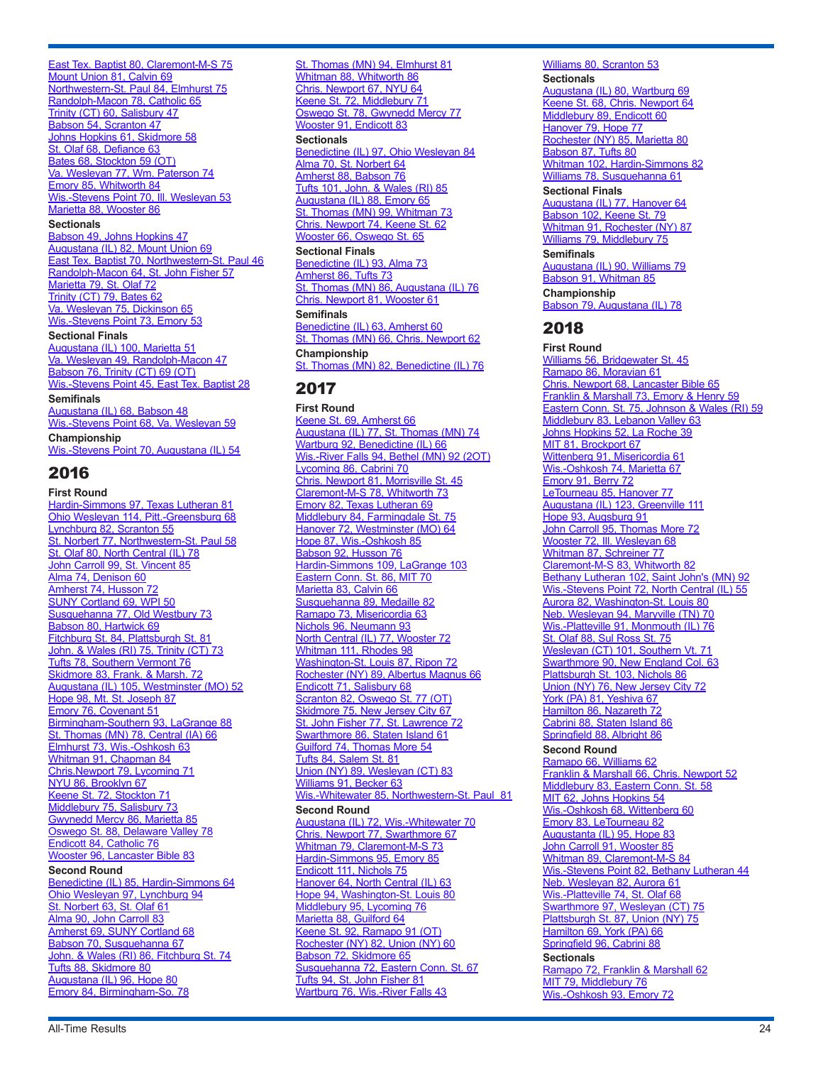East Tex. Baptist 80, Claremont-M-S 75
Mount Union 81, Calvin 69
Northwestern-St. Paul 84, Elmhurst 75
Randolph-Macon 78, Catholic 65
Trinity (CT) 60, Salisbury 47
Babson 54, Scranton 47
Johns Hopkins 61, Skidmore 58
St. Olaf 68, Defiance 63
Bates 68, Stockton 59 (OT)
Va. Wesleyan 77, Wm. Paterson 74
Emory 85, Whitworth 84
Wis.-Stevens Point 70, Ill. Wesleyan 53
Marietta 88, Wooster 86

**Sectionals**

Babson 49, Johns Hopkins 47
Augustana (IL) 82, Mount Union 69
East Tex. Baptist 70, Northwestern-St. Paul 46
Randolph-Macon 64, St. John Fisher 57
Marietta 79, St. Olaf 72
Trinity (CT) 79, Bates 62
Va. Wesleyan 75, Dickinson 65
Wis.-Stevens Point 73, Emory 53

**Sectional Finals**

Augustana (IL) 100, Marietta 51
Va. Wesleyan 49, Randolph-Macon 47
Babson 76, Trinity (CT) 69 (OT)
Wis.-Stevens Point 45, East Tex. Baptist 28

**Semifinals**

Augustana (IL) 68, Babson 48
Wis.-Stevens Point 68, Va. Wesleyan 59

**Championship**

Wis.-Stevens Point 70, Augustana (IL) 54

## 2016

**First Round**

Hardin-Simmons 97, Texas Lutheran 81
Ohio Wesleyan 114, Pitt.-Greensburg 68
Lynchburg 82, Scranton 55
St. Norbert 77, Northwestern-St. Paul 58
St. Olaf 80, North Central (IL) 78
John Carroll 99, St. Vincent 85
Alma 74, Denison 60
Amherst 74, Husson 72
SUNY Cortland 69, WPI 50
Susquehanna 77, Old Westbury 73
Babson 80, Hartwick 69
Fitchburg St. 84, Plattsburgh St. 81
John. & Wales (RI) 75, Trinity (CT) 73
Tufts 78, Southern Vermont 76
Skidmore 83, Frank. & Marsh. 72
Augustana (IL) 105, Westminster (MO) 52
Hope 98, Mt. St. Joseph 87
Emory 76, Covenant 51
Birmingham-Southern 93, LaGrange 88
St. Thomas (MN) 78, Central (IA) 66
Elmhurst 73, Wis.-Oshkosh 63
Whitman 91, Chapman 84
Chris.Newport 79, Lycoming 71
NYU 86, Brooklyn 67
Keene St. 72, Stockton 71
Middlebury 75, Salisbury 73
Gwynedd Mercy 86, Marietta 85
Oswego St. 88, Delaware Valley 78
Endicott 84, Catholic 76
Wooster 96, Lancaster Bible 83

**Second Round**

Benedictine (IL) 85, Hardin-Simmons 64
Ohio Wesleyan 97, Lynchburg 94
St. Norbert 63, St. Olaf 61
Alma 90, John Carroll 83
Amherst 94, SUNY Cortland 68
Babson 70, Susquehanna 67
John. & Wales (RI) 86, Fitchburg St. 74
Tufts 88, Skidmore 80
Augustana (IL) 96, Hope 80
Emory 84, Birmingham-So. 78
St. Thomas (MN) 94, Elmhurst 81
Whitman 88, Whitworth 86
Chris. Newport 67, NYU 64
Keene St. 72, Middlebury 71
Oswego St. 78, Gwynedd Mercy 77
Wooster 91, Endicott 83

**Sectionals**

Benedictine (IL) 97, Ohio Wesleyan 84
Alma 70, St. Norbert 64
Amherst 88, Babson 76
Tufts 101, John. & Wales (RI) 85
Augustana (IL) 88, Emory 65
St. Thomas (MN) 99, Whitman 73
Chris. Newport 74, Keene St. 62
Wooster 66, Oswego St. 65

**Sectional Finals**

Benedictine (IL) 93, Alma 73
Amherst 86, Tufts 73
St. Thomas (MN) 86, Augustana (IL) 76
Chris. Newport 81, Wooster 61

**Semifinals**

Benedictine (IL) 63, Amherst 60
St. Thomas (MN) 66, Chris. Newport 62

**Championship**

St. Thomas (MN) 82, Benedictine (IL) 76

## 2017

**First Round**

Keene St. 69, Amherst 66
Augustana (IL) 77, St. Thomas (MN) 74
Wartburg 92, Benedictine (IL) 66
Wis.-River Falls 94, Bethel (MN) 92 (2OT)
Lycoming 86, Cabrini 70
Chris. Newport 81, Morrisville St. 45
Claremont-M-S 78, Whitworth 73
Emory 82, Texas Lutheran 69
Middlebury 84, Farmingdale St. 75
Hanover 72, Westminster (MO) 64
Hope 87, Wis.-Oshkosh 85
Babson 92, Husson 76
Hardin-Simmons 109, LaGrange 103
Eastern Conn. St. 86, MIT 70
Marietta 83, Calvin 66
Susquehanna 89, Medaille 82
Ramapo 73, Misericordia 63
Nichols 96, Neumann 93
North Central (IL) 77, Wooster 72
Whitman 111, Rhodes 98
Washington-St. Louis 82, Ripon 72
Rochester (NY) 89, Albertus Magnus 66
Endicott 71, Salisbury 68
Scranton 82, Oswego St. 77 (OT)
Skidmore 75, New Jersey City 67
St. John Fisher 77, St. Lawrence 72
Swarthmore 86, Staten Island 61
Guilford 74, Thomas More 54
Tufts 84, Salem St. 81
Union (NY) 89, Wesleyan (CT) 83
Williams 91, Becker 63
Wis.-Whitewater 85, Northwestern-St. Paul 81

**Second Round**

Augustana (IL) 72, Wis.-Whitewater 70
Chris. Newport 77, Swarthmore 67
Whitman 79, Claremont-M-S 73
Hardin-Simmons 95, Emory 85
Endicott 111, Nichols 75
Hanover 64, North Central (IL) 63
Hope 94, Washington-St. Louis 80
Middlebury 95, Lycoming 76
Marietta 88, Guilford 64
Keene St. 92, Ramapo 91 (OT)
Rochester (NY) 82, Union (NY) 60
Babson 72, Skidmore 65
Susquehanna 72, Eastern Conn. St. 67
Tufts 94, St. John Fisher 81
Wartburg 76, Wis.-River Falls 43
Williams 80, Scranton 53

**Sectionals**

Augustana (IL) 80, Wartburg 69
Keene St. 68, Chris. Newport 64
Middlebury 89, Endicott 60
Hanover 79, Hope 77
Rochester (NY) 85, Marietta 80
Babson 87, Tufts 80
Whitman 102, Hardin-Simmons 82
Williams 78, Susquehanna 61

**Sectional Finals**

Augustana (IL) 77, Hanover 64
Babson 102, Keene St. 79
Whitman 91, Rochester (NY) 87
Williams 79, Middlebury 75

**Semifinals**

Augustana (IL) 90, Williams 79
Babson 91, Whitman 85

**Championship**

Babson 79, Augustana (IL) 78

## 2018

**First Round**

Williams 56, Bridgewater St. 45
Ramapo 86, Moravian 61
Chris. Newport 68, Lancaster Bible 65
Franklin & Marshall 73, Emory & Henry 59
Eastern Conn. St. 75, Johnson & Wales (RI) 59
Middlebury 83, Lebanon Valley 63
Johns Hopkins 52, La Roche 39
MIT 81, Brockport 67
Wittenberg 91, Misericordia 61
Wis.-Oshkosh 74, Marietta 67
Emory 91, Berry 72
LeTourneau 85, Hanover 77
Augustana (IL) 123, Greenville 111
Hope 93, Augsburg 91
John Carroll 95, Thomas More 72
Wooster 72, Ill. Wesleyan 68
Whitman 87, Schreiner 77
Claremont-M-S 83, Whitworth 82
Bethany Lutheran 102, Saint John's (MN) 92
Wis.-Stevens Point 72, North Central (IL) 55
Aurora 82, Washington-St. Louis 80
Neb. Wesleyan 94, Maryville (TN) 70
Wis.-Platteville 91, Monmouth (IL) 76
St. Olaf 88, Sul Ross St. 75
Wesleyan (CT) 101, Southern Vt. 71
Swarthmore 90, New England Col. 63
Plattsburgh St. 103, Nichols 86
Union (NY) 76, New Jersey City 72
York (PA) 81, Yeshiva 67
Hamilton 86, Nazareth 72
Cabrini 88, Staten Island 86
Springfield 88, Albright 86

**Second Round**

Ramapo 66, Williams 62
Franklin & Marshall 66, Chris. Newport 52
Middlebury 83, Eastern Conn. St. 58
MIT 62, Johns Hopkins 54
Wis.-Oshkosh 68, Wittenberg 60
Emory 83, LeTourneau 82
Augustanta (IL) 95, Hope 83
John Carroll 91, Wooster 85
Whitman 89, Claremont-M-S 84
Wis.-Stevens Point 82, Bethany Lutheran 44
Neb. Wesleyan 82, Aurora 61
Wis.-Platteville 74, St. Olaf 68
Swarthmore 97, Wesleyan (CT) 75
Plattsburgh St. 87, Union (NY) 75
Hamilton 69, York (PA) 66
Springfield 96, Cabrini 88

**Sectionals**

Ramapo 72, Franklin & Marshall 62
MIT 79, Middlebury 76
Wis.-Oshkosh 93, Emory 72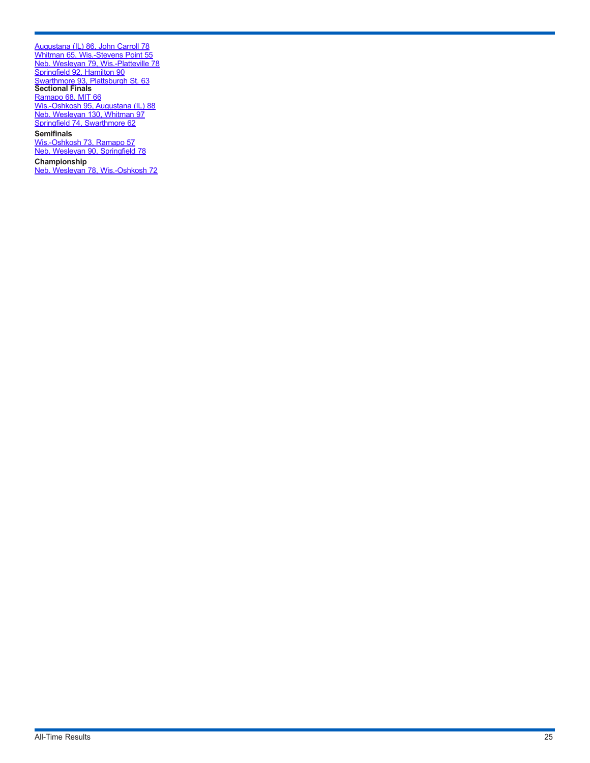Augustana (IL) 86, John Carroll 78
Whitman 65, Wis.-Stevens Point 55
Neb. Wesleyan 79, Wis.-Platteville 78
Springfield 92, Hamilton 90
Swarthmore 93, Plattsburgh St. 63

**Sectional Finals**

Ramapo 68, MIT 66
Wis.-Oshkosh 95, Augustana (IL) 88
Neb. Wesleyan 130, Whitman 97
Springfield 74, Swarthmore 62

**Semifinals**

Wis.-Oshkosh 73, Ramapo 57
Neb. Wesleyan 90, Springfield 78

**Championship**

Neb. Wesleyan 78, Wis.-Oshkosh 72